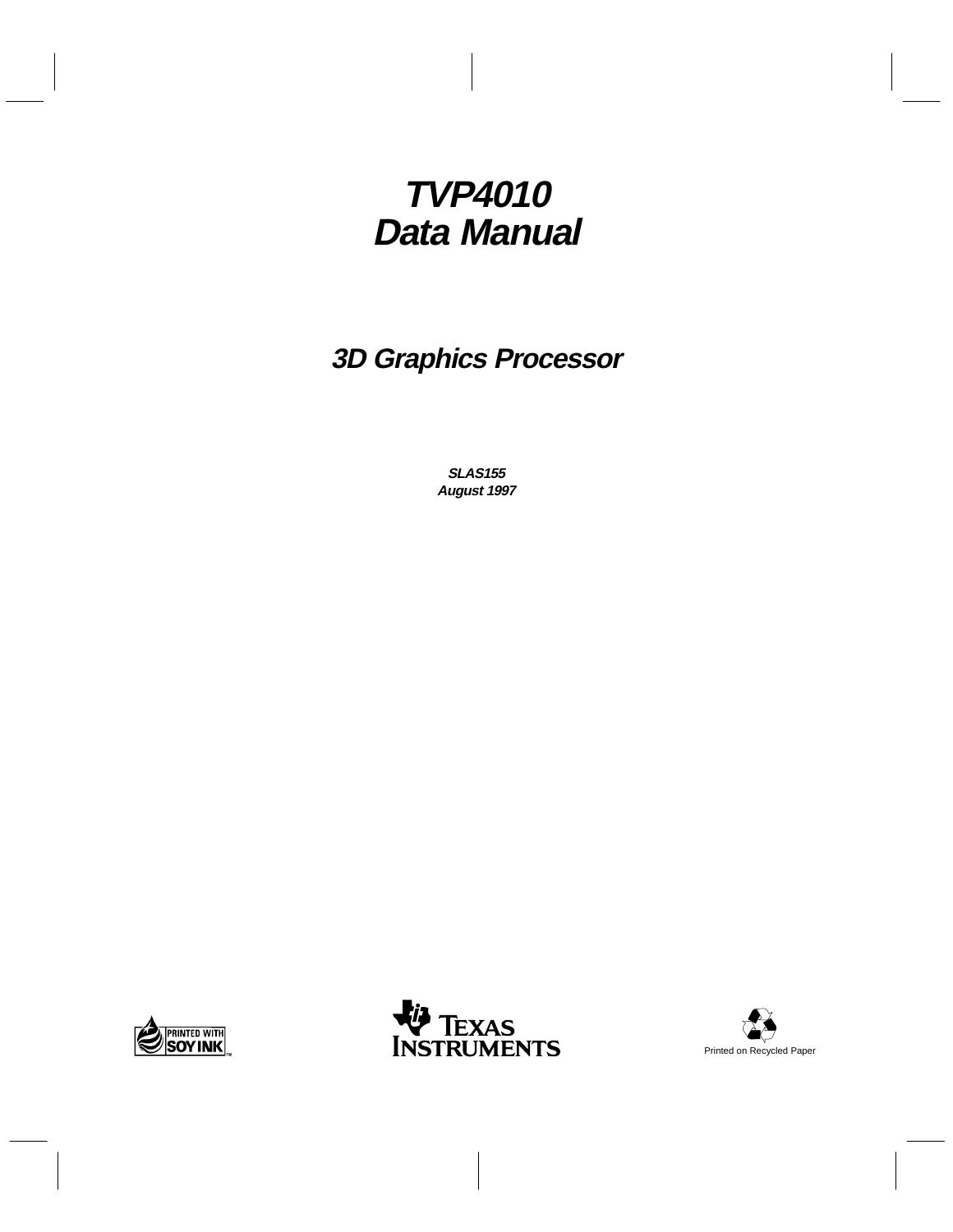# TVP4010 Data Manual

## 3D Graphics Processor

**SLAS155**
**August 1997**

PRINTED WITH SOY INK

TEXAS INSTRUMENTS

Printed on Recycled Paper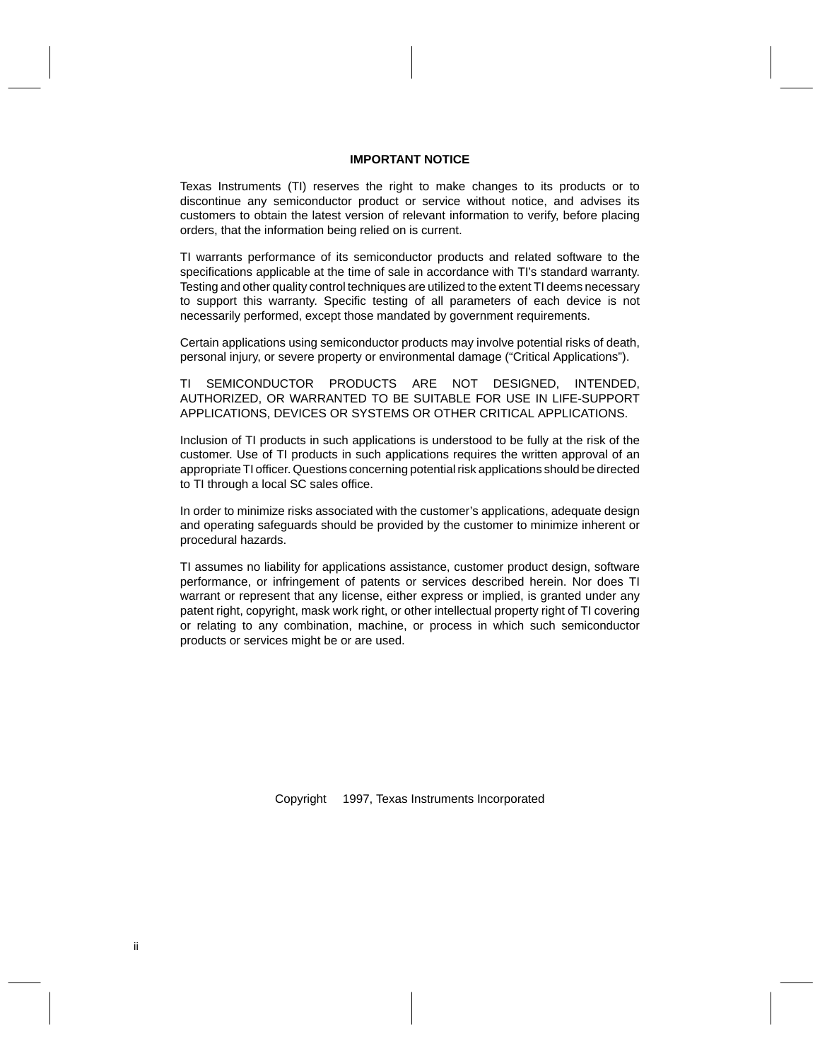## IMPORTANT NOTICE

Texas Instruments (TI) reserves the right to make changes to its products or to discontinue any semiconductor product or service without notice, and advises its customers to obtain the latest version of relevant information to verify, before placing orders, that the information being relied on is current.

TI warrants performance of its semiconductor products and related software to the specifications applicable at the time of sale in accordance with TI's standard warranty. Testing and other quality control techniques are utilized to the extent TI deems necessary to support this warranty. Specific testing of all parameters of each device is not necessarily performed, except those mandated by government requirements.

Certain applications using semiconductor products may involve potential risks of death, personal injury, or severe property or environmental damage ("Critical Applications").

TI SEMICONDUCTOR PRODUCTS ARE NOT DESIGNED, INTENDED, AUTHORIZED, OR WARRANTED TO BE SUITABLE FOR USE IN LIFE-SUPPORT APPLICATIONS, DEVICES OR SYSTEMS OR OTHER CRITICAL APPLICATIONS.

Inclusion of TI products in such applications is understood to be fully at the risk of the customer. Use of TI products in such applications requires the written approval of an appropriate TI officer. Questions concerning potential risk applications should be directed to TI through a local SC sales office.

In order to minimize risks associated with the customer's applications, adequate design and operating safeguards should be provided by the customer to minimize inherent or procedural hazards.

TI assumes no liability for applications assistance, customer product design, software performance, or infringement of patents or services described herein. Nor does TI warrant or represent that any license, either express or implied, is granted under any patent right, copyright, mask work right, or other intellectual property right of TI covering or relating to any combination, machine, or process in which such semiconductor products or services might be or are used.

Copyright © 1997, Texas Instruments Incorporated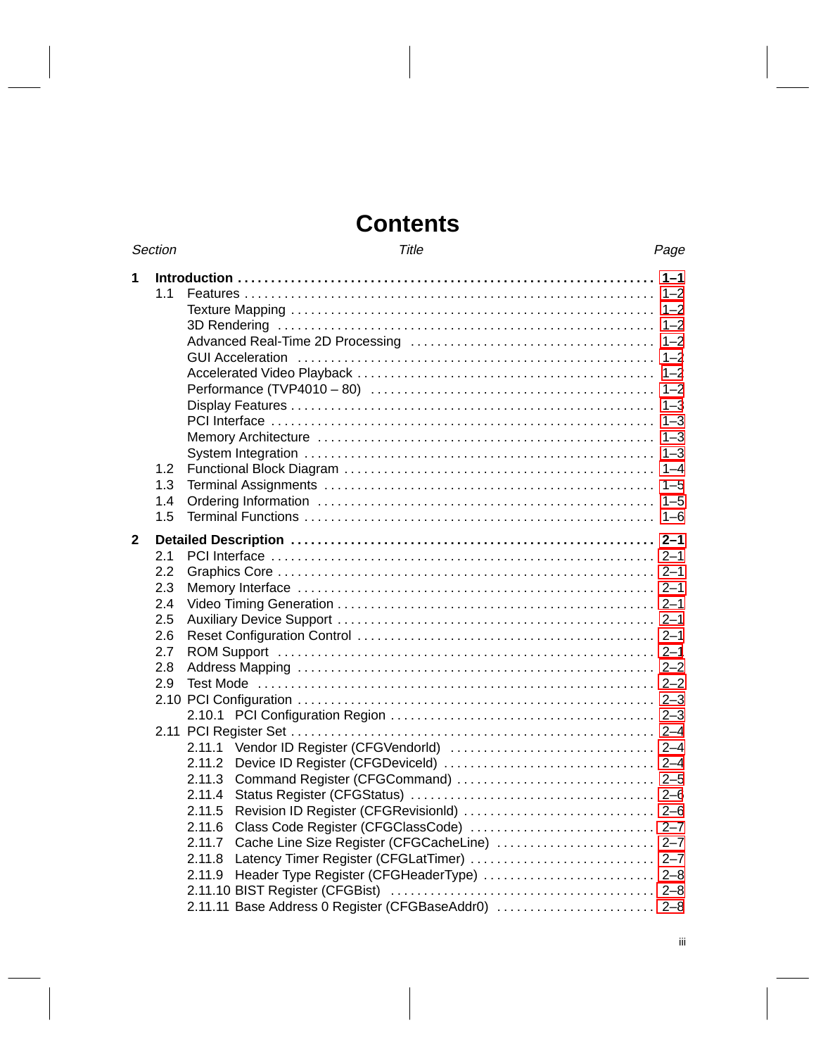# Contents

| Section | Title | Page |
|---|---|---|
| **1** | **Introduction** | **1–1** |
| 1.1 | Features | 1–2 |
| | Texture Mapping | 1–2 |
| | 3D Rendering | 1–2 |
| | Advanced Real-Time 2D Processing | 1–2 |
| | GUI Acceleration | 1–2 |
| | Accelerated Video Playback | 1–2 |
| | Performance (TVP4010 – 80) | 1–2 |
| | Display Features | 1–3 |
| | PCI Interface | 1–3 |
| | Memory Architecture | 1–3 |
| | System Integration | 1–3 |
| 1.2 | Functional Block Diagram | 1–4 |
| 1.3 | Terminal Assignments | 1–5 |
| 1.4 | Ordering Information | 1–5 |
| 1.5 | Terminal Functions | 1–6 |
| **2** | **Detailed Description** | **2–1** |
| 2.1 | PCI Interface | 2–1 |
| 2.2 | Graphics Core | 2–1 |
| 2.3 | Memory Interface | 2–1 |
| 2.4 | Video Timing Generation | 2–1 |
| 2.5 | Auxiliary Device Support | 2–1 |
| 2.6 | Reset Configuration Control | 2–1 |
| 2.7 | ROM Support | 2–1 |
| 2.8 | Address Mapping | 2–2 |
| 2.9 | Test Mode | 2–2 |
| 2.10 | PCI Configuration | 2–3 |
| 2.10.1 | PCI Configuration Region | 2–3 |
| 2.11 | PCI Register Set | 2–4 |
| 2.11.1 | Vendor ID Register (CFGVendorId) | 2–4 |
| 2.11.2 | Device ID Register (CFGDeviceId) | 2–4 |
| 2.11.3 | Command Register (CFGCommand) | 2–5 |
| 2.11.4 | Status Register (CFGStatus) | 2–6 |
| 2.11.5 | Revision ID Register (CFGRevisionId) | 2–6 |
| 2.11.6 | Class Code Register (CFGClassCode) | 2–7 |
| 2.11.7 | Cache Line Size Register (CFGCacheLine) | 2–7 |
| 2.11.8 | Latency Timer Register (CFGLatTimer) | 2–7 |
| 2.11.9 | Header Type Register (CFGHeaderType) | 2–8 |
| 2.11.10 | BIST Register (CFGBist) | 2–8 |
| 2.11.11 | Base Address 0 Register (CFGBaseAddr0) | 2–8 |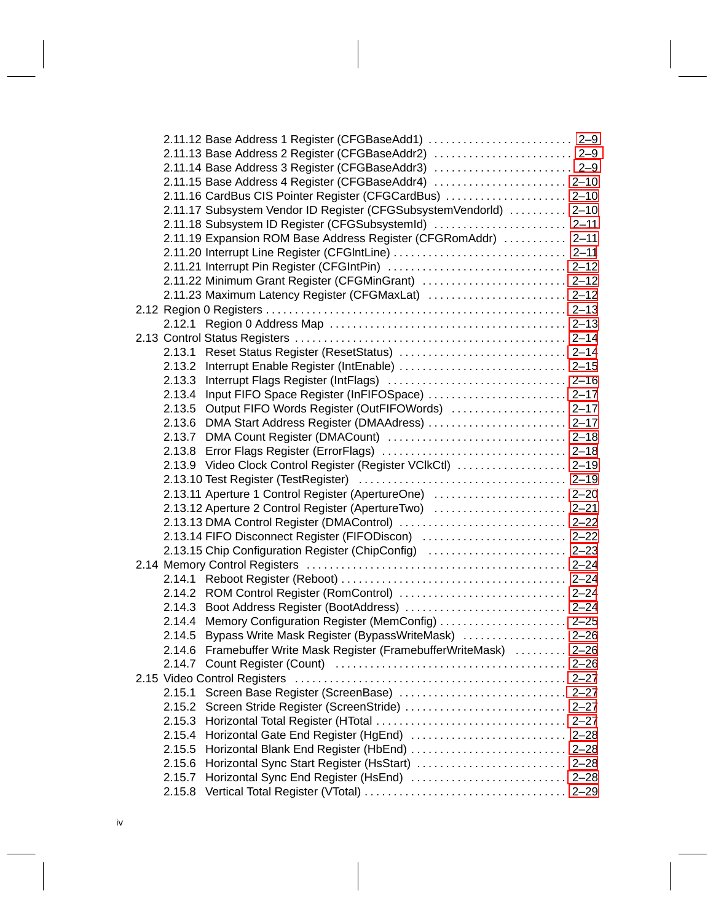- 2.11.12 Base Address 1 Register (CFGBaseAdd1) ........ 2–9
- 2.11.13 Base Address 2 Register (CFGBaseAddr2) ........ 2–9
- 2.11.14 Base Address 3 Register (CFGBaseAddr3) ........ 2–9
- 2.11.15 Base Address 4 Register (CFGBaseAddr4) ........ 2–10
- 2.11.16 CardBus CIS Pointer Register (CFGCardBus) ........ 2–10
- 2.11.17 Subsystem Vendor ID Register (CFGSubsystemVendorId) ........ 2–10
- 2.11.18 Subsystem ID Register (CFGSubsystemId) ........ 2–11
- 2.11.19 Expansion ROM Base Address Register (CFGRomAddr) ........ 2–11
- 2.11.20 Interrupt Line Register (CFGIntLine) ........ 2–11
- 2.11.21 Interrupt Pin Register (CFGIntPin) ........ 2–12
- 2.11.22 Minimum Grant Register (CFGMinGrant) ........ 2–12
- 2.11.23 Maximum Latency Register (CFGMaxLat) ........ 2–12

2.12 Region 0 Registers ........ 2–13
- 2.12.1 Region 0 Address Map ........ 2–13

2.13 Control Status Registers ........ 2–14
- 2.13.1 Reset Status Register (ResetStatus) ........ 2–14
- 2.13.2 Interrupt Enable Register (IntEnable) ........ 2–15
- 2.13.3 Interrupt Flags Register (IntFlags) ........ 2–16
- 2.13.4 Input FIFO Space Register (InFIFOSpace) ........ 2–17
- 2.13.5 Output FIFO Words Register (OutFIFOWords) ........ 2–17
- 2.13.6 DMA Start Address Register (DMAAdress) ........ 2–17
- 2.13.7 DMA Count Register (DMACount) ........ 2–18
- 2.13.8 Error Flags Register (ErrorFlags) ........ 2–18
- 2.13.9 Video Clock Control Register (Register VClkCtl) ........ 2–19
- 2.13.10 Test Register (TestRegister) ........ 2–19
- 2.13.11 Aperture 1 Control Register (ApertureOne) ........ 2–20
- 2.13.12 Aperture 2 Control Register (ApertureTwo) ........ 2–21
- 2.13.13 DMA Control Register (DMAControl) ........ 2–22
- 2.13.14 FIFO Disconnect Register (FIFODiscon) ........ 2–22
- 2.13.15 Chip Configuration Register (ChipConfig) ........ 2–23

2.14 Memory Control Registers ........ 2–24
- 2.14.1 Reboot Register (Reboot) ........ 2–24
- 2.14.2 ROM Control Register (RomControl) ........ 2–24
- 2.14.3 Boot Address Register (BootAddress) ........ 2–24
- 2.14.4 Memory Configuration Register (MemConfig) ........ 2–25
- 2.14.5 Bypass Write Mask Register (BypassWriteMask) ........ 2–26
- 2.14.6 Framebuffer Write Mask Register (FramebufferWriteMask) ........ 2–26
- 2.14.7 Count Register (Count) ........ 2–26

2.15 Video Control Registers ........ 2–27
- 2.15.1 Screen Base Register (ScreenBase) ........ 2–27
- 2.15.2 Screen Stride Register (ScreenStride) ........ 2–27
- 2.15.3 Horizontal Total Register (HTotal ........ 2–27
- 2.15.4 Horizontal Gate End Register (HgEnd) ........ 2–28
- 2.15.5 Horizontal Blank End Register (HbEnd) ........ 2–28
- 2.15.6 Horizontal Sync Start Register (HsStart) ........ 2–28
- 2.15.7 Horizontal Sync End Register (HsEnd) ........ 2–28
- 2.15.8 Vertical Total Register (VTotal) ........ 2–29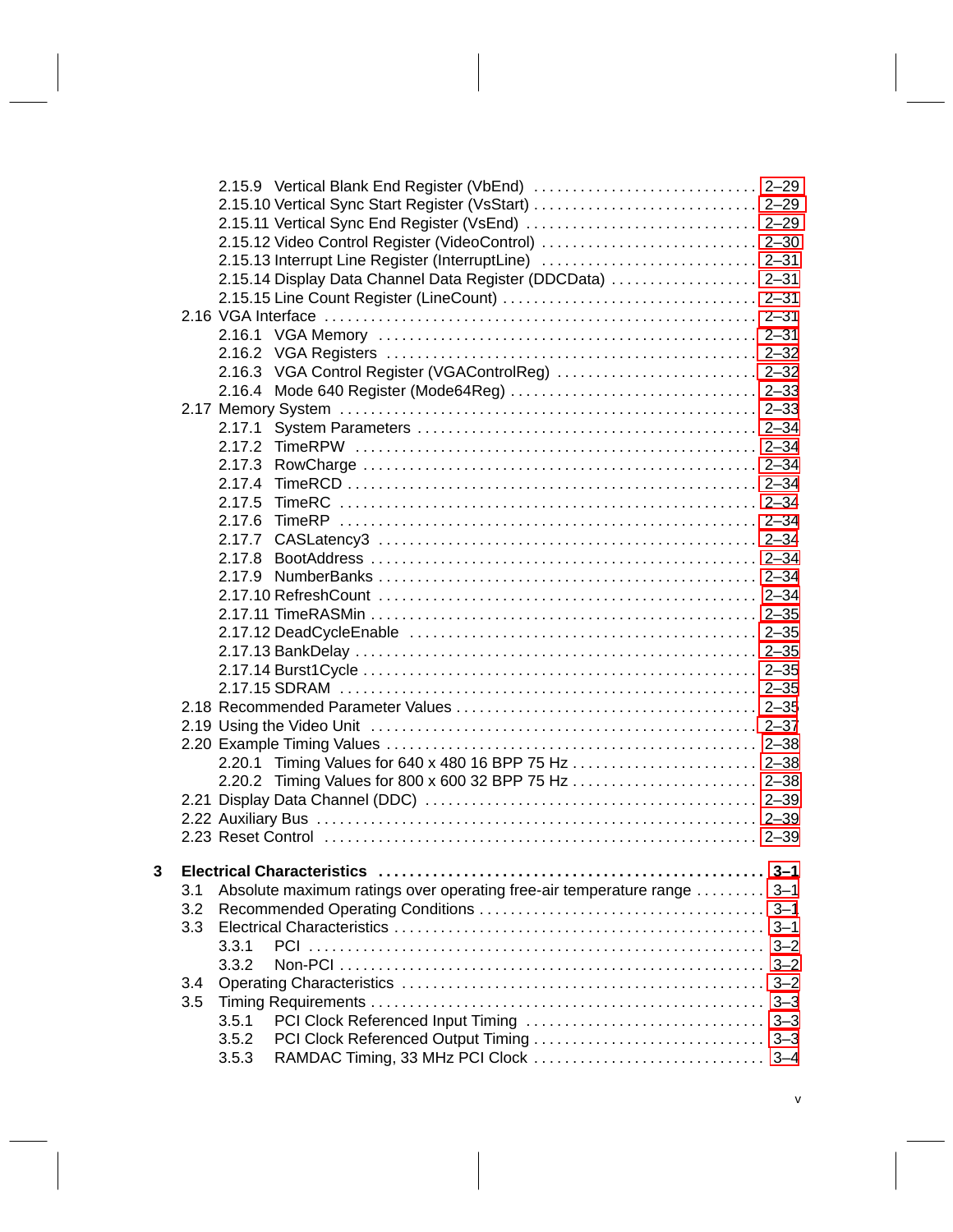2.15.9 Vertical Blank End Register (VbEnd) ............................ 2–29
2.15.10 Vertical Sync Start Register (VsStart) ............................ 2–29
2.15.11 Vertical Sync End Register (VsEnd) ............................ 2–29
2.15.12 Video Control Register (VideoControl) ............................ 2–30
2.15.13 Interrupt Line Register (InterruptLine) ............................ 2–31
2.15.14 Display Data Channel Data Register (DDCData) ............................ 2–31
2.15.15 Line Count Register (LineCount) ............................ 2–31

2.16 VGA Interface ............................ 2–31
2.16.1 VGA Memory ............................ 2–31
2.16.2 VGA Registers ............................ 2–32
2.16.3 VGA Control Register (VGAControlReg) ............................ 2–32
2.16.4 Mode 640 Register (Mode64Reg) ............................ 2–33

2.17 Memory System ............................ 2–33
2.17.1 System Parameters ............................ 2–34
2.17.2 TimeRPW ............................ 2–34
2.17.3 RowCharge ............................ 2–34
2.17.4 TimeRCD ............................ 2–34
2.17.5 TimeRC ............................ 2–34
2.17.6 TimeRP ............................ 2–34
2.17.7 CASLatency3 ............................ 2–34
2.17.8 BootAddress ............................ 2–34
2.17.9 NumberBanks ............................ 2–34
2.17.10 RefreshCount ............................ 2–34
2.17.11 TimeRASMin ............................ 2–35
2.17.12 DeadCycleEnable ............................ 2–35
2.17.13 BankDelay ............................ 2–35
2.17.14 Burst1Cycle ............................ 2–35
2.17.15 SDRAM ............................ 2–35

2.18 Recommended Parameter Values ............................ 2–35
2.19 Using the Video Unit ............................ 2–37
2.20 Example Timing Values ............................ 2–38
2.20.1 Timing Values for 640 x 480 16 BPP 75 Hz ............................ 2–38
2.20.2 Timing Values for 800 x 600 32 BPP 75 Hz ............................ 2–38
2.21 Display Data Channel (DDC) ............................ 2–39
2.22 Auxiliary Bus ............................ 2–39
2.23 Reset Control ............................ 2–39

**3 Electrical Characteristics ............................ 3–1**

3.1 Absolute maximum ratings over operating free-air temperature range ............................ 3–1
3.2 Recommended Operating Conditions ............................ 3–1
3.3 Electrical Characteristics ............................ 3–1
3.3.1 PCI ............................ 3–2
3.3.2 Non-PCI ............................ 3–2
3.4 Operating Characteristics ............................ 3–2
3.5 Timing Requirements ............................ 3–3
3.5.1 PCI Clock Referenced Input Timing ............................ 3–3
3.5.2 PCI Clock Referenced Output Timing ............................ 3–3
3.5.3 RAMDAC Timing, 33 MHz PCI Clock ............................ 3–4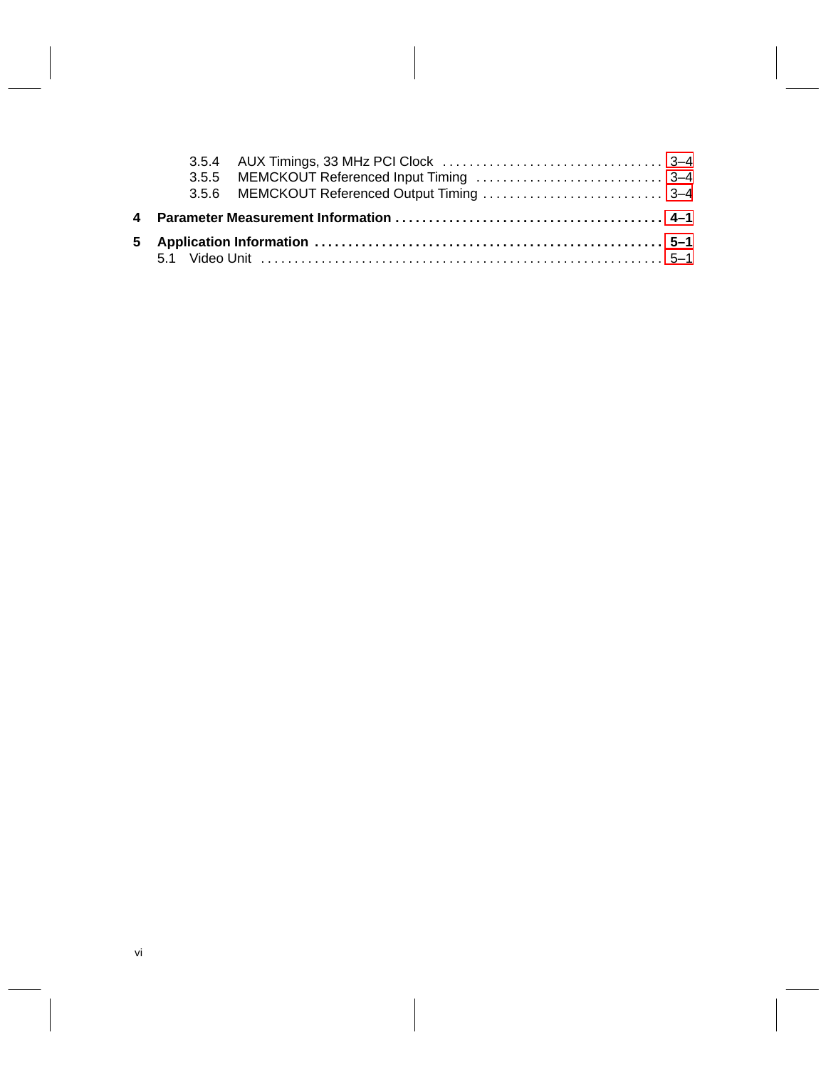3.5.4 AUX Timings, 33 MHz PCI Clock . . . . . . . . . . . . . . . . . . . . . . . . . . . . . . . . 3–4
3.5.5 MEMCKOUT Referenced Input Timing . . . . . . . . . . . . . . . . . . . . . . . . . . . 3–4
3.5.6 MEMCKOUT Referenced Output Timing . . . . . . . . . . . . . . . . . . . . . . . . . . 3–4

**4 Parameter Measurement Information . . . . . . . . . . . . . . . . . . . . . . . . . . . . . . . . . . . . . . . 4–1**

**5 Application Information . . . . . . . . . . . . . . . . . . . . . . . . . . . . . . . . . . . . . . . . . . . . . . . . . . . 5–1**
5.1 Video Unit . . . . . . . . . . . . . . . . . . . . . . . . . . . . . . . . . . . . . . . . . . . . . . . . . . . . . . . . . . . 5–1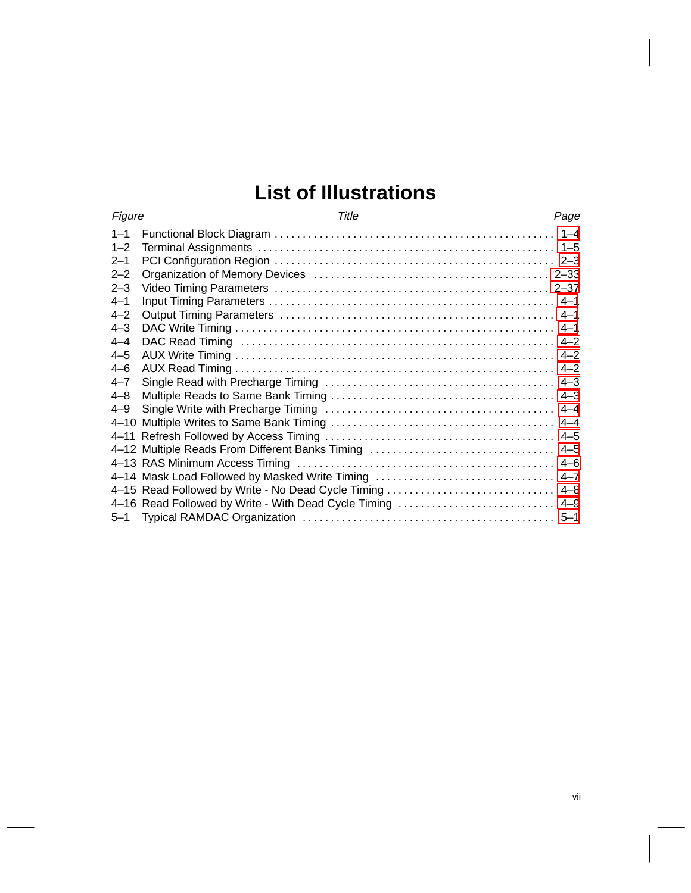# List of Illustrations

| Figure | Title | Page |
|---|---|---|
| 1–1 | Functional Block Diagram | 1–4 |
| 1–2 | Terminal Assignments | 1–5 |
| 2–1 | PCI Configuration Region | 2–3 |
| 2–2 | Organization of Memory Devices | 2–33 |
| 2–3 | Video Timing Parameters | 2–37 |
| 4–1 | Input Timing Parameters | 4–1 |
| 4–2 | Output Timing Parameters | 4–1 |
| 4–3 | DAC Write Timing | 4–1 |
| 4–4 | DAC Read Timing | 4–2 |
| 4–5 | AUX Write Timing | 4–2 |
| 4–6 | AUX Read Timing | 4–2 |
| 4–7 | Single Read with Precharge Timing | 4–3 |
| 4–8 | Multiple Reads to Same Bank Timing | 4–3 |
| 4–9 | Single Write with Precharge Timing | 4–4 |
| 4–10 | Multiple Writes to Same Bank Timing | 4–4 |
| 4–11 | Refresh Followed by Access Timing | 4–5 |
| 4–12 | Multiple Reads From Different Banks Timing | 4–5 |
| 4–13 | RAS Minimum Access Timing | 4–6 |
| 4–14 | Mask Load Followed by Masked Write Timing | 4–7 |
| 4–15 | Read Followed by Write - No Dead Cycle Timing | 4–8 |
| 4–16 | Read Followed by Write - With Dead Cycle Timing | 4–9 |
| 5–1 | Typical RAMDAC Organization | 5–1 |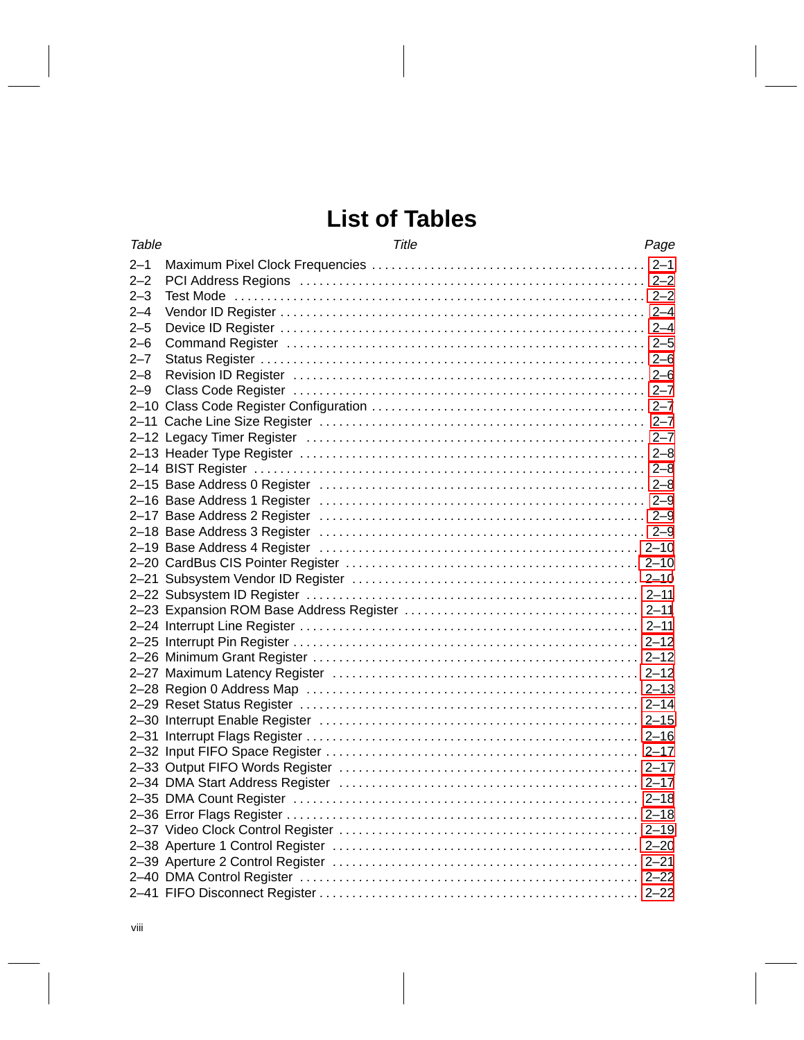# List of Tables

| Table | Title | Page |
|---|---|---|
| 2–1 | Maximum Pixel Clock Frequencies | 2–1 |
| 2–2 | PCI Address Regions | 2–2 |
| 2–3 | Test Mode | 2–2 |
| 2–4 | Vendor ID Register | 2–4 |
| 2–5 | Device ID Register | 2–4 |
| 2–6 | Command Register | 2–5 |
| 2–7 | Status Register | 2–6 |
| 2–8 | Revision ID Register | 2–6 |
| 2–9 | Class Code Register | 2–7 |
| 2–10 | Class Code Register Configuration | 2–7 |
| 2–11 | Cache Line Size Register | 2–7 |
| 2–12 | Legacy Timer Register | 2–7 |
| 2–13 | Header Type Register | 2–8 |
| 2–14 | BIST Register | 2–8 |
| 2–15 | Base Address 0 Register | 2–8 |
| 2–16 | Base Address 1 Register | 2–9 |
| 2–17 | Base Address 2 Register | 2–9 |
| 2–18 | Base Address 3 Register | 2–9 |
| 2–19 | Base Address 4 Register | 2–10 |
| 2–20 | CardBus CIS Pointer Register | 2–10 |
| 2–21 | Subsystem Vendor ID Register | 2–10 |
| 2–22 | Subsystem ID Register | 2–11 |
| 2–23 | Expansion ROM Base Address Register | 2–11 |
| 2–24 | Interrupt Line Register | 2–11 |
| 2–25 | Interrupt Pin Register | 2–12 |
| 2–26 | Minimum Grant Register | 2–12 |
| 2–27 | Maximum Latency Register | 2–12 |
| 2–28 | Region 0 Address Map | 2–13 |
| 2–29 | Reset Status Register | 2–14 |
| 2–30 | Interrupt Enable Register | 2–15 |
| 2–31 | Interrupt Flags Register | 2–16 |
| 2–32 | Input FIFO Space Register | 2–17 |
| 2–33 | Output FIFO Words Register | 2–17 |
| 2–34 | DMA Start Address Register | 2–17 |
| 2–35 | DMA Count Register | 2–18 |
| 2–36 | Error Flags Register | 2–18 |
| 2–37 | Video Clock Control Register | 2–19 |
| 2–38 | Aperture 1 Control Register | 2–20 |
| 2–39 | Aperture 2 Control Register | 2–21 |
| 2–40 | DMA Control Register | 2–22 |
| 2–41 | FIFO Disconnect Register | 2–22 |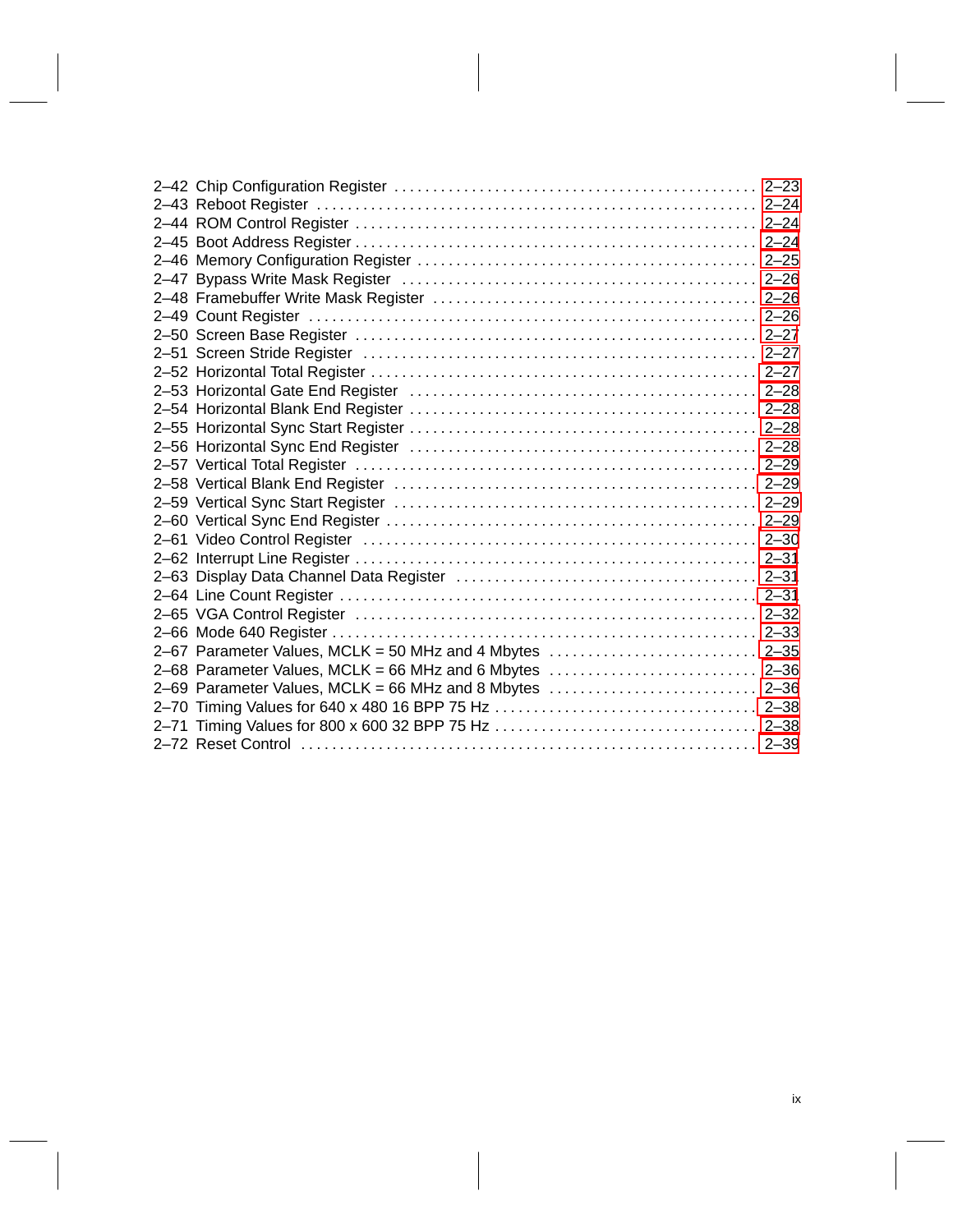2–42 Chip Configuration Register . . . . . . . . . . . . . . . . . . . . . . . . . . . . . . . . . . . . . . . . . . . . . 2–23
2–43 Reboot Register . . . . . . . . . . . . . . . . . . . . . . . . . . . . . . . . . . . . . . . . . . . . . . . . . . . . . 2–24
2–44 ROM Control Register . . . . . . . . . . . . . . . . . . . . . . . . . . . . . . . . . . . . . . . . . . . . . . . . 2–24
2–45 Boot Address Register . . . . . . . . . . . . . . . . . . . . . . . . . . . . . . . . . . . . . . . . . . . . . . . . 2–24
2–46 Memory Configuration Register . . . . . . . . . . . . . . . . . . . . . . . . . . . . . . . . . . . . . . . . . 2–25
2–47 Bypass Write Mask Register . . . . . . . . . . . . . . . . . . . . . . . . . . . . . . . . . . . . . . . . . . . 2–26
2–48 Framebuffer Write Mask Register . . . . . . . . . . . . . . . . . . . . . . . . . . . . . . . . . . . . . . . 2–26
2–49 Count Register . . . . . . . . . . . . . . . . . . . . . . . . . . . . . . . . . . . . . . . . . . . . . . . . . . . . . 2–26
2–50 Screen Base Register . . . . . . . . . . . . . . . . . . . . . . . . . . . . . . . . . . . . . . . . . . . . . . . . 2–27
2–51 Screen Stride Register . . . . . . . . . . . . . . . . . . . . . . . . . . . . . . . . . . . . . . . . . . . . . . . 2–27
2–52 Horizontal Total Register . . . . . . . . . . . . . . . . . . . . . . . . . . . . . . . . . . . . . . . . . . . . . 2–27
2–53 Horizontal Gate End Register . . . . . . . . . . . . . . . . . . . . . . . . . . . . . . . . . . . . . . . . . . 2–28
2–54 Horizontal Blank End Register . . . . . . . . . . . . . . . . . . . . . . . . . . . . . . . . . . . . . . . . . 2–28
2–55 Horizontal Sync Start Register . . . . . . . . . . . . . . . . . . . . . . . . . . . . . . . . . . . . . . . . . 2–28
2–56 Horizontal Sync End Register . . . . . . . . . . . . . . . . . . . . . . . . . . . . . . . . . . . . . . . . . . 2–28
2–57 Vertical Total Register . . . . . . . . . . . . . . . . . . . . . . . . . . . . . . . . . . . . . . . . . . . . . . . 2–29
2–58 Vertical Blank End Register . . . . . . . . . . . . . . . . . . . . . . . . . . . . . . . . . . . . . . . . . . . 2–29
2–59 Vertical Sync Start Register . . . . . . . . . . . . . . . . . . . . . . . . . . . . . . . . . . . . . . . . . . . 2–29
2–60 Vertical Sync End Register . . . . . . . . . . . . . . . . . . . . . . . . . . . . . . . . . . . . . . . . . . . . 2–29
2–61 Video Control Register . . . . . . . . . . . . . . . . . . . . . . . . . . . . . . . . . . . . . . . . . . . . . . . 2–30
2–62 Interrupt Line Register . . . . . . . . . . . . . . . . . . . . . . . . . . . . . . . . . . . . . . . . . . . . . . . 2–31
2–63 Display Data Channel Data Register . . . . . . . . . . . . . . . . . . . . . . . . . . . . . . . . . . . . . 2–31
2–64 Line Count Register . . . . . . . . . . . . . . . . . . . . . . . . . . . . . . . . . . . . . . . . . . . . . . . . . 2–31
2–65 VGA Control Register . . . . . . . . . . . . . . . . . . . . . . . . . . . . . . . . . . . . . . . . . . . . . . . . 2–32
2–66 Mode 640 Register . . . . . . . . . . . . . . . . . . . . . . . . . . . . . . . . . . . . . . . . . . . . . . . . . . 2–33
2–67 Parameter Values, MCLK = 50 MHz and 4 Mbytes . . . . . . . . . . . . . . . . . . . . . . . . . . 2–35
2–68 Parameter Values, MCLK = 66 MHz and 6 Mbytes . . . . . . . . . . . . . . . . . . . . . . . . . . 2–36
2–69 Parameter Values, MCLK = 66 MHz and 8 Mbytes . . . . . . . . . . . . . . . . . . . . . . . . . . 2–36
2–70 Timing Values for 640 x 480 16 BPP 75 Hz . . . . . . . . . . . . . . . . . . . . . . . . . . . . . . . 2–38
2–71 Timing Values for 800 x 600 32 BPP 75 Hz . . . . . . . . . . . . . . . . . . . . . . . . . . . . . . . 2–38
2–72 Reset Control . . . . . . . . . . . . . . . . . . . . . . . . . . . . . . . . . . . . . . . . . . . . . . . . . . . . . . 2–39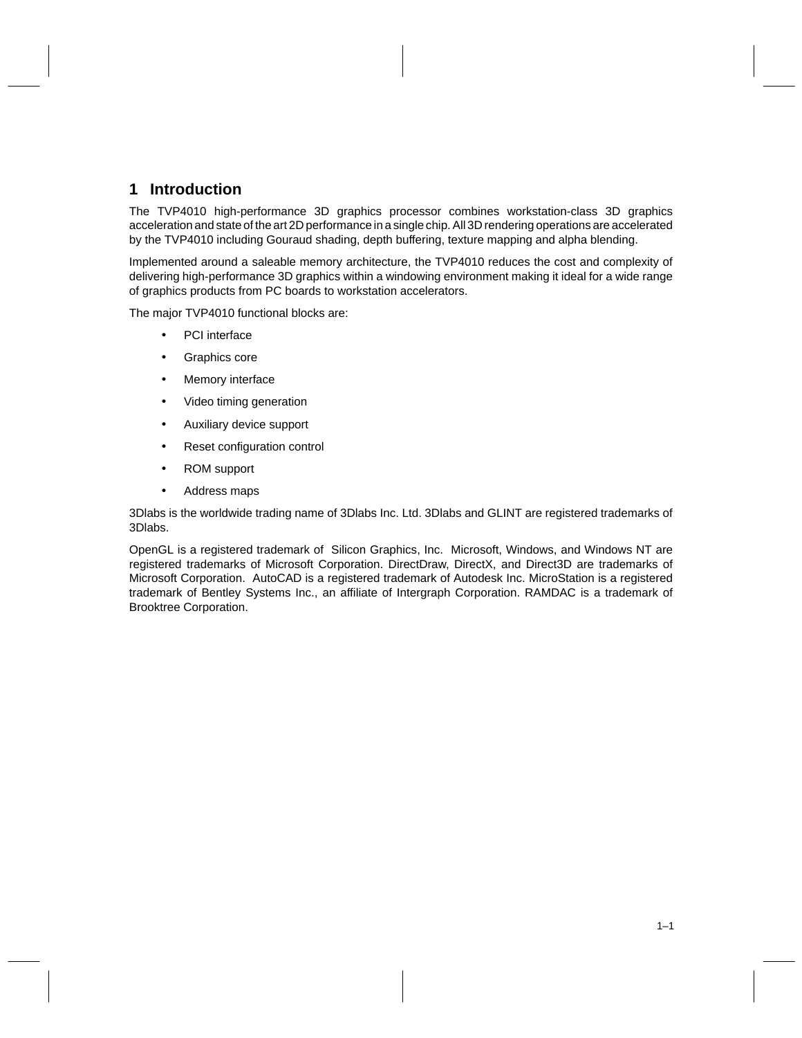# 1 Introduction

The TVP4010 high-performance 3D graphics processor combines workstation-class 3D graphics acceleration and state of the art 2D performance in a single chip. All 3D rendering operations are accelerated by the TVP4010 including Gouraud shading, depth buffering, texture mapping and alpha blending.

Implemented around a saleable memory architecture, the TVP4010 reduces the cost and complexity of delivering high-performance 3D graphics within a windowing environment making it ideal for a wide range of graphics products from PC boards to workstation accelerators.

The major TVP4010 functional blocks are:

- PCI interface
- Graphics core
- Memory interface
- Video timing generation
- Auxiliary device support
- Reset configuration control
- ROM support
- Address maps

3Dlabs is the worldwide trading name of 3Dlabs Inc. Ltd. 3Dlabs and GLINT are registered trademarks of 3Dlabs.

OpenGL is a registered trademark of Silicon Graphics, Inc. Microsoft, Windows, and Windows NT are registered trademarks of Microsoft Corporation. DirectDraw, DirectX, and Direct3D are trademarks of Microsoft Corporation. AutoCAD is a registered trademark of Autodesk Inc. MicroStation is a registered trademark of Bentley Systems Inc., an affiliate of Intergraph Corporation. RAMDAC is a trademark of Brooktree Corporation.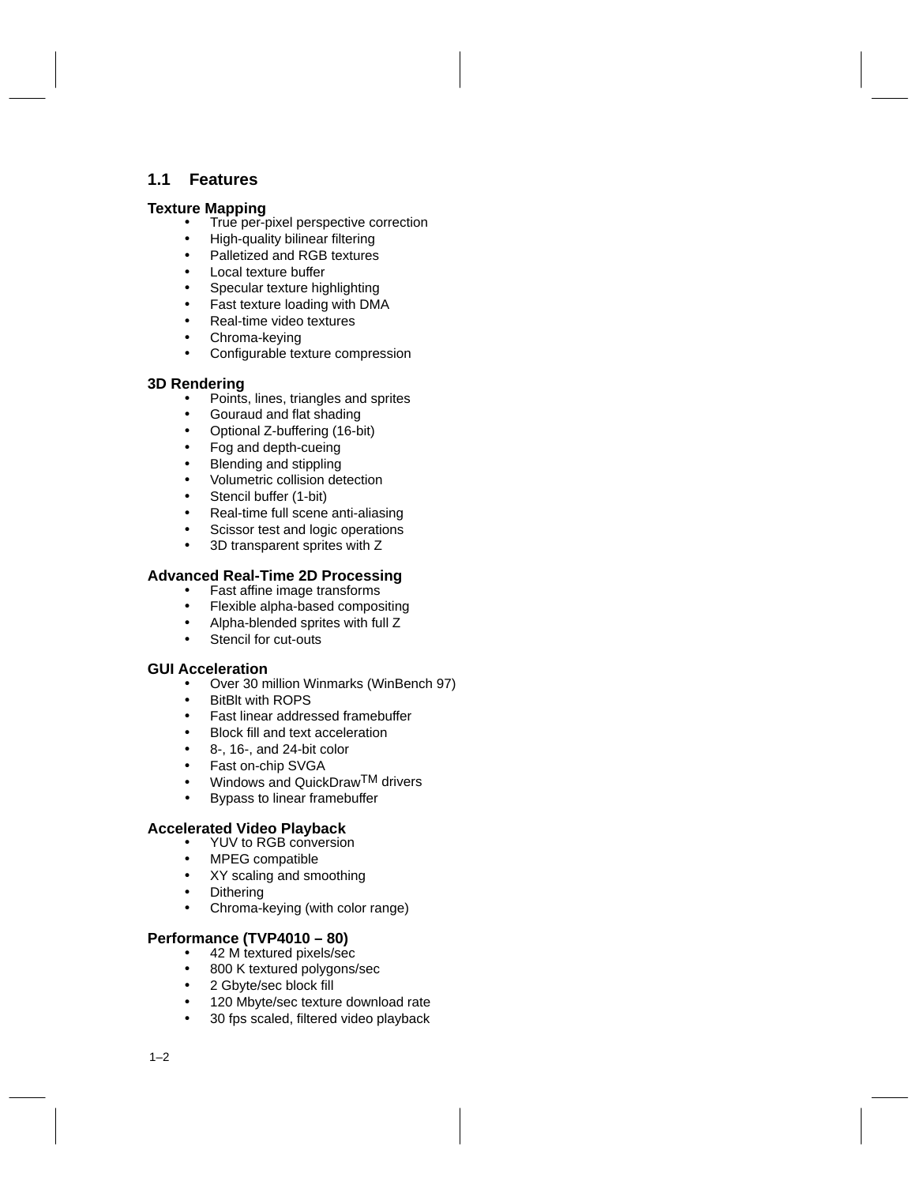## 1.1 Features

**Texture Mapping**

- True per-pixel perspective correction
- High-quality bilinear filtering
- Palletized and RGB textures
- Local texture buffer
- Specular texture highlighting
- Fast texture loading with DMA
- Real-time video textures
- Chroma-keying
- Configurable texture compression

**3D Rendering**

- Points, lines, triangles and sprites
- Gouraud and flat shading
- Optional Z-buffering (16-bit)
- Fog and depth-cueing
- Blending and stippling
- Volumetric collision detection
- Stencil buffer (1-bit)
- Real-time full scene anti-aliasing
- Scissor test and logic operations
- 3D transparent sprites with Z

**Advanced Real-Time 2D Processing**

- Fast affine image transforms
- Flexible alpha-based compositing
- Alpha-blended sprites with full Z
- Stencil for cut-outs

**GUI Acceleration**

- Over 30 million Winmarks (WinBench 97)
- BitBlt with ROPS
- Fast linear addressed framebuffer
- Block fill and text acceleration
- 8-, 16-, and 24-bit color
- Fast on-chip SVGA
- Windows and QuickDraw™ drivers
- Bypass to linear framebuffer

**Accelerated Video Playback**

- YUV to RGB conversion
- MPEG compatible
- XY scaling and smoothing
- Dithering
- Chroma-keying (with color range)

**Performance (TVP4010 – 80)**

- 42 M textured pixels/sec
- 800 K textured polygons/sec
- 2 Gbyte/sec block fill
- 120 Mbyte/sec texture download rate
- 30 fps scaled, filtered video playback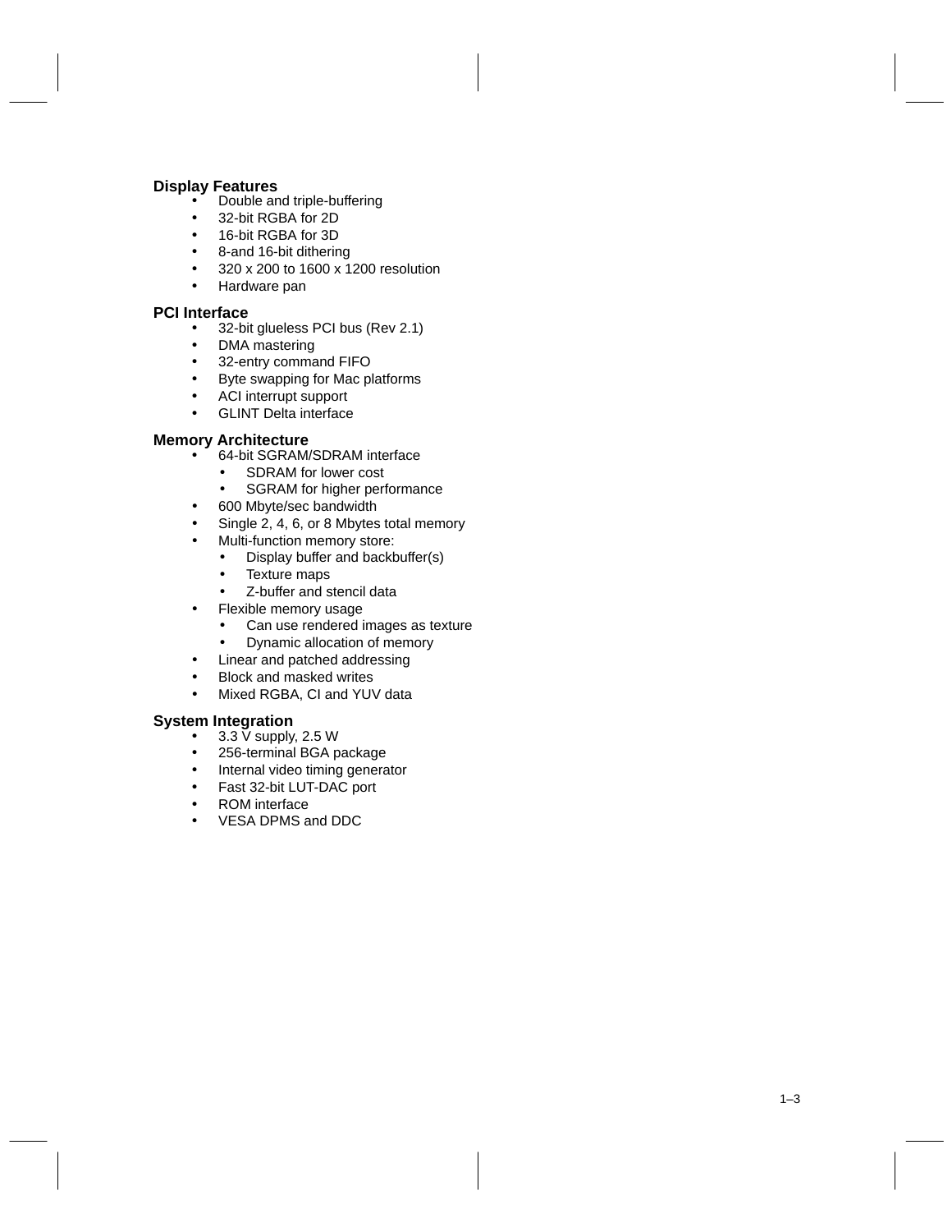### Display Features

- Double and triple-buffering
- 32-bit RGBA for 2D
- 16-bit RGBA for 3D
- 8-and 16-bit dithering
- 320 x 200 to 1600 x 1200 resolution
- Hardware pan

### PCI Interface

- 32-bit glueless PCI bus (Rev 2.1)
- DMA mastering
- 32-entry command FIFO
- Byte swapping for Mac platforms
- ACI interrupt support
- GLINT Delta interface

### Memory Architecture

- 64-bit SGRAM/SDRAM interface
  - SDRAM for lower cost
  - SGRAM for higher performance
- 600 Mbyte/sec bandwidth
- Single 2, 4, 6, or 8 Mbytes total memory
- Multi-function memory store:
  - Display buffer and backbuffer(s)
  - Texture maps
  - Z-buffer and stencil data
- Flexible memory usage
  - Can use rendered images as texture
  - Dynamic allocation of memory
- Linear and patched addressing
- Block and masked writes
- Mixed RGBA, CI and YUV data

### System Integration

- 3.3 V supply, 2.5 W
- 256-terminal BGA package
- Internal video timing generator
- Fast 32-bit LUT-DAC port
- ROM interface
- VESA DPMS and DDC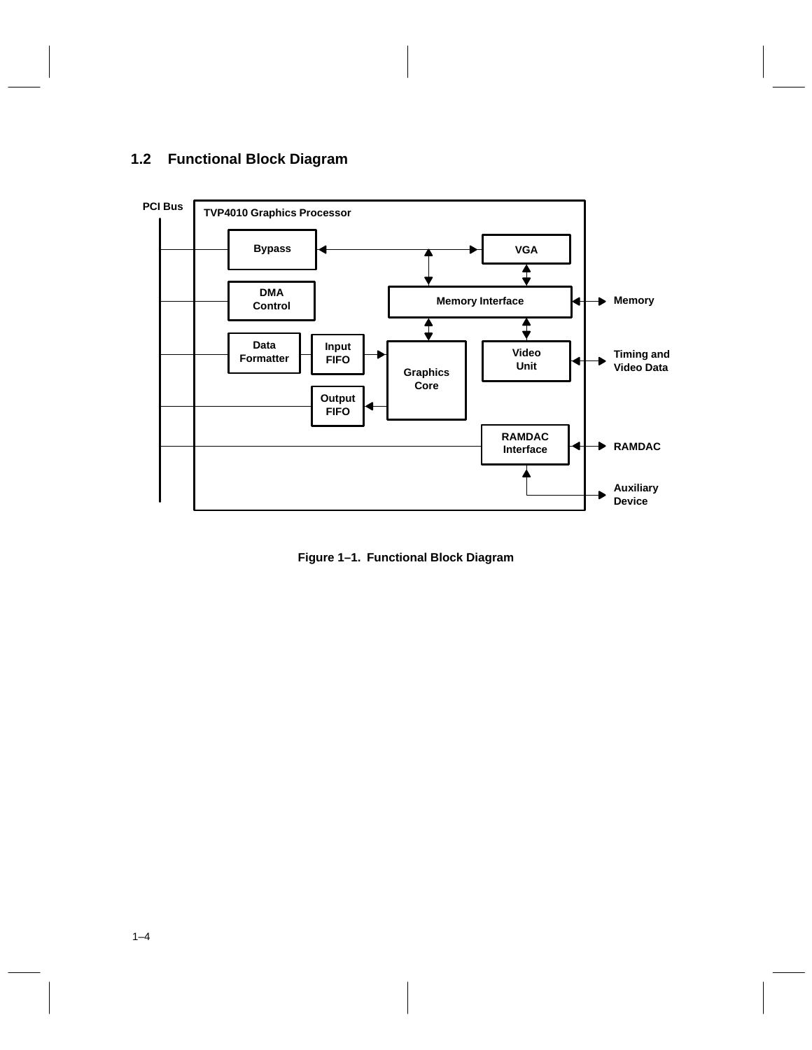## 1.2 Functional Block Diagram

PCI Bus

TVP4010 Graphics Processor

Bypass

VGA

DMA Control

Memory Interface

Memory

Data Formatter

Input FIFO

Graphics Core

Video Unit

Timing and Video Data

Output FIFO

RAMDAC Interface

RAMDAC

Auxiliary Device

**Figure 1–1. Functional Block Diagram**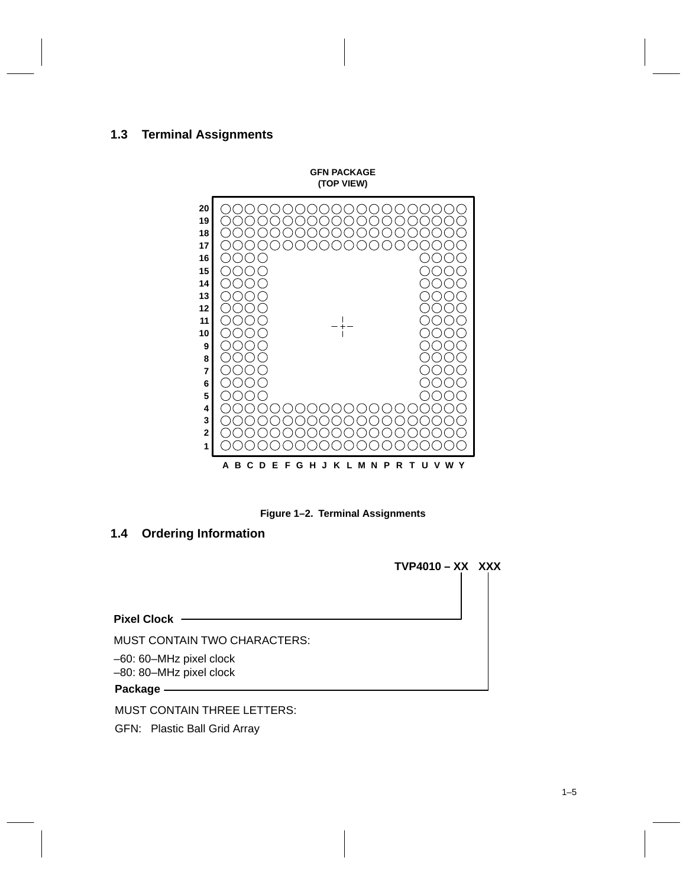## 1.3 Terminal Assignments

**GFN PACKAGE**
**(TOP VIEW)**

Figure 1–2. Terminal Assignments

## 1.4 Ordering Information

**TVP4010 – XX XXX**

**Pixel Clock**

MUST CONTAIN TWO CHARACTERS:

–60: 60–MHz pixel clock
–80: 80–MHz pixel clock

**Package**

MUST CONTAIN THREE LETTERS:

GFN: Plastic Ball Grid Array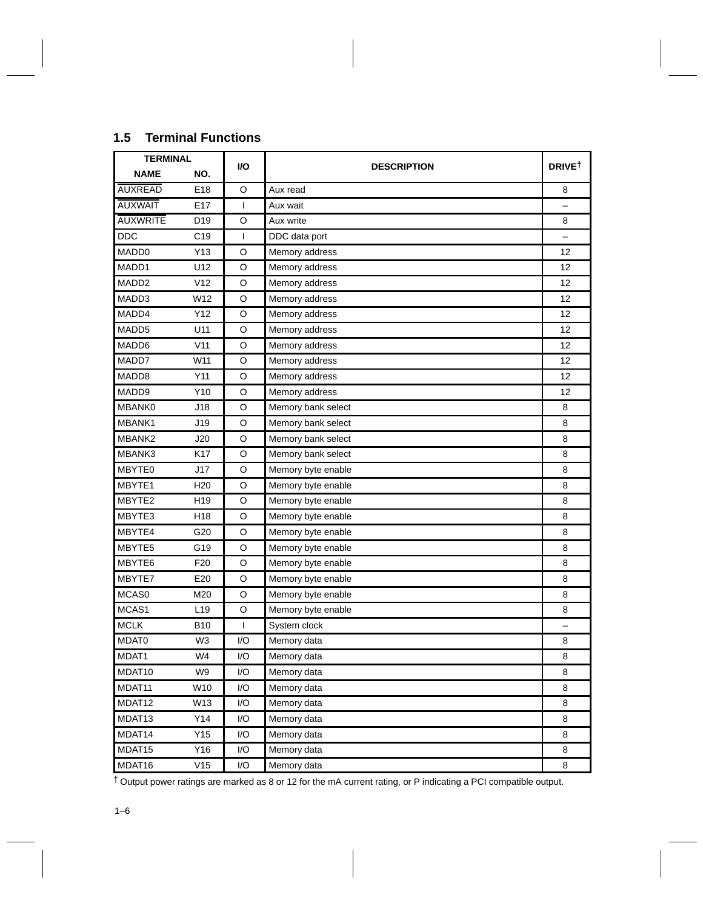## 1.5 Terminal Functions

| TERMINAL | | I/O | DESCRIPTION | DRIVE† |
|---|---|---|---|---|
| NAME | NO. | | | |
| AUXREAD | E18 | O | Aux read | 8 |
| AUXWAIT | E17 | I | Aux wait | – |
| AUXWRITE | D19 | O | Aux write | 8 |
| DDC | C19 | I | DDC data port | – |
| MADD0 | Y13 | O | Memory address | 12 |
| MADD1 | U12 | O | Memory address | 12 |
| MADD2 | V12 | O | Memory address | 12 |
| MADD3 | W12 | O | Memory address | 12 |
| MADD4 | Y12 | O | Memory address | 12 |
| MADD5 | U11 | O | Memory address | 12 |
| MADD6 | V11 | O | Memory address | 12 |
| MADD7 | W11 | O | Memory address | 12 |
| MADD8 | Y11 | O | Memory address | 12 |
| MADD9 | Y10 | O | Memory address | 12 |
| MBANK0 | J18 | O | Memory bank select | 8 |
| MBANK1 | J19 | O | Memory bank select | 8 |
| MBANK2 | J20 | O | Memory bank select | 8 |
| MBANK3 | K17 | O | Memory bank select | 8 |
| MBYTE0 | J17 | O | Memory byte enable | 8 |
| MBYTE1 | H20 | O | Memory byte enable | 8 |
| MBYTE2 | H19 | O | Memory byte enable | 8 |
| MBYTE3 | H18 | O | Memory byte enable | 8 |
| MBYTE4 | G20 | O | Memory byte enable | 8 |
| MBYTE5 | G19 | O | Memory byte enable | 8 |
| MBYTE6 | F20 | O | Memory byte enable | 8 |
| MBYTE7 | E20 | O | Memory byte enable | 8 |
| MCAS0 | M20 | O | Memory byte enable | 8 |
| MCAS1 | L19 | O | Memory byte enable | 8 |
| MCLK | B10 | I | System clock | – |
| MDAT0 | W3 | I/O | Memory data | 8 |
| MDAT1 | W4 | I/O | Memory data | 8 |
| MDAT10 | W9 | I/O | Memory data | 8 |
| MDAT11 | W10 | I/O | Memory data | 8 |
| MDAT12 | W13 | I/O | Memory data | 8 |
| MDAT13 | Y14 | I/O | Memory data | 8 |
| MDAT14 | Y15 | I/O | Memory data | 8 |
| MDAT15 | Y16 | I/O | Memory data | 8 |
| MDAT16 | V15 | I/O | Memory data | 8 |

† Output power ratings are marked as 8 or 12 for the mA current rating, or P indicating a PCI compatible output.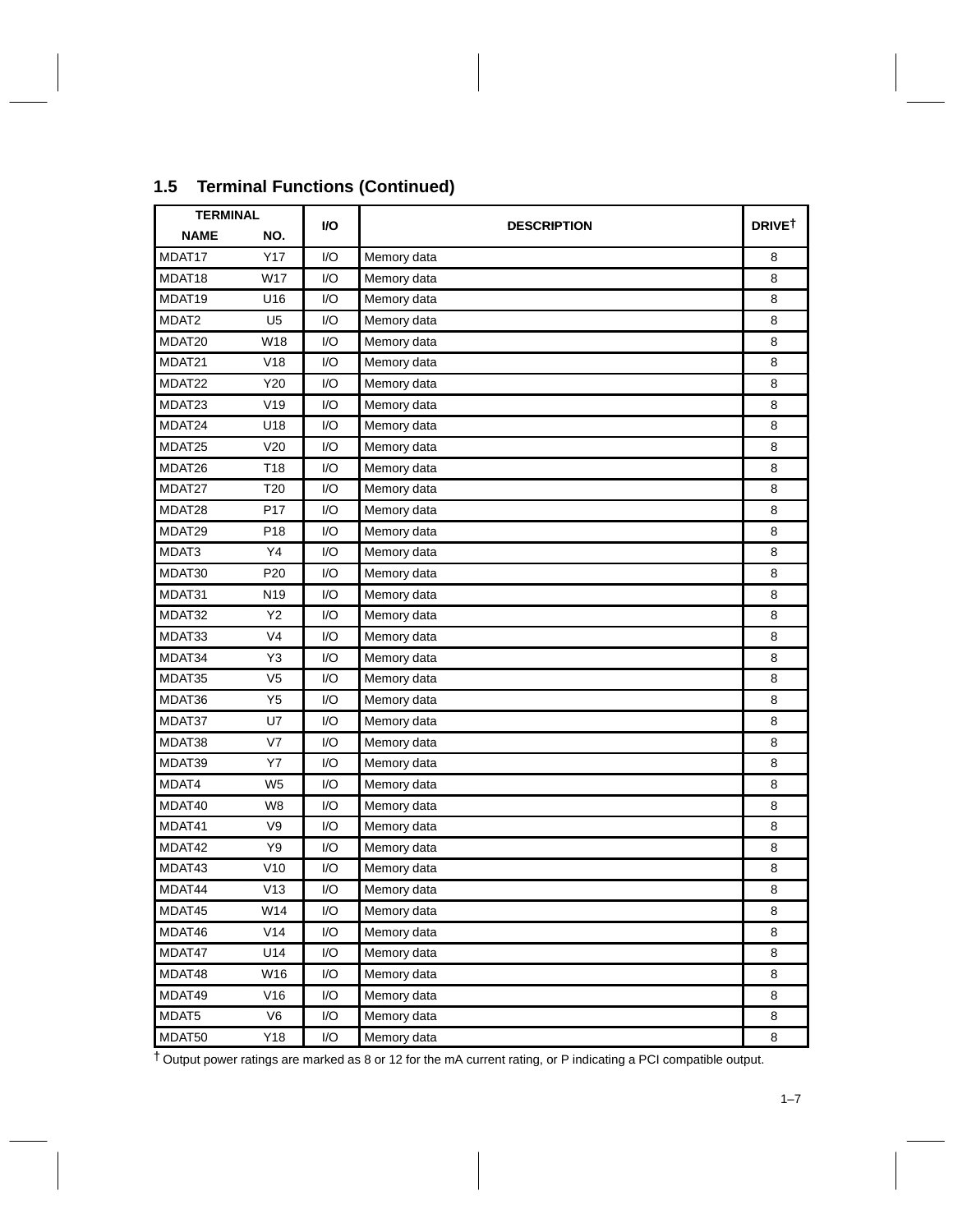## 1.5 Terminal Functions (Continued)

| TERMINAL | | I/O | DESCRIPTION | DRIVE† |
|---|---|---|---|---|
| NAME | NO. | | | |
| MDAT17 | Y17 | I/O | Memory data | 8 |
| MDAT18 | W17 | I/O | Memory data | 8 |
| MDAT19 | U16 | I/O | Memory data | 8 |
| MDAT2 | U5 | I/O | Memory data | 8 |
| MDAT20 | W18 | I/O | Memory data | 8 |
| MDAT21 | V18 | I/O | Memory data | 8 |
| MDAT22 | Y20 | I/O | Memory data | 8 |
| MDAT23 | V19 | I/O | Memory data | 8 |
| MDAT24 | U18 | I/O | Memory data | 8 |
| MDAT25 | V20 | I/O | Memory data | 8 |
| MDAT26 | T18 | I/O | Memory data | 8 |
| MDAT27 | T20 | I/O | Memory data | 8 |
| MDAT28 | P17 | I/O | Memory data | 8 |
| MDAT29 | P18 | I/O | Memory data | 8 |
| MDAT3 | Y4 | I/O | Memory data | 8 |
| MDAT30 | P20 | I/O | Memory data | 8 |
| MDAT31 | N19 | I/O | Memory data | 8 |
| MDAT32 | Y2 | I/O | Memory data | 8 |
| MDAT33 | V4 | I/O | Memory data | 8 |
| MDAT34 | Y3 | I/O | Memory data | 8 |
| MDAT35 | V5 | I/O | Memory data | 8 |
| MDAT36 | Y5 | I/O | Memory data | 8 |
| MDAT37 | U7 | I/O | Memory data | 8 |
| MDAT38 | V7 | I/O | Memory data | 8 |
| MDAT39 | Y7 | I/O | Memory data | 8 |
| MDAT4 | W5 | I/O | Memory data | 8 |
| MDAT40 | W8 | I/O | Memory data | 8 |
| MDAT41 | V9 | I/O | Memory data | 8 |
| MDAT42 | Y9 | I/O | Memory data | 8 |
| MDAT43 | V10 | I/O | Memory data | 8 |
| MDAT44 | V13 | I/O | Memory data | 8 |
| MDAT45 | W14 | I/O | Memory data | 8 |
| MDAT46 | V14 | I/O | Memory data | 8 |
| MDAT47 | U14 | I/O | Memory data | 8 |
| MDAT48 | W16 | I/O | Memory data | 8 |
| MDAT49 | V16 | I/O | Memory data | 8 |
| MDAT5 | V6 | I/O | Memory data | 8 |
| MDAT50 | Y18 | I/O | Memory data | 8 |

† Output power ratings are marked as 8 or 12 for the mA current rating, or P indicating a PCI compatible output.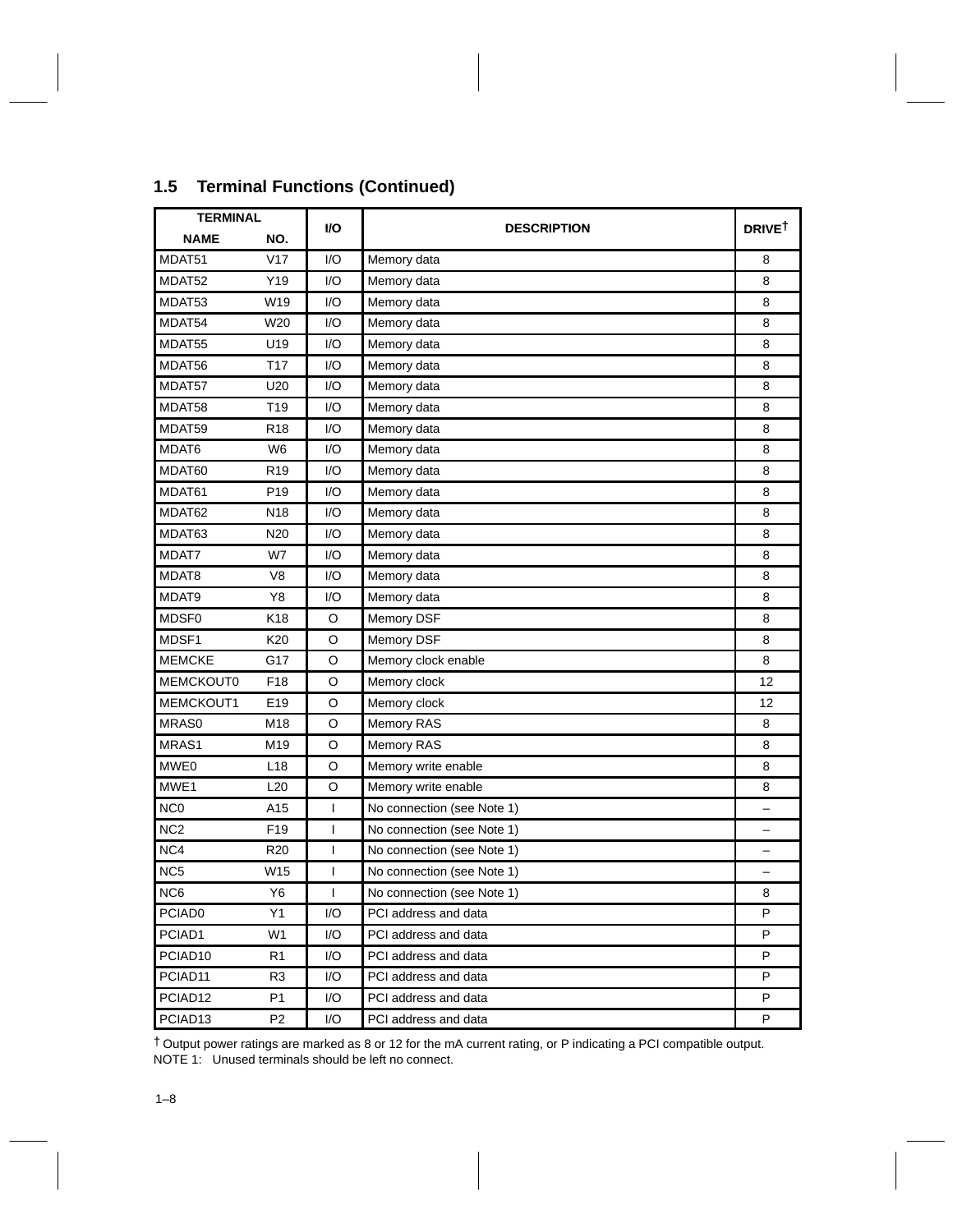## 1.5 Terminal Functions (Continued)

| TERMINAL | | I/O | DESCRIPTION | DRIVE† |
|---|---|---|---|---|
| NAME | NO. | | | |
| MDAT51 | V17 | I/O | Memory data | 8 |
| MDAT52 | Y19 | I/O | Memory data | 8 |
| MDAT53 | W19 | I/O | Memory data | 8 |
| MDAT54 | W20 | I/O | Memory data | 8 |
| MDAT55 | U19 | I/O | Memory data | 8 |
| MDAT56 | T17 | I/O | Memory data | 8 |
| MDAT57 | U20 | I/O | Memory data | 8 |
| MDAT58 | T19 | I/O | Memory data | 8 |
| MDAT59 | R18 | I/O | Memory data | 8 |
| MDAT6 | W6 | I/O | Memory data | 8 |
| MDAT60 | R19 | I/O | Memory data | 8 |
| MDAT61 | P19 | I/O | Memory data | 8 |
| MDAT62 | N18 | I/O | Memory data | 8 |
| MDAT63 | N20 | I/O | Memory data | 8 |
| MDAT7 | W7 | I/O | Memory data | 8 |
| MDAT8 | V8 | I/O | Memory data | 8 |
| MDAT9 | Y8 | I/O | Memory data | 8 |
| MDSF0 | K18 | O | Memory DSF | 8 |
| MDSF1 | K20 | O | Memory DSF | 8 |
| MEMCKE | G17 | O | Memory clock enable | 8 |
| MEMCKOUT0 | F18 | O | Memory clock | 12 |
| MEMCKOUT1 | E19 | O | Memory clock | 12 |
| MRAS0 | M18 | O | Memory RAS | 8 |
| MRAS1 | M19 | O | Memory RAS | 8 |
| MWE0 | L18 | O | Memory write enable | 8 |
| MWE1 | L20 | O | Memory write enable | 8 |
| NC0 | A15 | I | No connection (see Note 1) | – |
| NC2 | F19 | I | No connection (see Note 1) | – |
| NC4 | R20 | I | No connection (see Note 1) | – |
| NC5 | W15 | I | No connection (see Note 1) | – |
| NC6 | Y6 | I | No connection (see Note 1) | 8 |
| PCIAD0 | Y1 | I/O | PCI address and data | P |
| PCIAD1 | W1 | I/O | PCI address and data | P |
| PCIAD10 | R1 | I/O | PCI address and data | P |
| PCIAD11 | R3 | I/O | PCI address and data | P |
| PCIAD12 | P1 | I/O | PCI address and data | P |
| PCIAD13 | P2 | I/O | PCI address and data | P |

† Output power ratings are marked as 8 or 12 for the mA current rating, or P indicating a PCI compatible output.
NOTE 1: Unused terminals should be left no connect.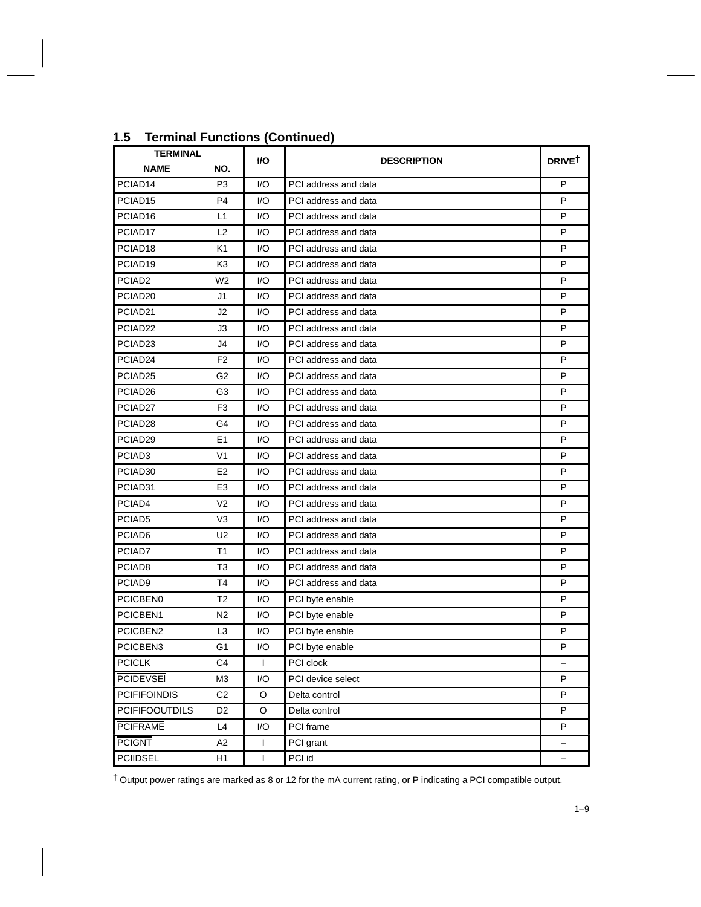## 1.5 Terminal Functions (Continued)

| TERMINAL | | I/O | DESCRIPTION | DRIVE† |
|---|---|---|---|---|
| NAME | NO. | | | |
| PCIAD14 | P3 | I/O | PCI address and data | P |
| PCIAD15 | P4 | I/O | PCI address and data | P |
| PCIAD16 | L1 | I/O | PCI address and data | P |
| PCIAD17 | L2 | I/O | PCI address and data | P |
| PCIAD18 | K1 | I/O | PCI address and data | P |
| PCIAD19 | K3 | I/O | PCI address and data | P |
| PCIAD2 | W2 | I/O | PCI address and data | P |
| PCIAD20 | J1 | I/O | PCI address and data | P |
| PCIAD21 | J2 | I/O | PCI address and data | P |
| PCIAD22 | J3 | I/O | PCI address and data | P |
| PCIAD23 | J4 | I/O | PCI address and data | P |
| PCIAD24 | F2 | I/O | PCI address and data | P |
| PCIAD25 | G2 | I/O | PCI address and data | P |
| PCIAD26 | G3 | I/O | PCI address and data | P |
| PCIAD27 | F3 | I/O | PCI address and data | P |
| PCIAD28 | G4 | I/O | PCI address and data | P |
| PCIAD29 | E1 | I/O | PCI address and data | P |
| PCIAD3 | V1 | I/O | PCI address and data | P |
| PCIAD30 | E2 | I/O | PCI address and data | P |
| PCIAD31 | E3 | I/O | PCI address and data | P |
| PCIAD4 | V2 | I/O | PCI address and data | P |
| PCIAD5 | V3 | I/O | PCI address and data | P |
| PCIAD6 | U2 | I/O | PCI address and data | P |
| PCIAD7 | T1 | I/O | PCI address and data | P |
| PCIAD8 | T3 | I/O | PCI address and data | P |
| PCIAD9 | T4 | I/O | PCI address and data | P |
| PCICBEN0 | T2 | I/O | PCI byte enable | P |
| PCICBEN1 | N2 | I/O | PCI byte enable | P |
| PCICBEN2 | L3 | I/O | PCI byte enable | P |
| PCICBEN3 | G1 | I/O | PCI byte enable | P |
| PCICLK | C4 | I | PCI clock | – |
| $\overline{\text{PCIDEVSEl}}$ | M3 | I/O | PCI device select | P |
| PCIFIFOINDIS | C2 | O | Delta control | P |
| PCIFIFOOUTDILS | D2 | O | Delta control | P |
| $\overline{\text{PCIFRAME}}$ | L4 | I/O | PCI frame | P |
| $\overline{\text{PCIGNT}}$ | A2 | I | PCI grant | – |
| PCIIDSEL | H1 | I | PCI id | – |

† Output power ratings are marked as 8 or 12 for the mA current rating, or P indicating a PCI compatible output.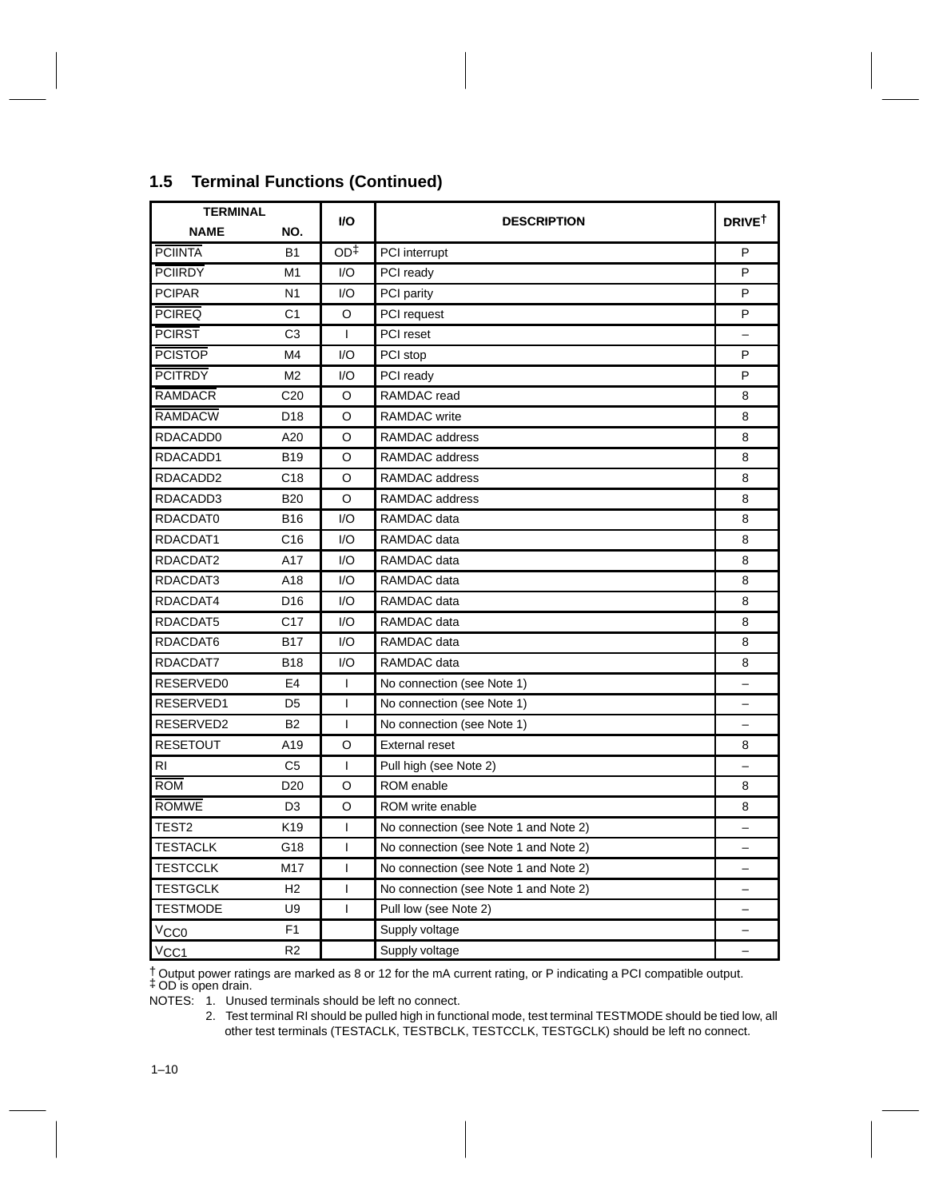## 1.5 Terminal Functions (Continued)

| TERMINAL | | I/O | DESCRIPTION | DRIVE† |
|---|---|---|---|---|
| NAME | NO. | | | |
| PCIINTA | B1 | OD‡ | PCI interrupt | P |
| PCIIRDY | M1 | I/O | PCI ready | P |
| PCIPAR | N1 | I/O | PCI parity | P |
| PCIREQ | C1 | O | PCI request | P |
| PCIRST | C3 | I | PCI reset | – |
| PCISTOP | M4 | I/O | PCI stop | P |
| PCITRDY | M2 | I/O | PCI ready | P |
| RAMDACR | C20 | O | RAMDAC read | 8 |
| RAMDACW | D18 | O | RAMDAC write | 8 |
| RDACADD0 | A20 | O | RAMDAC address | 8 |
| RDACADD1 | B19 | O | RAMDAC address | 8 |
| RDACADD2 | C18 | O | RAMDAC address | 8 |
| RDACADD3 | B20 | O | RAMDAC address | 8 |
| RDACDAT0 | B16 | I/O | RAMDAC data | 8 |
| RDACDAT1 | C16 | I/O | RAMDAC data | 8 |
| RDACDAT2 | A17 | I/O | RAMDAC data | 8 |
| RDACDAT3 | A18 | I/O | RAMDAC data | 8 |
| RDACDAT4 | D16 | I/O | RAMDAC data | 8 |
| RDACDAT5 | C17 | I/O | RAMDAC data | 8 |
| RDACDAT6 | B17 | I/O | RAMDAC data | 8 |
| RDACDAT7 | B18 | I/O | RAMDAC data | 8 |
| RESERVED0 | E4 | I | No connection (see Note 1) | – |
| RESERVED1 | D5 | I | No connection (see Note 1) | – |
| RESERVED2 | B2 | I | No connection (see Note 1) | – |
| RESETOUT | A19 | O | External reset | 8 |
| RI | C5 | I | Pull high (see Note 2) | – |
| ROM | D20 | O | ROM enable | 8 |
| ROMWE | D3 | O | ROM write enable | 8 |
| TEST2 | K19 | I | No connection (see Note 1 and Note 2) | – |
| TESTACLK | G18 | I | No connection (see Note 1 and Note 2) | – |
| TESTCCLK | M17 | I | No connection (see Note 1 and Note 2) | – |
| TESTGCLK | H2 | I | No connection (see Note 1 and Note 2) | – |
| TESTMODE | U9 | I | Pull low (see Note 2) | – |
| $V_{CC0}$ | F1 | | Supply voltage | – |
| $V_{CC1}$ | R2 | | Supply voltage | – |

† Output power ratings are marked as 8 or 12 for the mA current rating, or P indicating a PCI compatible output.
‡ OD is open drain.

NOTES: 1. Unused terminals should be left no connect.

2. Test terminal RI should be pulled high in functional mode, test terminal TESTMODE should be tied low, all other test terminals (TESTACLK, TESTBCLK, TESTCCLK, TESTGCLK) should be left no connect.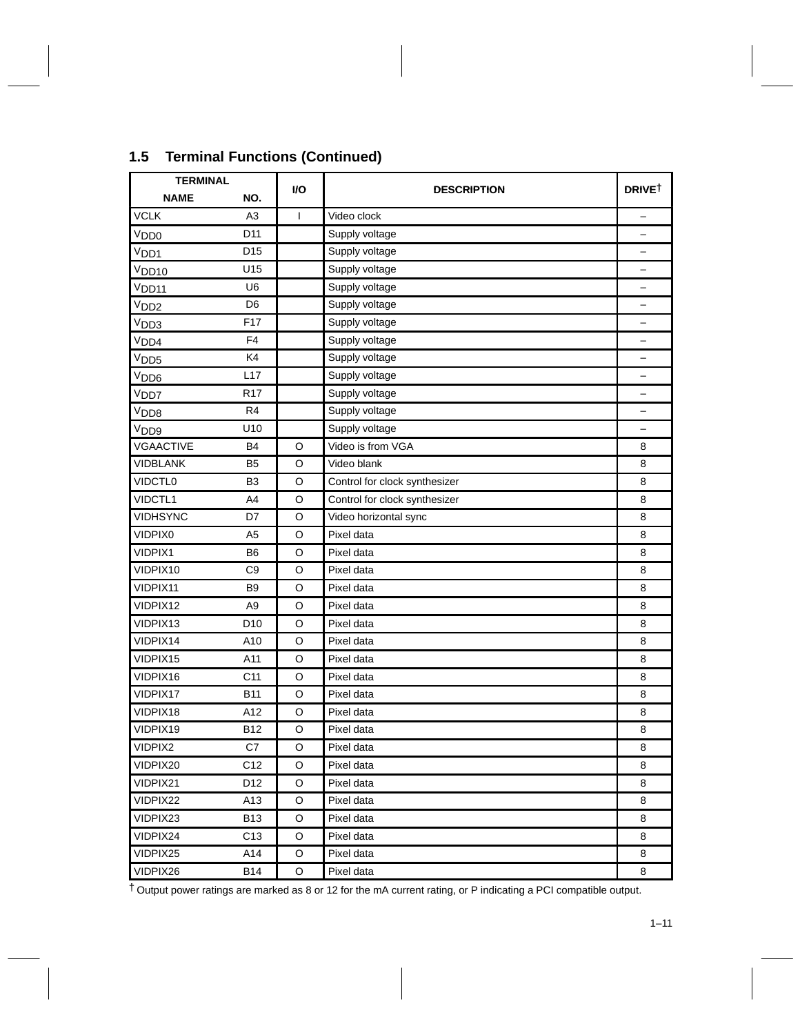## 1.5 Terminal Functions (Continued)

| TERMINAL | | I/O | DESCRIPTION | DRIVE† |
|---|---|---|---|---|
| NAME | NO. | | | |
| VCLK | A3 | I | Video clock | – |
| $V_{DD0}$ | D11 | | Supply voltage | – |
| $V_{DD1}$ | D15 | | Supply voltage | – |
| $V_{DD10}$ | U15 | | Supply voltage | – |
| $V_{DD11}$ | U6 | | Supply voltage | – |
| $V_{DD2}$ | D6 | | Supply voltage | – |
| $V_{DD3}$ | F17 | | Supply voltage | – |
| $V_{DD4}$ | F4 | | Supply voltage | – |
| $V_{DD5}$ | K4 | | Supply voltage | – |
| $V_{DD6}$ | L17 | | Supply voltage | – |
| $V_{DD7}$ | R17 | | Supply voltage | – |
| $V_{DD8}$ | R4 | | Supply voltage | – |
| $V_{DD9}$ | U10 | | Supply voltage | – |
| VGAACTIVE | B4 | O | Video is from VGA | 8 |
| VIDBLANK | B5 | O | Video blank | 8 |
| VIDCTL0 | B3 | O | Control for clock synthesizer | 8 |
| VIDCTL1 | A4 | O | Control for clock synthesizer | 8 |
| VIDHSYNC | D7 | O | Video horizontal sync | 8 |
| VIDPIX0 | A5 | O | Pixel data | 8 |
| VIDPIX1 | B6 | O | Pixel data | 8 |
| VIDPIX10 | C9 | O | Pixel data | 8 |
| VIDPIX11 | B9 | O | Pixel data | 8 |
| VIDPIX12 | A9 | O | Pixel data | 8 |
| VIDPIX13 | D10 | O | Pixel data | 8 |
| VIDPIX14 | A10 | O | Pixel data | 8 |
| VIDPIX15 | A11 | O | Pixel data | 8 |
| VIDPIX16 | C11 | O | Pixel data | 8 |
| VIDPIX17 | B11 | O | Pixel data | 8 |
| VIDPIX18 | A12 | O | Pixel data | 8 |
| VIDPIX19 | B12 | O | Pixel data | 8 |
| VIDPIX2 | C7 | O | Pixel data | 8 |
| VIDPIX20 | C12 | O | Pixel data | 8 |
| VIDPIX21 | D12 | O | Pixel data | 8 |
| VIDPIX22 | A13 | O | Pixel data | 8 |
| VIDPIX23 | B13 | O | Pixel data | 8 |
| VIDPIX24 | C13 | O | Pixel data | 8 |
| VIDPIX25 | A14 | O | Pixel data | 8 |
| VIDPIX26 | B14 | O | Pixel data | 8 |

† Output power ratings are marked as 8 or 12 for the mA current rating, or P indicating a PCI compatible output.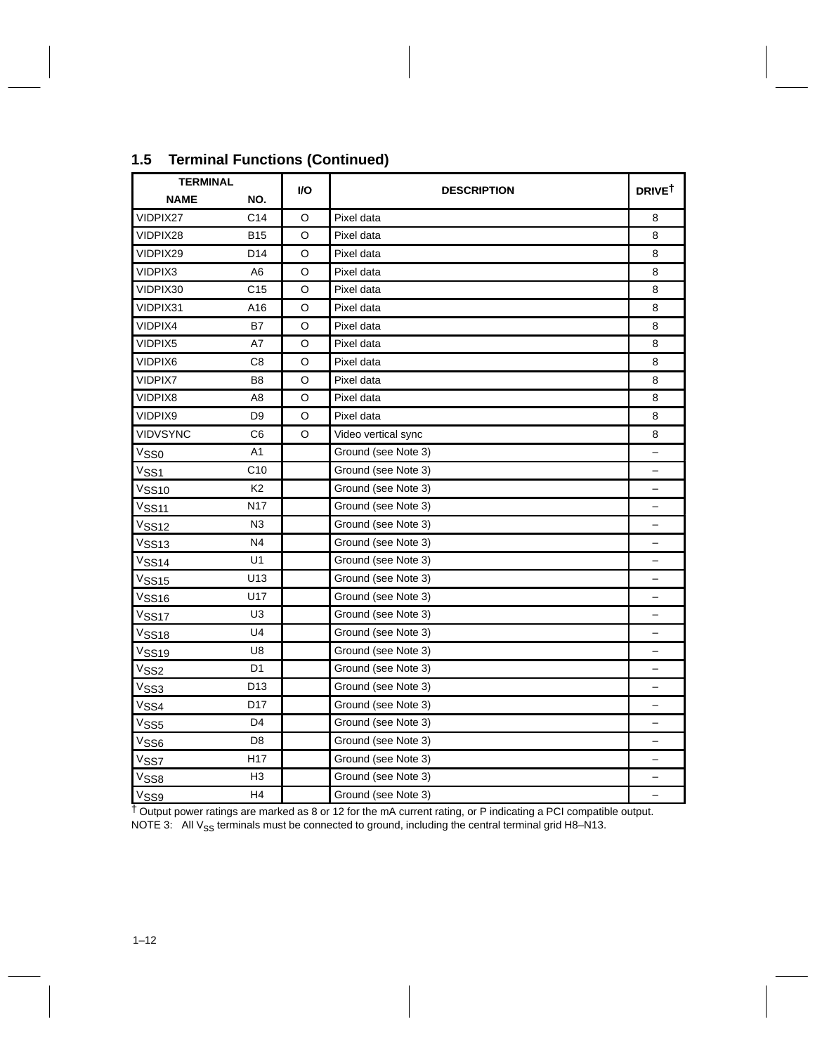## 1.5 Terminal Functions (Continued)

| TERMINAL | | I/O | DESCRIPTION | DRIVE† |
|---|---|---|---|---|
| NAME | NO. | | | |
| VIDPIX27 | C14 | O | Pixel data | 8 |
| VIDPIX28 | B15 | O | Pixel data | 8 |
| VIDPIX29 | D14 | O | Pixel data | 8 |
| VIDPIX3 | A6 | O | Pixel data | 8 |
| VIDPIX30 | C15 | O | Pixel data | 8 |
| VIDPIX31 | A16 | O | Pixel data | 8 |
| VIDPIX4 | B7 | O | Pixel data | 8 |
| VIDPIX5 | A7 | O | Pixel data | 8 |
| VIDPIX6 | C8 | O | Pixel data | 8 |
| VIDPIX7 | B8 | O | Pixel data | 8 |
| VIDPIX8 | A8 | O | Pixel data | 8 |
| VIDPIX9 | D9 | O | Pixel data | 8 |
| VIDVSYNC | C6 | O | Video vertical sync | 8 |
| $V_{SS0}$ | A1 | | Ground (see Note 3) | – |
| $V_{SS1}$ | C10 | | Ground (see Note 3) | – |
| $V_{SS10}$ | K2 | | Ground (see Note 3) | – |
| $V_{SS11}$ | N17 | | Ground (see Note 3) | – |
| $V_{SS12}$ | N3 | | Ground (see Note 3) | – |
| $V_{SS13}$ | N4 | | Ground (see Note 3) | – |
| $V_{SS14}$ | U1 | | Ground (see Note 3) | – |
| $V_{SS15}$ | U13 | | Ground (see Note 3) | – |
| $V_{SS16}$ | U17 | | Ground (see Note 3) | – |
| $V_{SS17}$ | U3 | | Ground (see Note 3) | – |
| $V_{SS18}$ | U4 | | Ground (see Note 3) | – |
| $V_{SS19}$ | U8 | | Ground (see Note 3) | – |
| $V_{SS2}$ | D1 | | Ground (see Note 3) | – |
| $V_{SS3}$ | D13 | | Ground (see Note 3) | – |
| $V_{SS4}$ | D17 | | Ground (see Note 3) | – |
| $V_{SS5}$ | D4 | | Ground (see Note 3) | – |
| $V_{SS6}$ | D8 | | Ground (see Note 3) | – |
| $V_{SS7}$ | H17 | | Ground (see Note 3) | – |
| $V_{SS8}$ | H3 | | Ground (see Note 3) | – |
| $V_{SS9}$ | H4 | | Ground (see Note 3) | – |

† Output power ratings are marked as 8 or 12 for the mA current rating, or P indicating a PCI compatible output.

NOTE 3: All $V_{SS}$ terminals must be connected to ground, including the central terminal grid H8–N13.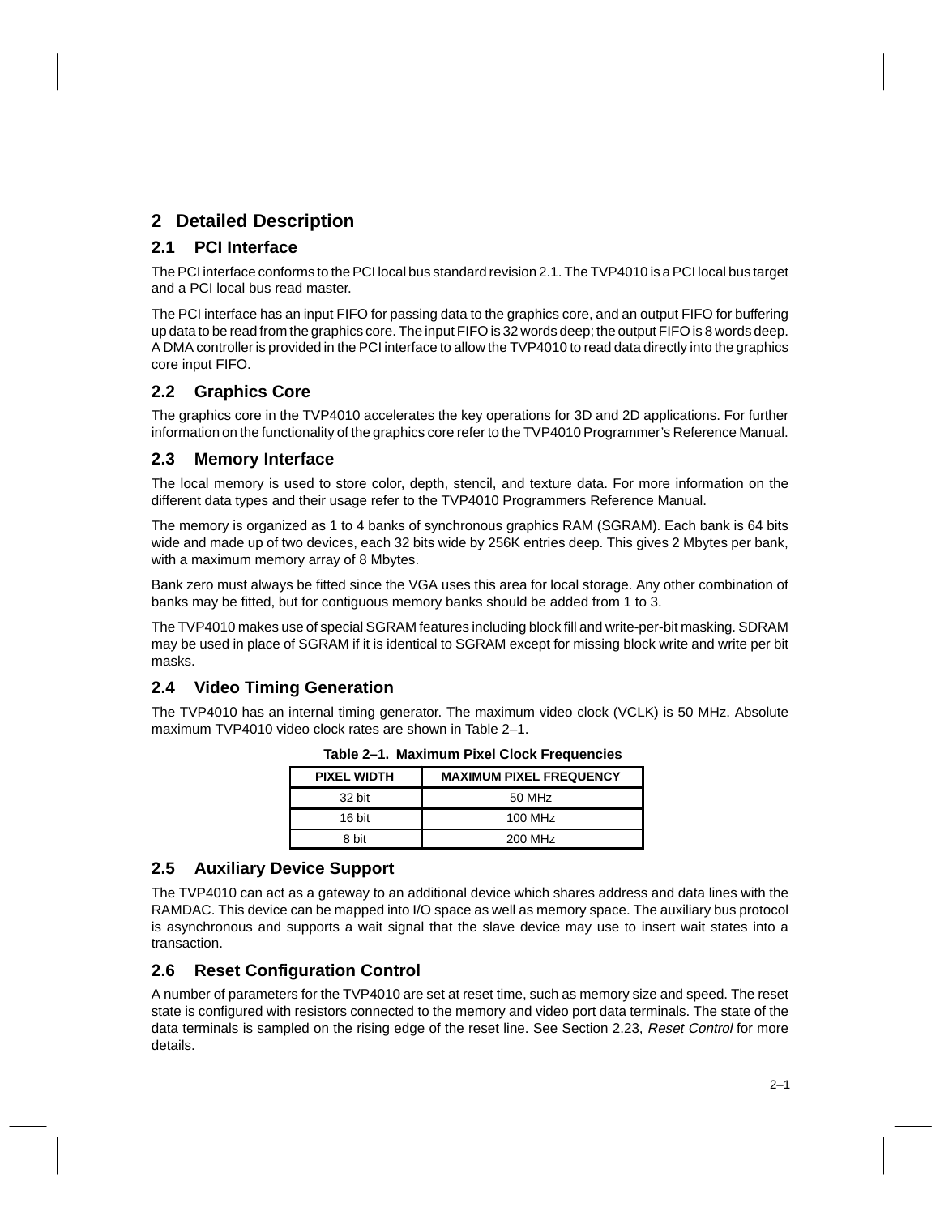# 2 Detailed Description

## 2.1 PCI Interface

The PCI interface conforms to the PCI local bus standard revision 2.1. The TVP4010 is a PCI local bus target and a PCI local bus read master.

The PCI interface has an input FIFO for passing data to the graphics core, and an output FIFO for buffering up data to be read from the graphics core. The input FIFO is 32 words deep; the output FIFO is 8 words deep. A DMA controller is provided in the PCI interface to allow the TVP4010 to read data directly into the graphics core input FIFO.

## 2.2 Graphics Core

The graphics core in the TVP4010 accelerates the key operations for 3D and 2D applications. For further information on the functionality of the graphics core refer to the TVP4010 Programmer's Reference Manual.

## 2.3 Memory Interface

The local memory is used to store color, depth, stencil, and texture data. For more information on the different data types and their usage refer to the TVP4010 Programmers Reference Manual.

The memory is organized as 1 to 4 banks of synchronous graphics RAM (SGRAM). Each bank is 64 bits wide and made up of two devices, each 32 bits wide by 256K entries deep. This gives 2 Mbytes per bank, with a maximum memory array of 8 Mbytes.

Bank zero must always be fitted since the VGA uses this area for local storage. Any other combination of banks may be fitted, but for contiguous memory banks should be added from 1 to 3.

The TVP4010 makes use of special SGRAM features including block fill and write-per-bit masking. SDRAM may be used in place of SGRAM if it is identical to SGRAM except for missing block write and write per bit masks.

## 2.4 Video Timing Generation

The TVP4010 has an internal timing generator. The maximum video clock (VCLK) is 50 MHz. Absolute maximum TVP4010 video clock rates are shown in Table 2–1.

**Table 2–1. Maximum Pixel Clock Frequencies**

| PIXEL WIDTH | MAXIMUM PIXEL FREQUENCY |
|---|---|
| 32 bit | 50 MHz |
| 16 bit | 100 MHz |
| 8 bit | 200 MHz |

## 2.5 Auxiliary Device Support

The TVP4010 can act as a gateway to an additional device which shares address and data lines with the RAMDAC. This device can be mapped into I/O space as well as memory space. The auxiliary bus protocol is asynchronous and supports a wait signal that the slave device may use to insert wait states into a transaction.

## 2.6 Reset Configuration Control

A number of parameters for the TVP4010 are set at reset time, such as memory size and speed. The reset state is configured with resistors connected to the memory and video port data terminals. The state of the data terminals is sampled on the rising edge of the reset line. See Section 2.23, *Reset Control* for more details.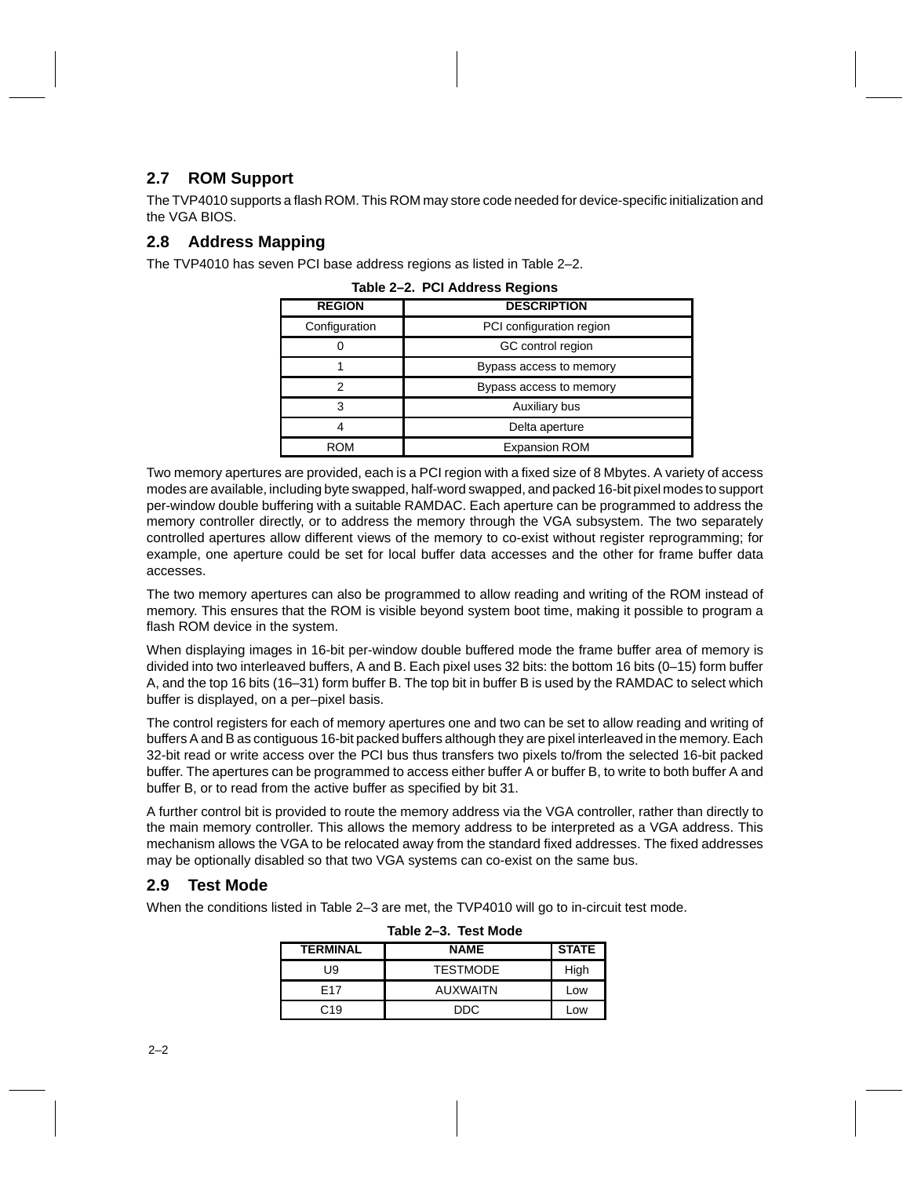## 2.7 ROM Support

The TVP4010 supports a flash ROM. This ROM may store code needed for device-specific initialization and the VGA BIOS.

## 2.8 Address Mapping

The TVP4010 has seven PCI base address regions as listed in Table 2–2.

**Table 2–2. PCI Address Regions**

| REGION | DESCRIPTION |
|---|---|
| Configuration | PCI configuration region |
| 0 | GC control region |
| 1 | Bypass access to memory |
| 2 | Bypass access to memory |
| 3 | Auxiliary bus |
| 4 | Delta aperture |
| ROM | Expansion ROM |

Two memory apertures are provided, each is a PCI region with a fixed size of 8 Mbytes. A variety of access modes are available, including byte swapped, half-word swapped, and packed 16-bit pixel modes to support per-window double buffering with a suitable RAMDAC. Each aperture can be programmed to address the memory controller directly, or to address the memory through the VGA subsystem. The two separately controlled apertures allow different views of the memory to co-exist without register reprogramming; for example, one aperture could be set for local buffer data accesses and the other for frame buffer data accesses.

The two memory apertures can also be programmed to allow reading and writing of the ROM instead of memory. This ensures that the ROM is visible beyond system boot time, making it possible to program a flash ROM device in the system.

When displaying images in 16-bit per-window double buffered mode the frame buffer area of memory is divided into two interleaved buffers, A and B. Each pixel uses 32 bits: the bottom 16 bits (0–15) form buffer A, and the top 16 bits (16–31) form buffer B. The top bit in buffer B is used by the RAMDAC to select which buffer is displayed, on a per–pixel basis.

The control registers for each of memory apertures one and two can be set to allow reading and writing of buffers A and B as contiguous 16-bit packed buffers although they are pixel interleaved in the memory. Each 32-bit read or write access over the PCI bus thus transfers two pixels to/from the selected 16-bit packed buffer. The apertures can be programmed to access either buffer A or buffer B, to write to both buffer A and buffer B, or to read from the active buffer as specified by bit 31.

A further control bit is provided to route the memory address via the VGA controller, rather than directly to the main memory controller. This allows the memory address to be interpreted as a VGA address. This mechanism allows the VGA to be relocated away from the standard fixed addresses. The fixed addresses may be optionally disabled so that two VGA systems can co-exist on the same bus.

## 2.9 Test Mode

When the conditions listed in Table 2–3 are met, the TVP4010 will go to in-circuit test mode.

**Table 2–3. Test Mode**

| TERMINAL | NAME | STATE |
|---|---|---|
| U9 | TESTMODE | High |
| E17 | AUXWAITN | Low |
| C19 | DDC | Low |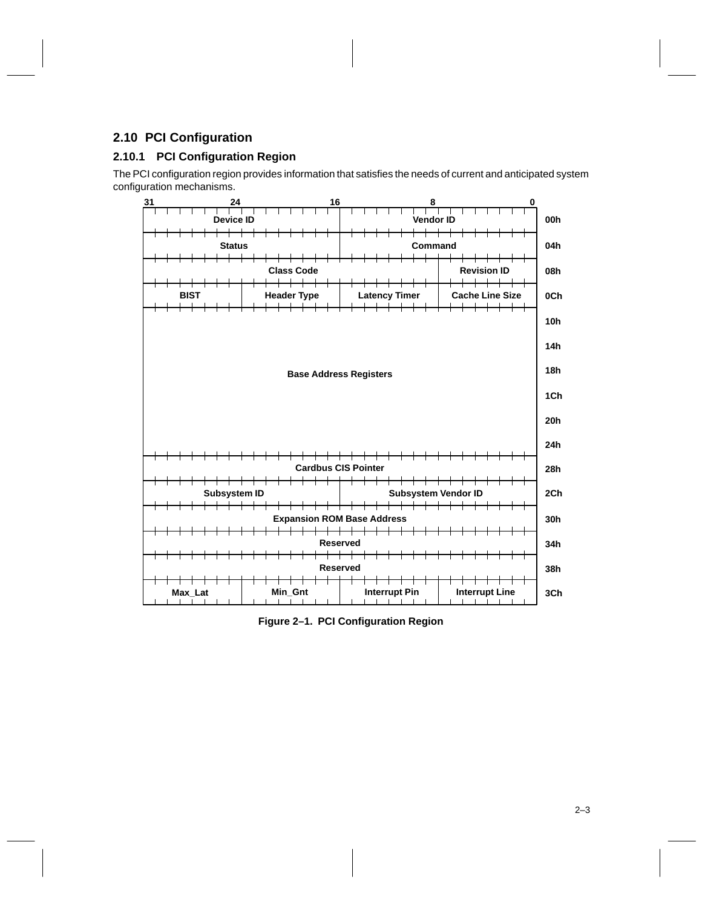## 2.10 PCI Configuration

### 2.10.1 PCI Configuration Region

The PCI configuration region provides information that satisfies the needs of current and anticipated system configuration mechanisms.

| 31–24 | 23–16 | 15–8 | 7–0 | Offset |
|---|---|---|---|---|
| Device ID | | Vendor ID | | 00h |
| Status | | Command | | 04h |
| Class Code | | | Revision ID | 08h |
| BIST | Header Type | Latency Timer | Cache Line Size | 0Ch |
| Base Address Registers | | | | 10h |
| | | | | 14h |
| | | | | 18h |
| | | | | 1Ch |
| | | | | 20h |
| | | | | 24h |
| Cardbus CIS Pointer | | | | 28h |
| Subsystem ID | | Subsystem Vendor ID | | 2Ch |
| Expansion ROM Base Address | | | | 30h |
| Reserved | | | | 34h |
| Reserved | | | | 38h |
| Max_Lat | Min_Gnt | Interrupt Pin | Interrupt Line | 3Ch |

**Figure 2–1. PCI Configuration Region**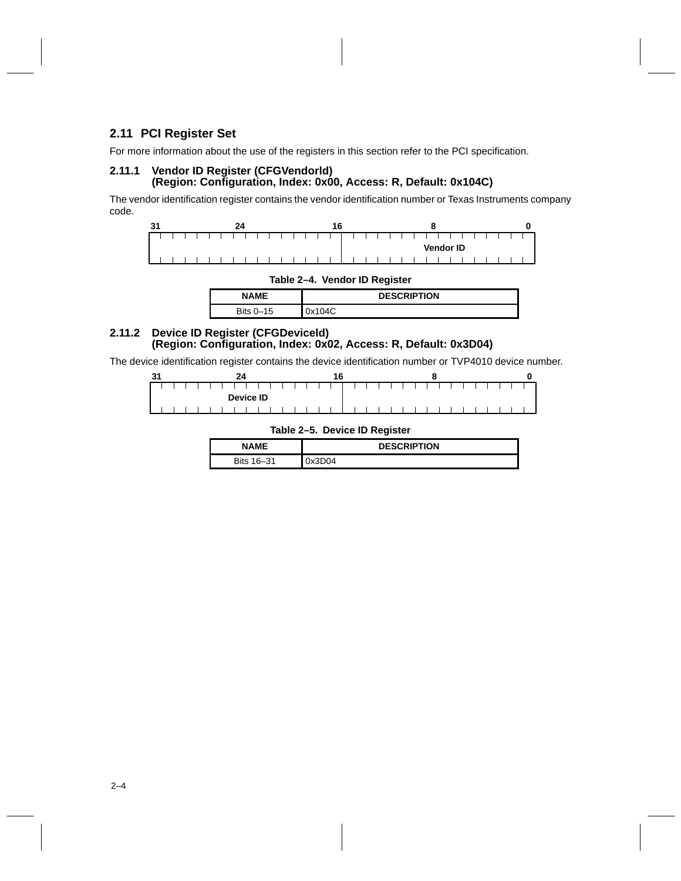## 2.11 PCI Register Set

For more information about the use of the registers in this section refer to the PCI specification.

### 2.11.1 Vendor ID Register (CFGVendorId) (Region: Configuration, Index: 0x00, Access: R, Default: 0x104C)

The vendor identification register contains the vendor identification number or Texas Instruments company code.

| 31–16 | 15–0 |
|---|---|
| | Vendor ID |

**Table 2–4. Vendor ID Register**

| NAME | DESCRIPTION |
|---|---|
| Bits 0–15 | 0x104C |

### 2.11.2 Device ID Register (CFGDeviceId) (Region: Configuration, Index: 0x02, Access: R, Default: 0x3D04)

The device identification register contains the device identification number or TVP4010 device number.

| 31–16 | 15–0 |
|---|---|
| Device ID | |

**Table 2–5. Device ID Register**

| NAME | DESCRIPTION |
|---|---|
| Bits 16–31 | 0x3D04 |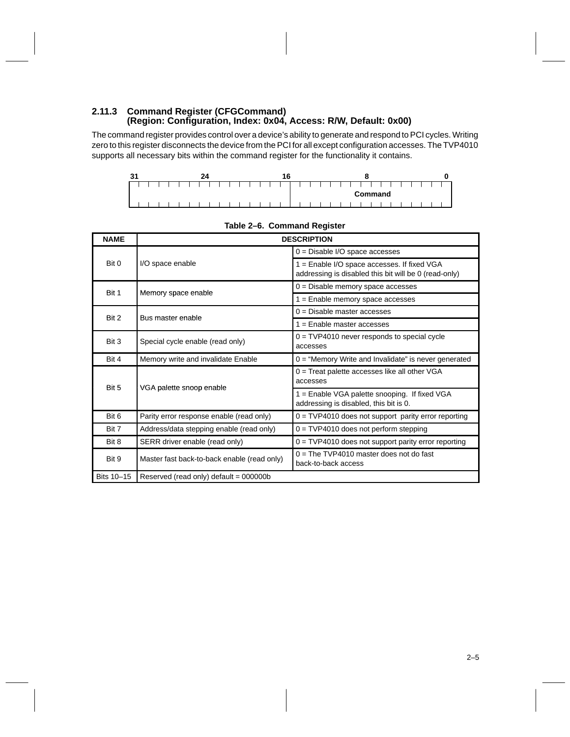### 2.11.3 Command Register (CFGCommand) (Region: Configuration, Index: 0x04, Access: R/W, Default: 0x00)

The command register provides control over a device's ability to generate and respond to PCI cycles. Writing zero to this register disconnects the device from the PCI for all except configuration accesses. The TVP4010 supports all necessary bits within the command register for the functionality it contains.

| 31 — 16 | 15 — 0 |
|---|---|
| | Command |

**Table 2–6. Command Register**

| NAME | DESCRIPTION | |
|---|---|---|
| Bit 0 | I/O space enable | 0 = Disable I/O space accesses |
| | | 1 = Enable I/O space accesses. If fixed VGA addressing is disabled this bit will be 0 (read-only) |
| Bit 1 | Memory space enable | 0 = Disable memory space accesses |
| | | 1 = Enable memory space accesses |
| Bit 2 | Bus master enable | 0 = Disable master accesses |
| | | 1 = Enable master accesses |
| Bit 3 | Special cycle enable (read only) | 0 = TVP4010 never responds to special cycle accesses |
| Bit 4 | Memory write and invalidate Enable | 0 = "Memory Write and Invalidate" is never generated |
| Bit 5 | VGA palette snoop enable | 0 = Treat palette accesses like all other VGA accesses |
| | | 1 = Enable VGA palette snooping. If fixed VGA addressing is disabled, this bit is 0. |
| Bit 6 | Parity error response enable (read only) | 0 = TVP4010 does not support parity error reporting |
| Bit 7 | Address/data stepping enable (read only) | 0 = TVP4010 does not perform stepping |
| Bit 8 | SERR driver enable (read only) | 0 = TVP4010 does not support parity error reporting |
| Bit 9 | Master fast back-to-back enable (read only) | 0 = The TVP4010 master does not do fast back-to-back access |
| Bits 10–15 | Reserved (read only) default = 000000b | |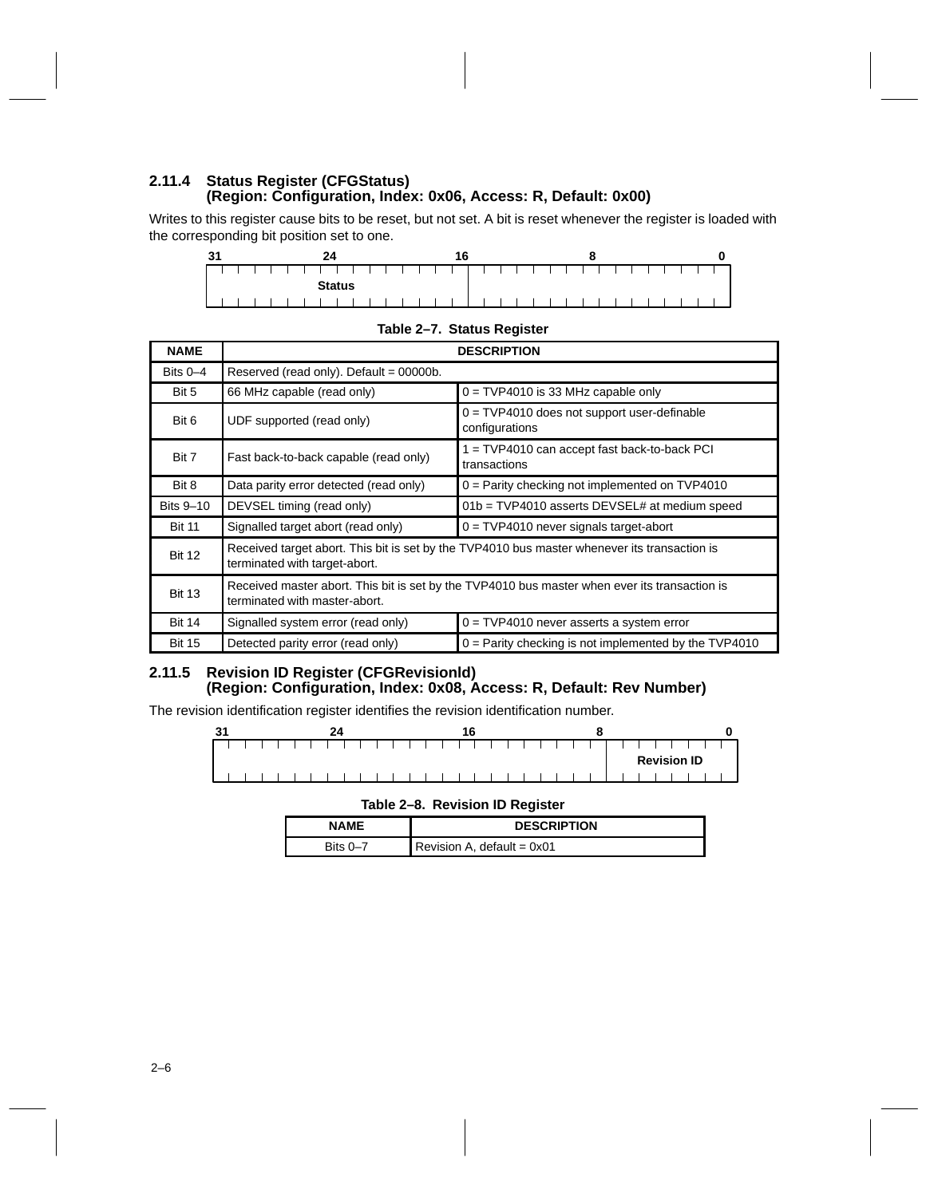### 2.11.4 Status Register (CFGStatus) (Region: Configuration, Index: 0x06, Access: R, Default: 0x00)

Writes to this register cause bits to be reset, but not set. A bit is reset whenever the register is loaded with the corresponding bit position set to one.

| 31 – 16 | 15 – 0 |
|---|---|
| Status | |

**Table 2–7. Status Register**

| NAME | DESCRIPTION | |
|---|---|---|
| Bits 0–4 | Reserved (read only). Default = 00000b. | |
| Bit 5 | 66 MHz capable (read only) | 0 = TVP4010 is 33 MHz capable only |
| Bit 6 | UDF supported (read only) | 0 = TVP4010 does not support user-definable configurations |
| Bit 7 | Fast back-to-back capable (read only) | 1 = TVP4010 can accept fast back-to-back PCI transactions |
| Bit 8 | Data parity error detected (read only) | 0 = Parity checking not implemented on TVP4010 |
| Bits 9–10 | DEVSEL timing (read only) | 01b = TVP4010 asserts DEVSEL# at medium speed |
| Bit 11 | Signalled target abort (read only) | 0 = TVP4010 never signals target-abort |
| Bit 12 | Received target abort. This bit is set by the TVP4010 bus master whenever its transaction is terminated with target-abort. | |
| Bit 13 | Received master abort. This bit is set by the TVP4010 bus master when ever its transaction is terminated with master-abort. | |
| Bit 14 | Signalled system error (read only) | 0 = TVP4010 never asserts a system error |
| Bit 15 | Detected parity error (read only) | 0 = Parity checking is not implemented by the TVP4010 |

### 2.11.5 Revision ID Register (CFGRevisionId) (Region: Configuration, Index: 0x08, Access: R, Default: Rev Number)

The revision identification register identifies the revision identification number.

| 31 – 8 | 7 – 0 |
|---|---|
| | Revision ID |

**Table 2–8. Revision ID Register**

| NAME | DESCRIPTION |
|---|---|
| Bits 0–7 | Revision A, default = 0x01 |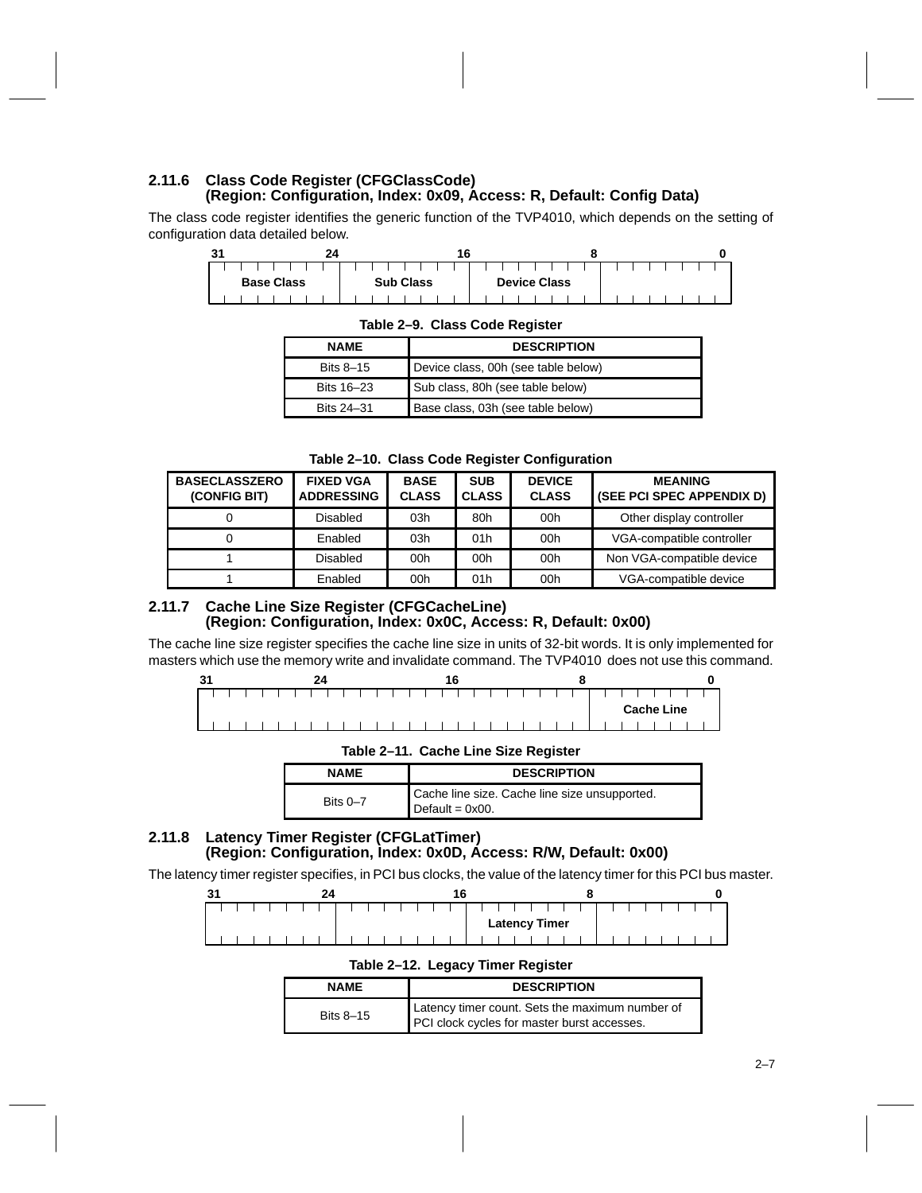### 2.11.6 Class Code Register (CFGClassCode) (Region: Configuration, Index: 0x09, Access: R, Default: Config Data)

The class code register identifies the generic function of the TVP4010, which depends on the setting of configuration data detailed below.

| 31–24 | 23–16 | 15–8 | 7–0 |
|---|---|---|---|
| Base Class | Sub Class | Device Class | |

**Table 2–9. Class Code Register**

| NAME | DESCRIPTION |
|---|---|
| Bits 8–15 | Device class, 00h (see table below) |
| Bits 16–23 | Sub class, 80h (see table below) |
| Bits 24–31 | Base class, 03h (see table below) |

**Table 2–10. Class Code Register Configuration**

| BASECLASSZERO (CONFIG BIT) | FIXED VGA ADDRESSING | BASE CLASS | SUB CLASS | DEVICE CLASS | MEANING (SEE PCI SPEC APPENDIX D) |
|---|---|---|---|---|---|
| 0 | Disabled | 03h | 80h | 00h | Other display controller |
| 0 | Enabled | 03h | 01h | 00h | VGA-compatible controller |
| 1 | Disabled | 00h | 00h | 00h | Non VGA-compatible device |
| 1 | Enabled | 00h | 01h | 00h | VGA-compatible device |

### 2.11.7 Cache Line Size Register (CFGCacheLine) (Region: Configuration, Index: 0x0C, Access: R, Default: 0x00)

The cache line size register specifies the cache line size in units of 32-bit words. It is only implemented for masters which use the memory write and invalidate command. The TVP4010 does not use this command.

| 31–8 | 7–0 |
|---|---|
| | Cache Line |

**Table 2–11. Cache Line Size Register**

| NAME | DESCRIPTION |
|---|---|
| Bits 0–7 | Cache line size. Cache line size unsupported. Default = 0x00. |

### 2.11.8 Latency Timer Register (CFGLatTimer) (Region: Configuration, Index: 0x0D, Access: R/W, Default: 0x00)

The latency timer register specifies, in PCI bus clocks, the value of the latency timer for this PCI bus master.

| 31–24 | 23–16 | 15–8 | 7–0 |
|---|---|---|---|
| | | Latency Timer | |

**Table 2–12. Legacy Timer Register**

| NAME | DESCRIPTION |
|---|---|
| Bits 8–15 | Latency timer count. Sets the maximum number of PCI clock cycles for master burst accesses. |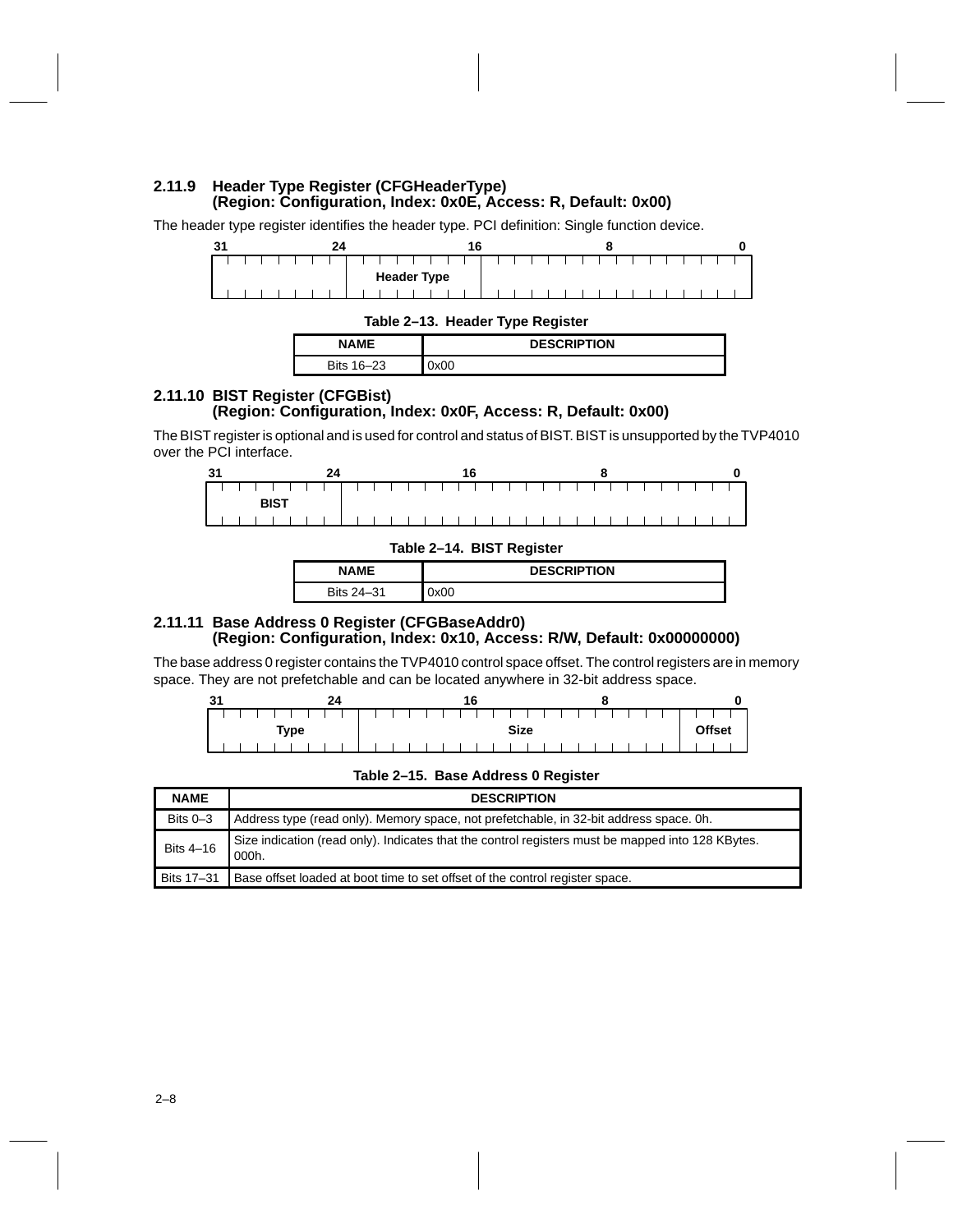### 2.11.9 Header Type Register (CFGHeaderType) (Region: Configuration, Index: 0x0E, Access: R, Default: 0x00)

The header type register identifies the header type. PCI definition: Single function device.

| 31–24 | 23–16 | 15–0 |
|---|---|---|
| | Header Type | |

**Table 2–13. Header Type Register**

| NAME | DESCRIPTION |
|---|---|
| Bits 16–23 | 0x00 |

### 2.11.10 BIST Register (CFGBist) (Region: Configuration, Index: 0x0F, Access: R, Default: 0x00)

The BIST register is optional and is used for control and status of BIST. BIST is unsupported by the TVP4010 over the PCI interface.

| 31–24 | 23–0 |
|---|---|
| BIST | |

**Table 2–14. BIST Register**

| NAME | DESCRIPTION |
|---|---|
| Bits 24–31 | 0x00 |

### 2.11.11 Base Address 0 Register (CFGBaseAddr0) (Region: Configuration, Index: 0x10, Access: R/W, Default: 0x00000000)

The base address 0 register contains the TVP4010 control space offset. The control registers are in memory space. They are not prefetchable and can be located anywhere in 32-bit address space.

| 31–17 | 16–4 | 3–0 |
|---|---|---|
| Type | Size | Offset |

**Table 2–15. Base Address 0 Register**

| NAME | DESCRIPTION |
|---|---|
| Bits 0–3 | Address type (read only). Memory space, not prefetchable, in 32-bit address space. 0h. |
| Bits 4–16 | Size indication (read only). Indicates that the control registers must be mapped into 128 KBytes. 000h. |
| Bits 17–31 | Base offset loaded at boot time to set offset of the control register space. |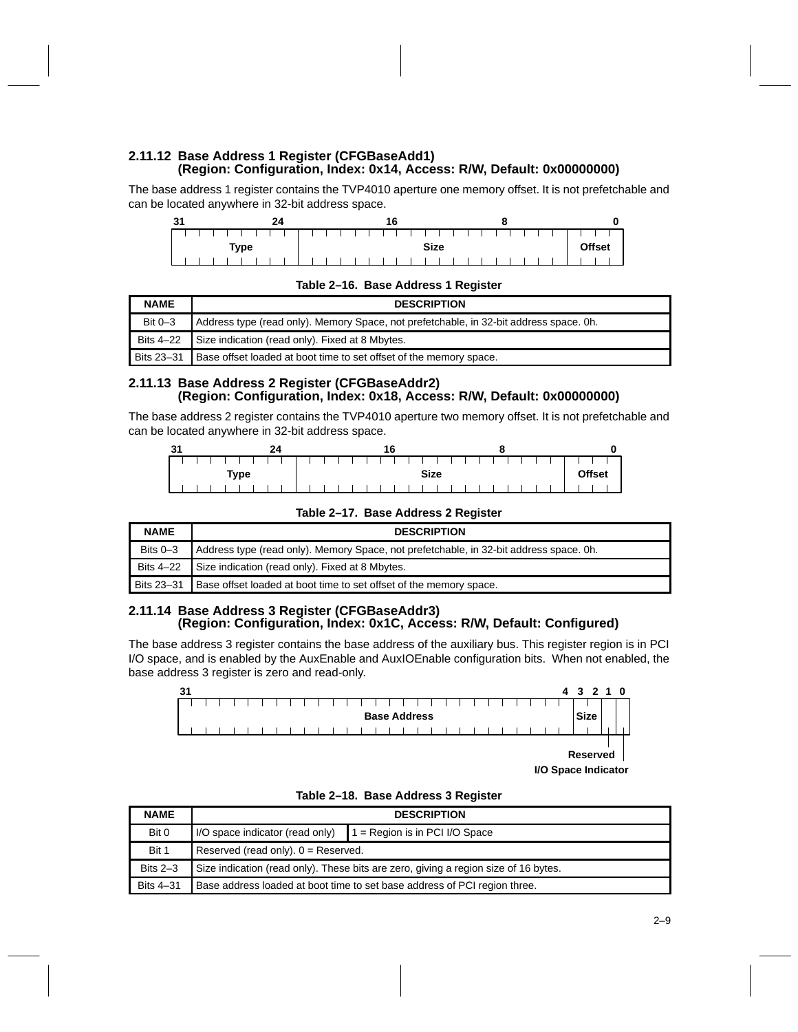### 2.11.12 Base Address 1 Register (CFGBaseAdd1) (Region: Configuration, Index: 0x14, Access: R/W, Default: 0x00000000)

The base address 1 register contains the TVP4010 aperture one memory offset. It is not prefetchable and can be located anywhere in 32-bit address space.

| 31–24 | 16–8 | 0 |
|---|---|---|
| Type | Size | Offset |

**Table 2–16. Base Address 1 Register**

| NAME | DESCRIPTION |
|---|---|
| Bit 0–3 | Address type (read only). Memory Space, not prefetchable, in 32-bit address space. 0h. |
| Bits 4–22 | Size indication (read only). Fixed at 8 Mbytes. |
| Bits 23–31 | Base offset loaded at boot time to set offset of the memory space. |

### 2.11.13 Base Address 2 Register (CFGBaseAddr2) (Region: Configuration, Index: 0x18, Access: R/W, Default: 0x00000000)

The base address 2 register contains the TVP4010 aperture two memory offset. It is not prefetchable and can be located anywhere in 32-bit address space.

| 31–24 | 16–8 | 0 |
|---|---|---|
| Type | Size | Offset |

**Table 2–17. Base Address 2 Register**

| NAME | DESCRIPTION |
|---|---|
| Bits 0–3 | Address type (read only). Memory Space, not prefetchable, in 32-bit address space. 0h. |
| Bits 4–22 | Size indication (read only). Fixed at 8 Mbytes. |
| Bits 23–31 | Base offset loaded at boot time to set offset of the memory space. |

### 2.11.14 Base Address 3 Register (CFGBaseAddr3) (Region: Configuration, Index: 0x1C, Access: R/W, Default: Configured)

The base address 3 register contains the base address of the auxiliary bus. This register region is in PCI I/O space, and is enabled by the AuxEnable and AuxIOEnable configuration bits. When not enabled, the base address 3 register is zero and read-only.

| 31–4 | 3–2 | 1 | 0 |
|---|---|---|---|
| Base Address | Size | Reserved | I/O Space Indicator |

**Table 2–18. Base Address 3 Register**

| NAME | DESCRIPTION | |
|---|---|---|
| Bit 0 | I/O space indicator (read only) | 1 = Region is in PCI I/O Space |
| Bit 1 | Reserved (read only). 0 = Reserved. | |
| Bits 2–3 | Size indication (read only). These bits are zero, giving a region size of 16 bytes. | |
| Bits 4–31 | Base address loaded at boot time to set base address of PCI region three. | |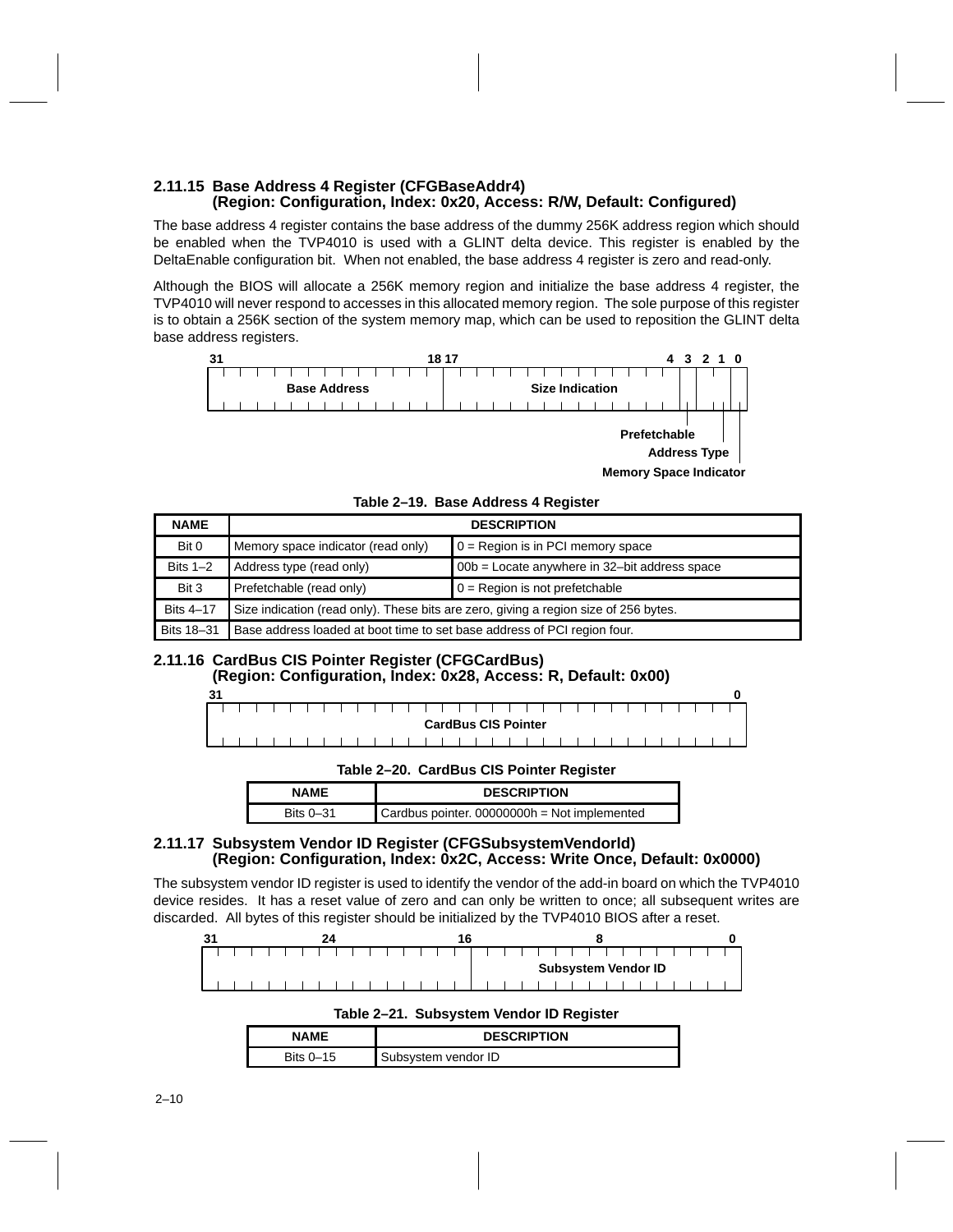### 2.11.15 Base Address 4 Register (CFGBaseAddr4) (Region: Configuration, Index: 0x20, Access: R/W, Default: Configured)

The base address 4 register contains the base address of the dummy 256K address region which should be enabled when the TVP4010 is used with a GLINT delta device. This register is enabled by the DeltaEnable configuration bit. When not enabled, the base address 4 register is zero and read-only.

Although the BIOS will allocate a 256K memory region and initialize the base address 4 register, the TVP4010 will never respond to accesses in this allocated memory region. The sole purpose of this register is to obtain a 256K section of the system memory map, which can be used to reposition the GLINT delta base address registers.

| 31–18 | 17–4 | 3 | 2–1 | 0 |
|---|---|---|---|---|
| Base Address | Size Indication | Prefetchable | Address Type | Memory Space Indicator |

**Table 2–19. Base Address 4 Register**

| NAME | DESCRIPTION | |
|---|---|---|
| Bit 0 | Memory space indicator (read only) | 0 = Region is in PCI memory space |
| Bits 1–2 | Address type (read only) | 00b = Locate anywhere in 32–bit address space |
| Bit 3 | Prefetchable (read only) | 0 = Region is not prefetchable |
| Bits 4–17 | Size indication (read only). These bits are zero, giving a region size of 256 bytes. | |
| Bits 18–31 | Base address loaded at boot time to set base address of PCI region four. | |

### 2.11.16 CardBus CIS Pointer Register (CFGCardBus) (Region: Configuration, Index: 0x28, Access: R, Default: 0x00)

| 31–0 |
|---|
| CardBus CIS Pointer |

**Table 2–20. CardBus CIS Pointer Register**

| NAME | DESCRIPTION |
|---|---|
| Bits 0–31 | Cardbus pointer. 00000000h = Not implemented |

### 2.11.17 Subsystem Vendor ID Register (CFGSubsystemVendorId) (Region: Configuration, Index: 0x2C, Access: Write Once, Default: 0x0000)

The subsystem vendor ID register is used to identify the vendor of the add-in board on which the TVP4010 device resides. It has a reset value of zero and can only be written to once; all subsequent writes are discarded. All bytes of this register should be initialized by the TVP4010 BIOS after a reset.

| 31–16 | 15–0 |
|---|---|
| | Subsystem Vendor ID |

**Table 2–21. Subsystem Vendor ID Register**

| NAME | DESCRIPTION |
|---|---|
| Bits 0–15 | Subsystem vendor ID |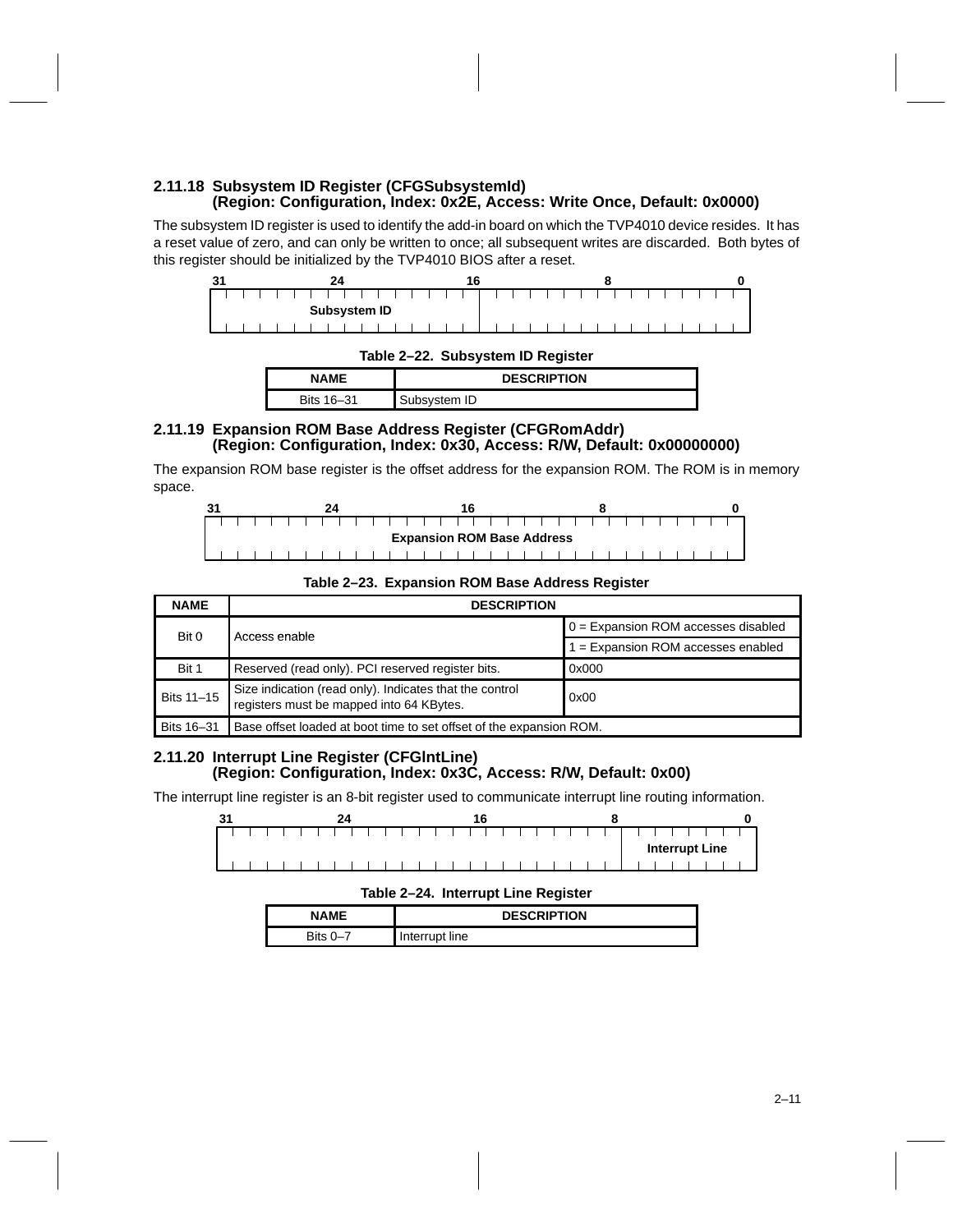### 2.11.18 Subsystem ID Register (CFGSubsystemId) (Region: Configuration, Index: 0x2E, Access: Write Once, Default: 0x0000)

The subsystem ID register is used to identify the add-in board on which the TVP4010 device resides. It has a reset value of zero, and can only be written to once; all subsequent writes are discarded. Both bytes of this register should be initialized by the TVP4010 BIOS after a reset.

| 31–16 | 15–0 |
|---|---|
| Subsystem ID | |

**Table 2–22. Subsystem ID Register**

| NAME | DESCRIPTION |
|---|---|
| Bits 16–31 | Subsystem ID |

### 2.11.19 Expansion ROM Base Address Register (CFGRomAddr) (Region: Configuration, Index: 0x30, Access: R/W, Default: 0x00000000)

The expansion ROM base register is the offset address for the expansion ROM. The ROM is in memory space.

| 31–0 |
|---|
| Expansion ROM Base Address |

**Table 2–23. Expansion ROM Base Address Register**

| NAME | DESCRIPTION | |
|---|---|---|
| Bit 0 | Access enable | 0 = Expansion ROM accesses disabled |
| | | 1 = Expansion ROM accesses enabled |
| Bit 1 | Reserved (read only). PCI reserved register bits. | 0x000 |
| Bits 11–15 | Size indication (read only). Indicates that the control registers must be mapped into 64 KBytes. | 0x00 |
| Bits 16–31 | Base offset loaded at boot time to set offset of the expansion ROM. | |

### 2.11.20 Interrupt Line Register (CFGIntLine) (Region: Configuration, Index: 0x3C, Access: R/W, Default: 0x00)

The interrupt line register is an 8-bit register used to communicate interrupt line routing information.

| 31–8 | 7–0 |
|---|---|
| | Interrupt Line |

**Table 2–24. Interrupt Line Register**

| NAME | DESCRIPTION |
|---|---|
| Bits 0–7 | Interrupt line |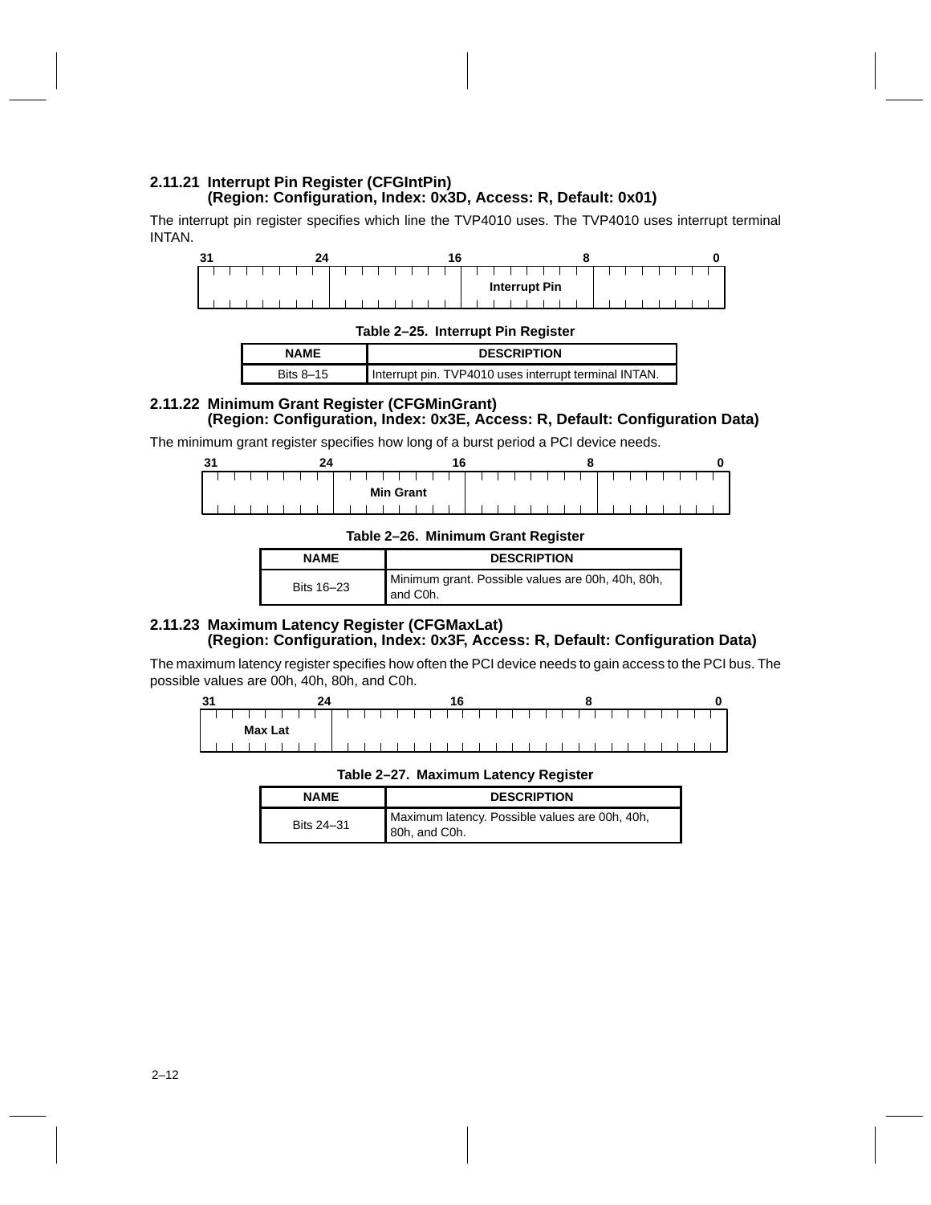### 2.11.21 Interrupt Pin Register (CFGIntPin) (Region: Configuration, Index: 0x3D, Access: R, Default: 0x01)

The interrupt pin register specifies which line the TVP4010 uses. The TVP4010 uses interrupt terminal INTAN.

| 31–24 | 23–16 | 15–8 | 7–0 |
|---|---|---|---|
| | | Interrupt Pin | |

**Table 2–25. Interrupt Pin Register**

| NAME | DESCRIPTION |
|---|---|
| Bits 8–15 | Interrupt pin. TVP4010 uses interrupt terminal INTAN. |

### 2.11.22 Minimum Grant Register (CFGMinGrant) (Region: Configuration, Index: 0x3E, Access: R, Default: Configuration Data)

The minimum grant register specifies how long of a burst period a PCI device needs.

| 31–24 | 23–16 | 15–8 | 7–0 |
|---|---|---|---|
| | Min Grant | | |

**Table 2–26. Minimum Grant Register**

| NAME | DESCRIPTION |
|---|---|
| Bits 16–23 | Minimum grant. Possible values are 00h, 40h, 80h, and C0h. |

### 2.11.23 Maximum Latency Register (CFGMaxLat) (Region: Configuration, Index: 0x3F, Access: R, Default: Configuration Data)

The maximum latency register specifies how often the PCI device needs to gain access to the PCI bus. The possible values are 00h, 40h, 80h, and C0h.

| 31–24 | 23–0 |
|---|---|
| Max Lat | |

**Table 2–27. Maximum Latency Register**

| NAME | DESCRIPTION |
|---|---|
| Bits 24–31 | Maximum latency. Possible values are 00h, 40h, 80h, and C0h. |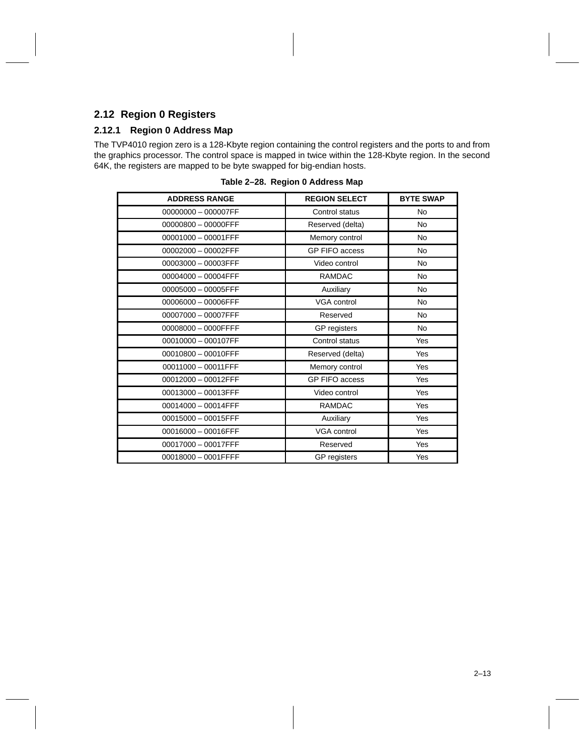## 2.12 Region 0 Registers

### 2.12.1 Region 0 Address Map

The TVP4010 region zero is a 128-Kbyte region containing the control registers and the ports to and from the graphics processor. The control space is mapped in twice within the 128-Kbyte region. In the second 64K, the registers are mapped to be byte swapped for big-endian hosts.

**Table 2–28. Region 0 Address Map**

| ADDRESS RANGE | REGION SELECT | BYTE SWAP |
|---|---|---|
| 00000000 – 000007FF | Control status | No |
| 00000800 – 00000FFF | Reserved (delta) | No |
| 00001000 – 00001FFF | Memory control | No |
| 00002000 – 00002FFF | GP FIFO access | No |
| 00003000 – 00003FFF | Video control | No |
| 00004000 – 00004FFF | RAMDAC | No |
| 00005000 – 00005FFF | Auxiliary | No |
| 00006000 – 00006FFF | VGA control | No |
| 00007000 – 00007FFF | Reserved | No |
| 00008000 – 0000FFFF | GP registers | No |
| 00010000 – 000107FF | Control status | Yes |
| 00010800 – 00010FFF | Reserved (delta) | Yes |
| 00011000 – 00011FFF | Memory control | Yes |
| 00012000 – 00012FFF | GP FIFO access | Yes |
| 00013000 – 00013FFF | Video control | Yes |
| 00014000 – 00014FFF | RAMDAC | Yes |
| 00015000 – 00015FFF | Auxiliary | Yes |
| 00016000 – 00016FFF | VGA control | Yes |
| 00017000 – 00017FFF | Reserved | Yes |
| 00018000 – 0001FFFF | GP registers | Yes |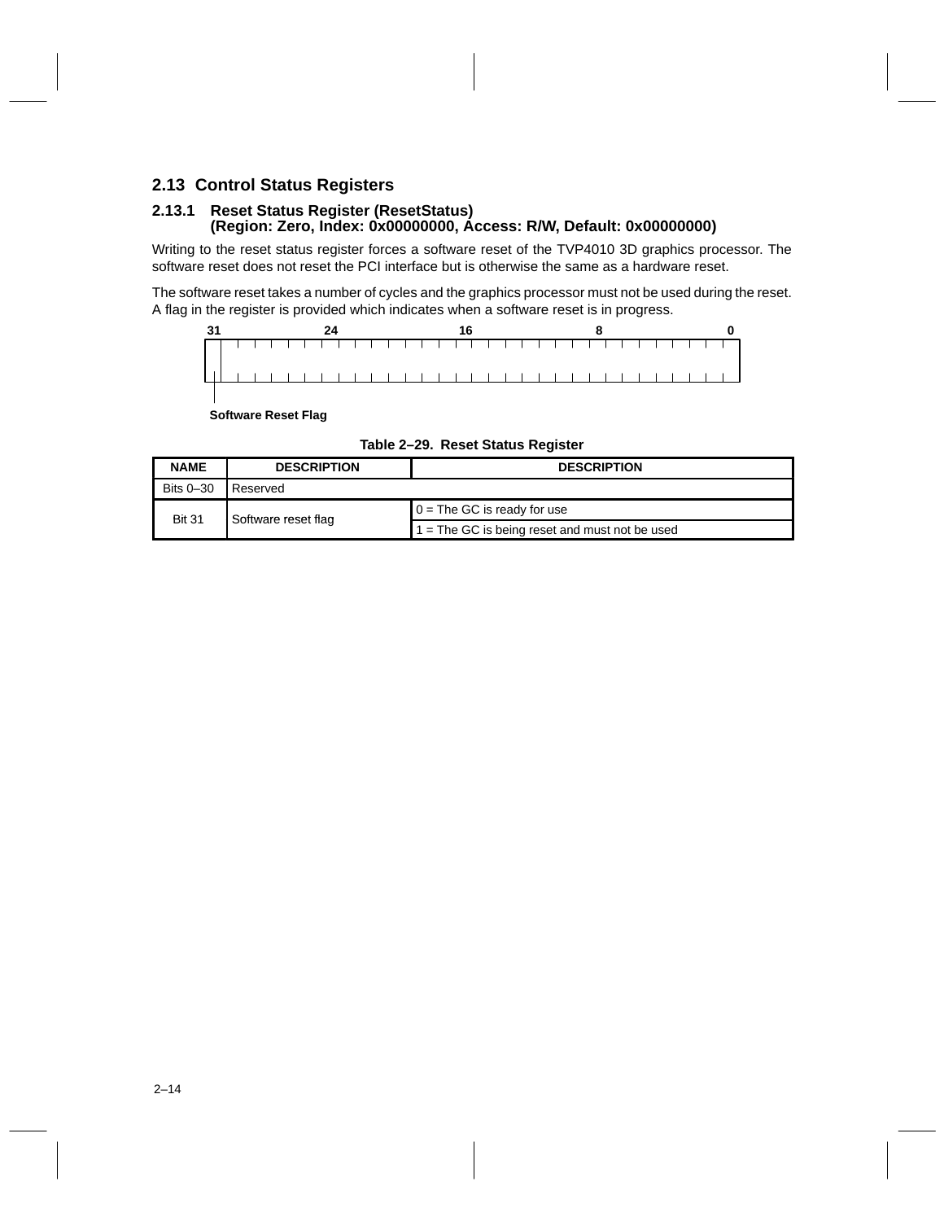## 2.13 Control Status Registers

### 2.13.1 Reset Status Register (ResetStatus) (Region: Zero, Index: 0x00000000, Access: R/W, Default: 0x00000000)

Writing to the reset status register forces a software reset of the TVP4010 3D graphics processor. The software reset does not reset the PCI interface but is otherwise the same as a hardware reset.

The software reset takes a number of cycles and the graphics processor must not be used during the reset. A flag in the register is provided which indicates when a software reset is in progress.

31 24 16 8 0

Software Reset Flag

**Table 2–29. Reset Status Register**

| NAME | DESCRIPTION | DESCRIPTION |
|---|---|---|
| Bits 0–30 | Reserved | |
| Bit 31 | Software reset flag | 0 = The GC is ready for use |
| | | 1 = The GC is being reset and must not be used |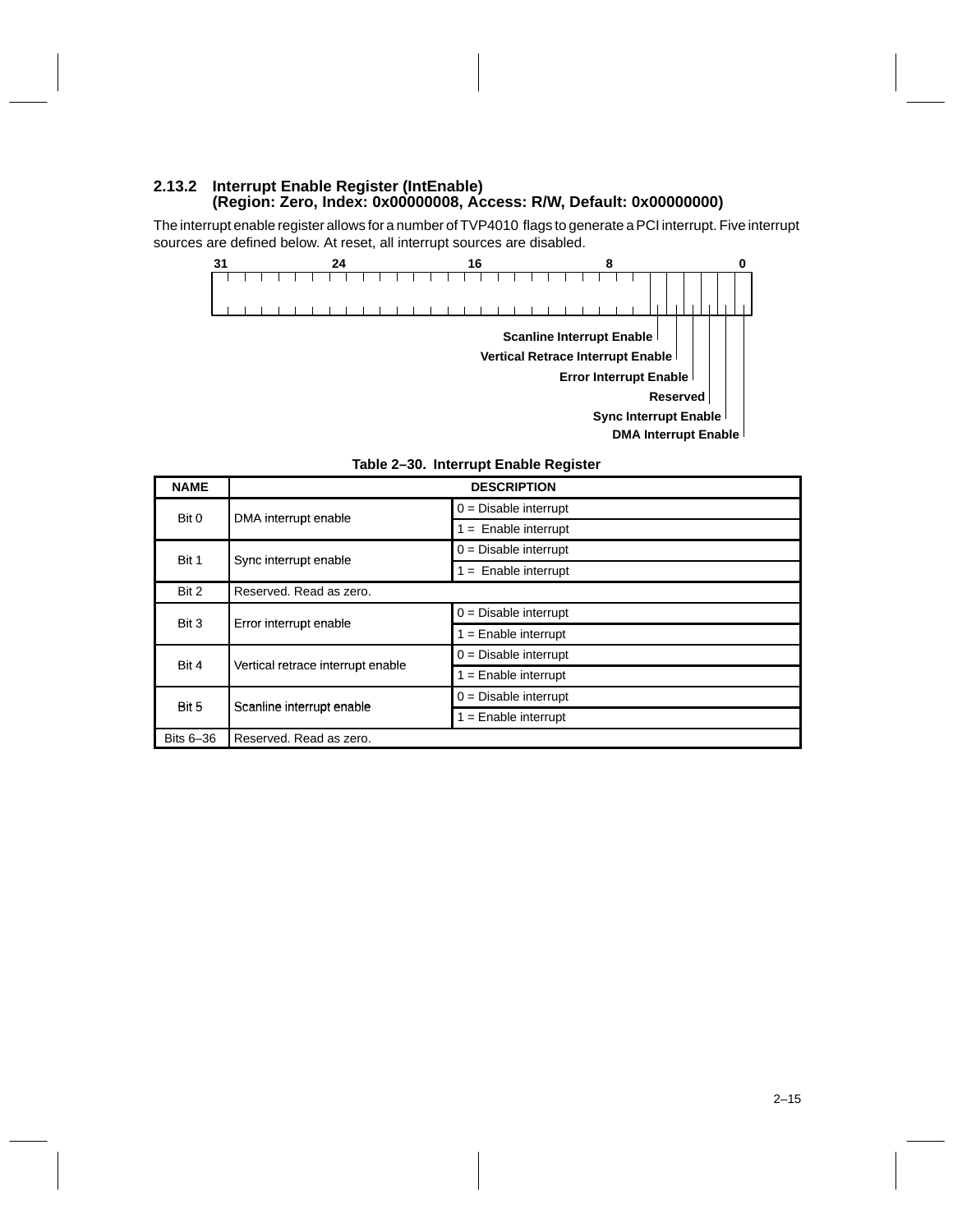### 2.13.2 Interrupt Enable Register (IntEnable) (Region: Zero, Index: 0x00000008, Access: R/W, Default: 0x00000000)

The interrupt enable register allows for a number of TVP4010 flags to generate a PCI interrupt. Five interrupt sources are defined below. At reset, all interrupt sources are disabled.

31 24 16 8 0

Scanline Interrupt Enable
Vertical Retrace Interrupt Enable
Error Interrupt Enable
Reserved
Sync Interrupt Enable
DMA Interrupt Enable

**Table 2–30. Interrupt Enable Register**

| NAME | DESCRIPTION | |
|---|---|---|
| Bit 0 | DMA interrupt enable | 0 = Disable interrupt |
| | | 1 = Enable interrupt |
| Bit 1 | Sync interrupt enable | 0 = Disable interrupt |
| | | 1 = Enable interrupt |
| Bit 2 | Reserved. Read as zero. | |
| Bit 3 | Error interrupt enable | 0 = Disable interrupt |
| | | 1 = Enable interrupt |
| Bit 4 | Vertical retrace interrupt enable | 0 = Disable interrupt |
| | | 1 = Enable interrupt |
| Bit 5 | Scanline interrupt enable | 0 = Disable interrupt |
| | | 1 = Enable interrupt |
| Bits 6–36 | Reserved. Read as zero. | |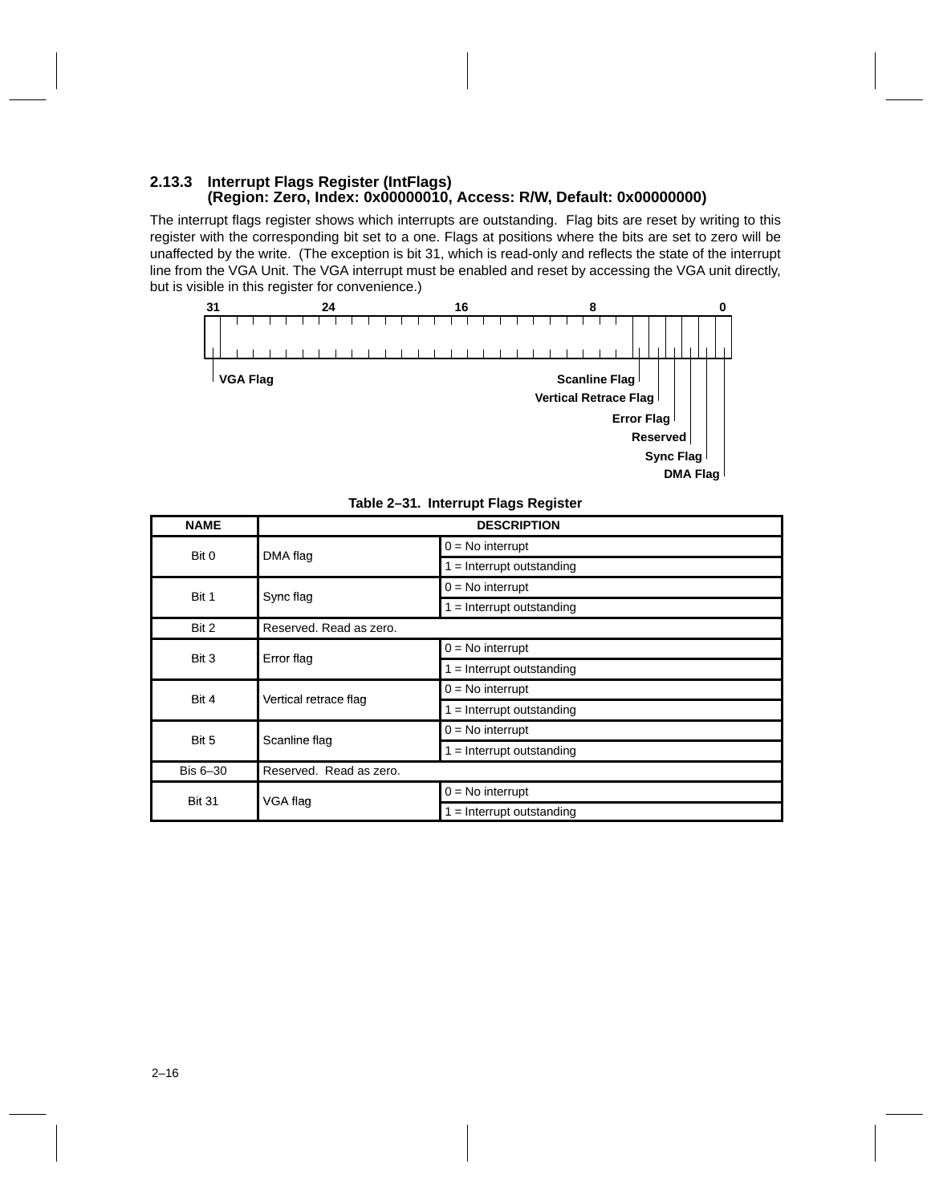### 2.13.3 Interrupt Flags Register (IntFlags) (Region: Zero, Index: 0x00000010, Access: R/W, Default: 0x00000000)

The interrupt flags register shows which interrupts are outstanding. Flag bits are reset by writing to this register with the corresponding bit set to a one. Flags at positions where the bits are set to zero will be unaffected by the write. (The exception is bit 31, which is read-only and reflects the state of the interrupt line from the VGA Unit. The VGA interrupt must be enabled and reset by accessing the VGA unit directly, but is visible in this register for convenience.)

```
31          24          16          8           0
VGA Flag                        Scanline Flag
                                Vertical Retrace Flag
                                Error Flag
                                Reserved
                                Sync Flag
                                DMA Flag
```

**Table 2–31. Interrupt Flags Register**

| NAME | DESCRIPTION | |
|---|---|---|
| Bit 0 | DMA flag | 0 = No interrupt |
| | | 1 = Interrupt outstanding |
| Bit 1 | Sync flag | 0 = No interrupt |
| | | 1 = Interrupt outstanding |
| Bit 2 | Reserved. Read as zero. | |
| Bit 3 | Error flag | 0 = No interrupt |
| | | 1 = Interrupt outstanding |
| Bit 4 | Vertical retrace flag | 0 = No interrupt |
| | | 1 = Interrupt outstanding |
| Bit 5 | Scanline flag | 0 = No interrupt |
| | | 1 = Interrupt outstanding |
| Bis 6–30 | Reserved. Read as zero. | |
| Bit 31 | VGA flag | 0 = No interrupt |
| | | 1 = Interrupt outstanding |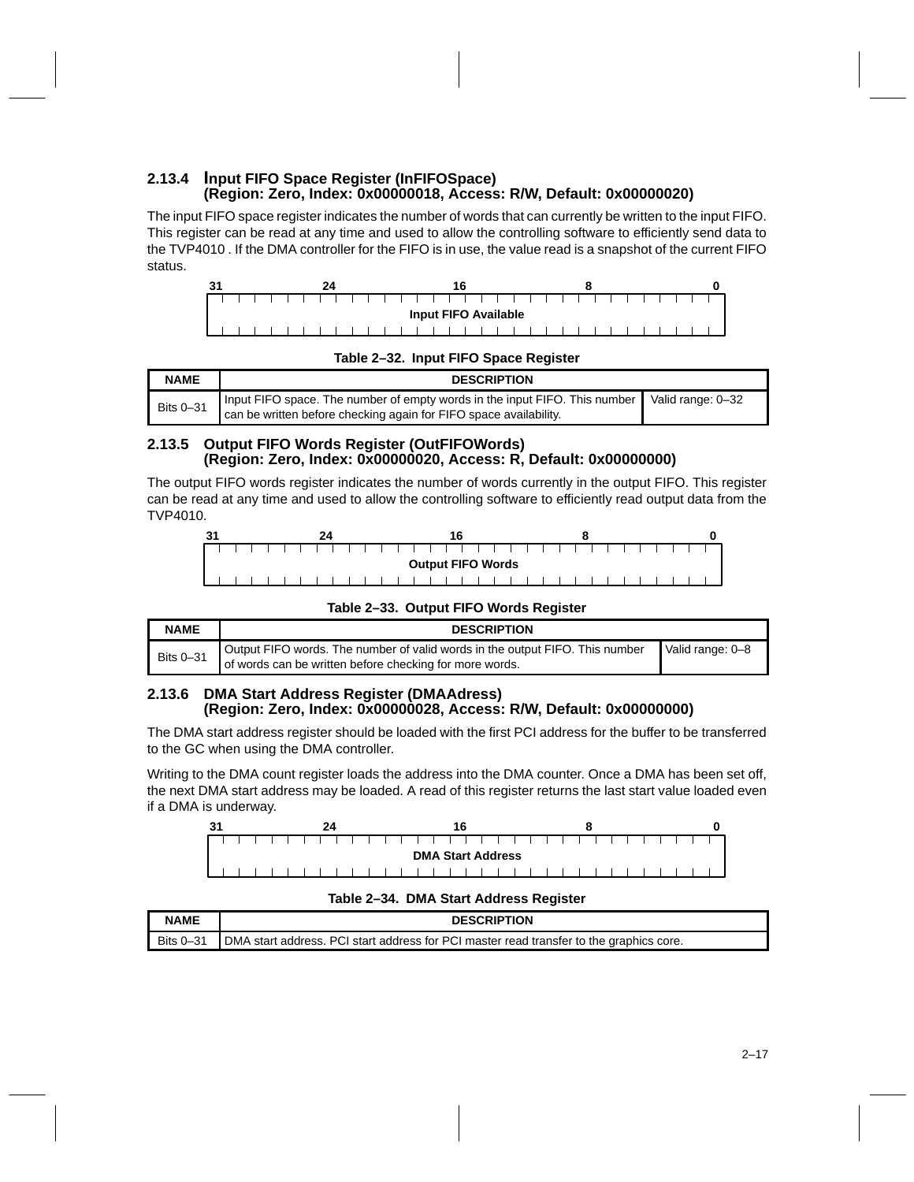### 2.13.4 Input FIFO Space Register (InFIFOSpace) (Region: Zero, Index: 0x00000018, Access: R/W, Default: 0x00000020)

The input FIFO space register indicates the number of words that can currently be written to the input FIFO. This register can be read at any time and used to allow the controlling software to efficiently send data to the TVP4010 . If the DMA controller for the FIFO is in use, the value read is a snapshot of the current FIFO status.

| 31 | 24 | 16 | 8 | 0 |
|---|---|---|---|---|
| Input FIFO Available | | | | |

**Table 2–32. Input FIFO Space Register**

| NAME | DESCRIPTION | |
|---|---|---|
| Bits 0–31 | Input FIFO space. The number of empty words in the input FIFO. This number can be written before checking again for FIFO space availability. | Valid range: 0–32 |

### 2.13.5 Output FIFO Words Register (OutFIFOWords) (Region: Zero, Index: 0x00000020, Access: R, Default: 0x00000000)

The output FIFO words register indicates the number of words currently in the output FIFO. This register can be read at any time and used to allow the controlling software to efficiently read output data from the TVP4010.

| 31 | 24 | 16 | 8 | 0 |
|---|---|---|---|---|
| Output FIFO Words | | | | |

**Table 2–33. Output FIFO Words Register**

| NAME | DESCRIPTION | |
|---|---|---|
| Bits 0–31 | Output FIFO words. The number of valid words in the output FIFO. This number of words can be written before checking for more words. | Valid range: 0–8 |

### 2.13.6 DMA Start Address Register (DMAAdress) (Region: Zero, Index: 0x00000028, Access: R/W, Default: 0x00000000)

The DMA start address register should be loaded with the first PCI address for the buffer to be transferred to the GC when using the DMA controller.

Writing to the DMA count register loads the address into the DMA counter. Once a DMA has been set off, the next DMA start address may be loaded. A read of this register returns the last start value loaded even if a DMA is underway.

| 31 | 24 | 16 | 8 | 0 |
|---|---|---|---|---|
| DMA Start Address | | | | |

**Table 2–34. DMA Start Address Register**

| NAME | DESCRIPTION |
|---|---|
| Bits 0–31 | DMA start address. PCI start address for PCI master read transfer to the graphics core. |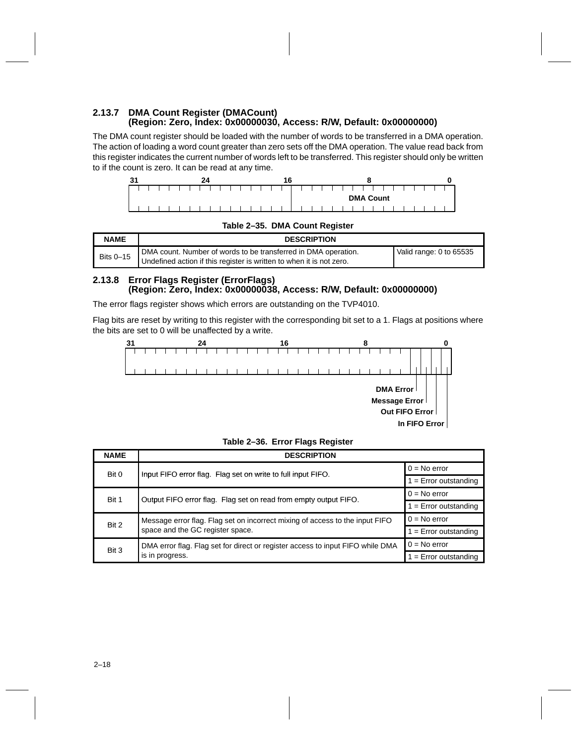### 2.13.7 DMA Count Register (DMACount) (Region: Zero, Index: 0x00000030, Access: R/W, Default: 0x00000000)

The DMA count register should be loaded with the number of words to be transferred in a DMA operation. The action of loading a word count greater than zero sets off the DMA operation. The value read back from this register indicates the current number of words left to be transferred. This register should only be written to if the count is zero. It can be read at any time.

| 31–16 | 15–0 |
|---|---|
| | DMA Count |

**Table 2–35. DMA Count Register**

| NAME | DESCRIPTION | |
|---|---|---|
| Bits 0–15 | DMA count. Number of words to be transferred in DMA operation. Undefined action if this register is written to when it is not zero. | Valid range: 0 to 65535 |

### 2.13.8 Error Flags Register (ErrorFlags) (Region: Zero, Index: 0x00000038, Access: R/W, Default: 0x00000000)

The error flags register shows which errors are outstanding on the TVP4010.

Flag bits are reset by writing to this register with the corresponding bit set to a 1. Flags at positions where the bits are set to 0 will be unaffected by a write.

| 31–4 | 3 | 2 | 1 | 0 |
|---|---|---|---|---|
| | DMA Error | Message Error | Out FIFO Error | In FIFO Error |

**Table 2–36. Error Flags Register**

| NAME | DESCRIPTION | |
|---|---|---|
| Bit 0 | Input FIFO error flag. Flag set on write to full input FIFO. | 0 = No error |
| | | 1 = Error outstanding |
| Bit 1 | Output FIFO error flag. Flag set on read from empty output FIFO. | 0 = No error |
| | | 1 = Error outstanding |
| Bit 2 | Message error flag. Flag set on incorrect mixing of access to the input FIFO space and the GC register space. | 0 = No error |
| | | 1 = Error outstanding |
| Bit 3 | DMA error flag. Flag set for direct or register access to input FIFO while DMA is in progress. | 0 = No error |
| | | 1 = Error outstanding |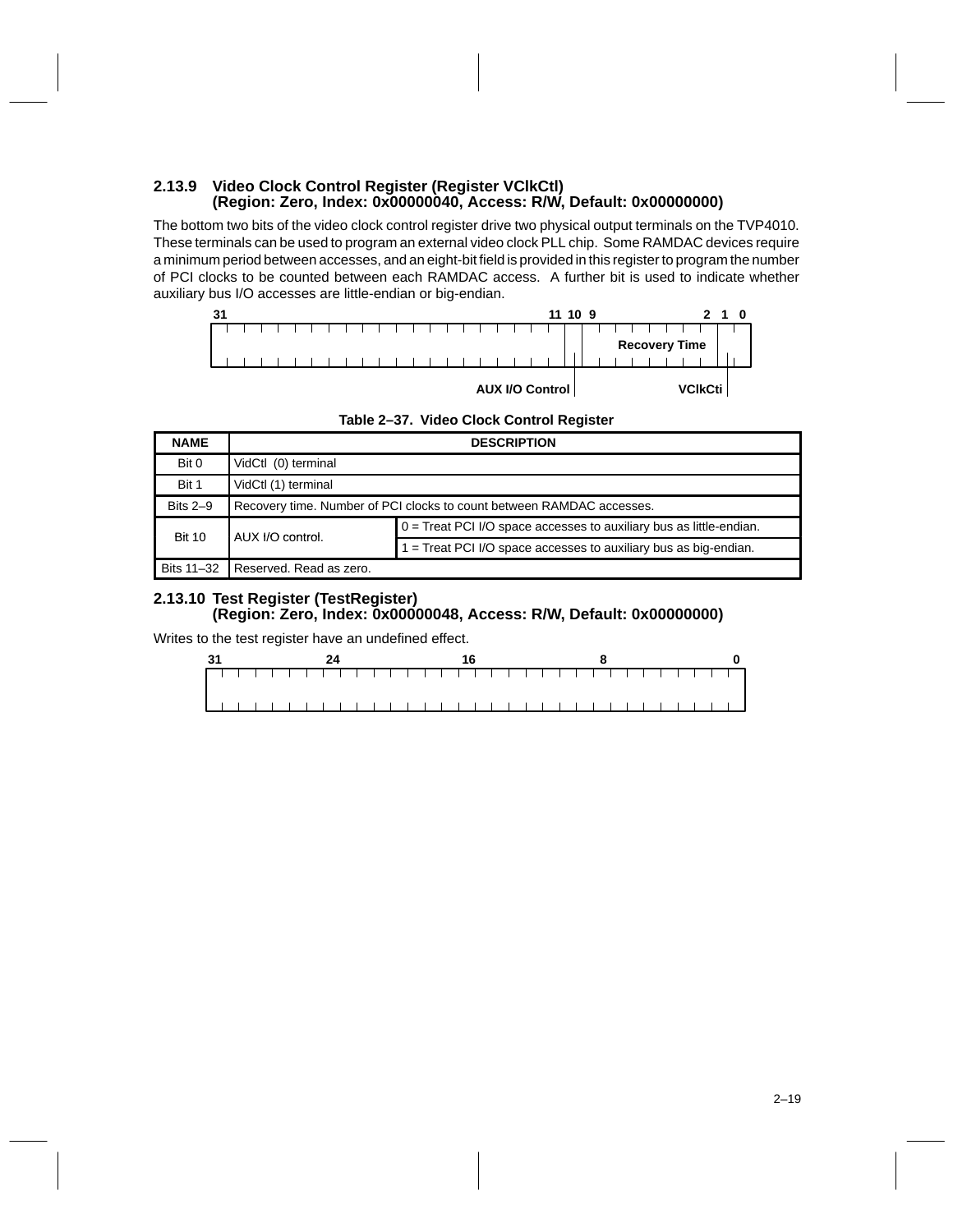### 2.13.9 Video Clock Control Register (Register VClkCtl) (Region: Zero, Index: 0x00000040, Access: R/W, Default: 0x00000000)

The bottom two bits of the video clock control register drive two physical output terminals on the TVP4010. These terminals can be used to program an external video clock PLL chip. Some RAMDAC devices require a minimum period between accesses, and an eight-bit field is provided in this register to program the number of PCI clocks to be counted between each RAMDAC access. A further bit is used to indicate whether auxiliary bus I/O accesses are little-endian or big-endian.

| 31–11 | 10 | 9–2 | 1–0 |
|---|---|---|---|
| | AUX I/O Control | Recovery Time | VClkCti |

**Table 2–37. Video Clock Control Register**

| NAME | DESCRIPTION | |
|---|---|---|
| Bit 0 | VidCtl (0) terminal | |
| Bit 1 | VidCtl (1) terminal | |
| Bits 2–9 | Recovery time. Number of PCI clocks to count between RAMDAC accesses. | |
| Bit 10 | AUX I/O control. | 0 = Treat PCI I/O space accesses to auxiliary bus as little-endian. |
| | | 1 = Treat PCI I/O space accesses to auxiliary bus as big-endian. |
| Bits 11–32 | Reserved. Read as zero. | |

### 2.13.10 Test Register (TestRegister) (Region: Zero, Index: 0x00000048, Access: R/W, Default: 0x00000000)

Writes to the test register have an undefined effect.

| 31–0 |
|---|
| |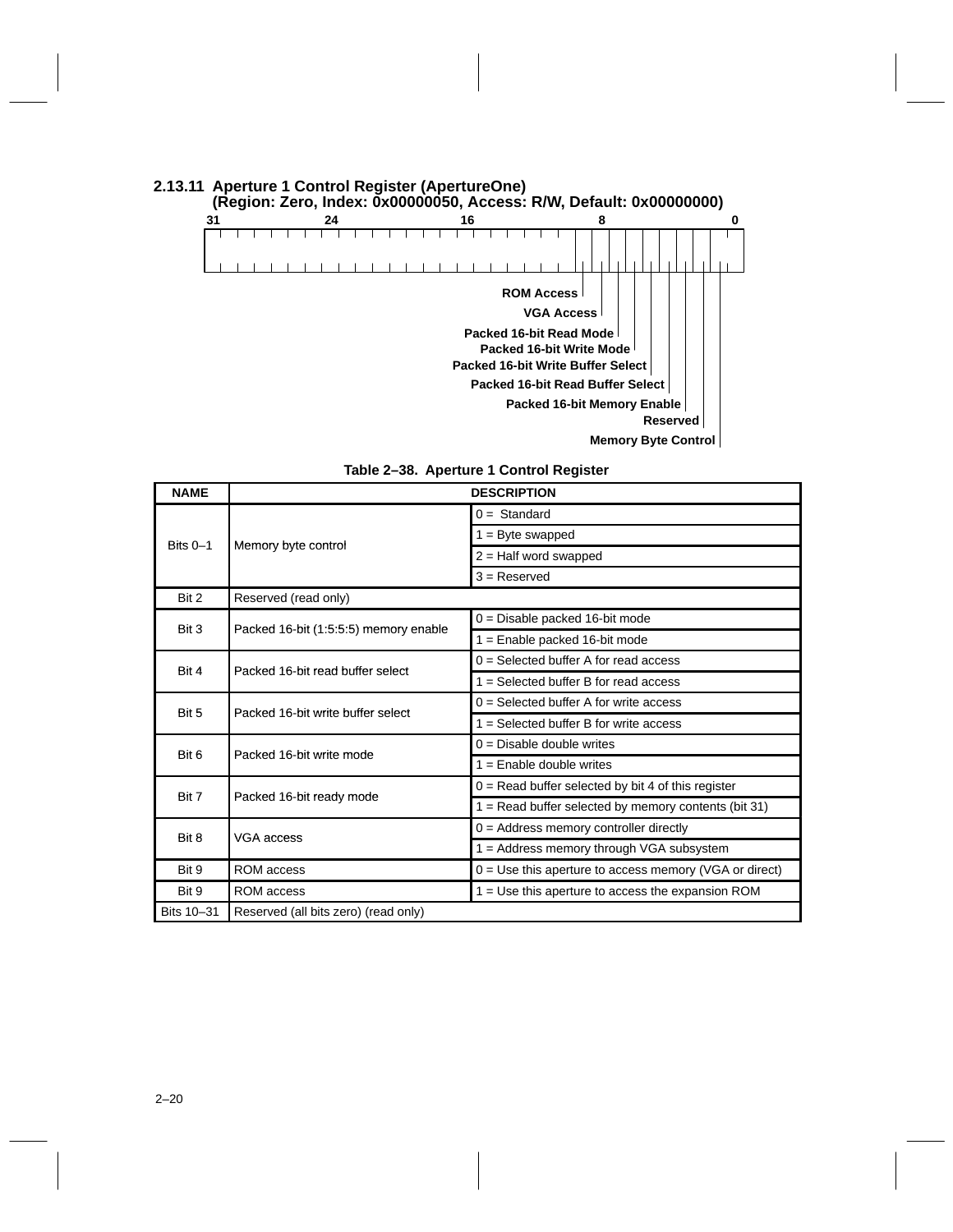### 2.13.11 Aperture 1 Control Register (ApertureOne) (Region: Zero, Index: 0x00000050, Access: R/W, Default: 0x00000000)

31 24 16 8 0

ROM Access
VGA Access
Packed 16-bit Read Mode
Packed 16-bit Write Mode
Packed 16-bit Write Buffer Select
Packed 16-bit Read Buffer Select
Packed 16-bit Memory Enable
Reserved
Memory Byte Control

**Table 2–38. Aperture 1 Control Register**

| NAME | DESCRIPTION | |
|---|---|---|
| Bits 0–1 | Memory byte control | 0 = Standard |
| | | 1 = Byte swapped |
| | | 2 = Half word swapped |
| | | 3 = Reserved |
| Bit 2 | Reserved (read only) | |
| Bit 3 | Packed 16-bit (1:5:5:5) memory enable | 0 = Disable packed 16-bit mode |
| | | 1 = Enable packed 16-bit mode |
| Bit 4 | Packed 16-bit read buffer select | 0 = Selected buffer A for read access |
| | | 1 = Selected buffer B for read access |
| Bit 5 | Packed 16-bit write buffer select | 0 = Selected buffer A for write access |
| | | 1 = Selected buffer B for write access |
| Bit 6 | Packed 16-bit write mode | 0 = Disable double writes |
| | | 1 = Enable double writes |
| Bit 7 | Packed 16-bit ready mode | 0 = Read buffer selected by bit 4 of this register |
| | | 1 = Read buffer selected by memory contents (bit 31) |
| Bit 8 | VGA access | 0 = Address memory controller directly |
| | | 1 = Address memory through VGA subsystem |
| Bit 9 | ROM access | 0 = Use this aperture to access memory (VGA or direct) |
| Bit 9 | ROM access | 1 = Use this aperture to access the expansion ROM |
| Bits 10–31 | Reserved (all bits zero) (read only) | |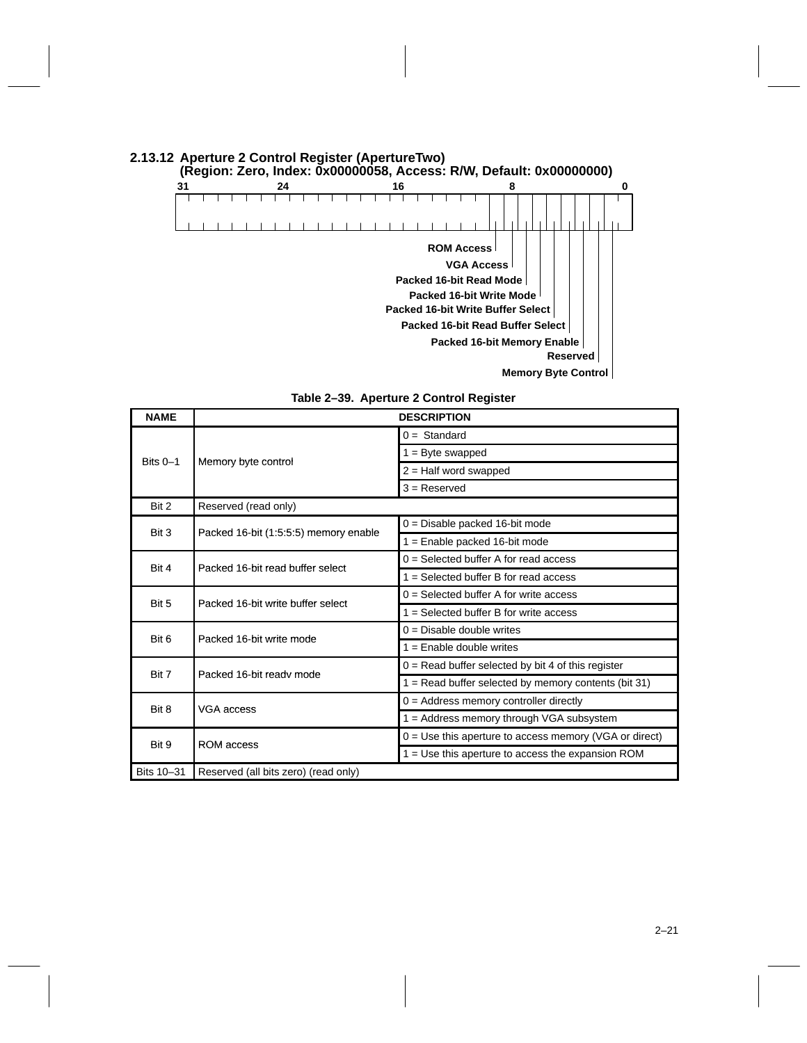### 2.13.12 Aperture 2 Control Register (ApertureTwo) (Region: Zero, Index: 0x00000058, Access: R/W, Default: 0x00000000)

31 24 16 8 0

ROM Access
VGA Access
Packed 16-bit Read Mode
Packed 16-bit Write Mode
Packed 16-bit Write Buffer Select
Packed 16-bit Read Buffer Select
Packed 16-bit Memory Enable
Reserved
Memory Byte Control

**Table 2–39. Aperture 2 Control Register**

| NAME | DESCRIPTION | |
|---|---|---|
| Bits 0–1 | Memory byte control | 0 = Standard |
| | | 1 = Byte swapped |
| | | 2 = Half word swapped |
| | | 3 = Reserved |
| Bit 2 | Reserved (read only) | |
| Bit 3 | Packed 16-bit (1:5:5:5) memory enable | 0 = Disable packed 16-bit mode |
| | | 1 = Enable packed 16-bit mode |
| Bit 4 | Packed 16-bit read buffer select | 0 = Selected buffer A for read access |
| | | 1 = Selected buffer B for read access |
| Bit 5 | Packed 16-bit write buffer select | 0 = Selected buffer A for write access |
| | | 1 = Selected buffer B for write access |
| Bit 6 | Packed 16-bit write mode | 0 = Disable double writes |
| | | 1 = Enable double writes |
| Bit 7 | Packed 16-bit readv mode | 0 = Read buffer selected by bit 4 of this register |
| | | 1 = Read buffer selected by memory contents (bit 31) |
| Bit 8 | VGA access | 0 = Address memory controller directly |
| | | 1 = Address memory through VGA subsystem |
| Bit 9 | ROM access | 0 = Use this aperture to access memory (VGA or direct) |
| | | 1 = Use this aperture to access the expansion ROM |
| Bits 10–31 | Reserved (all bits zero) (read only) | |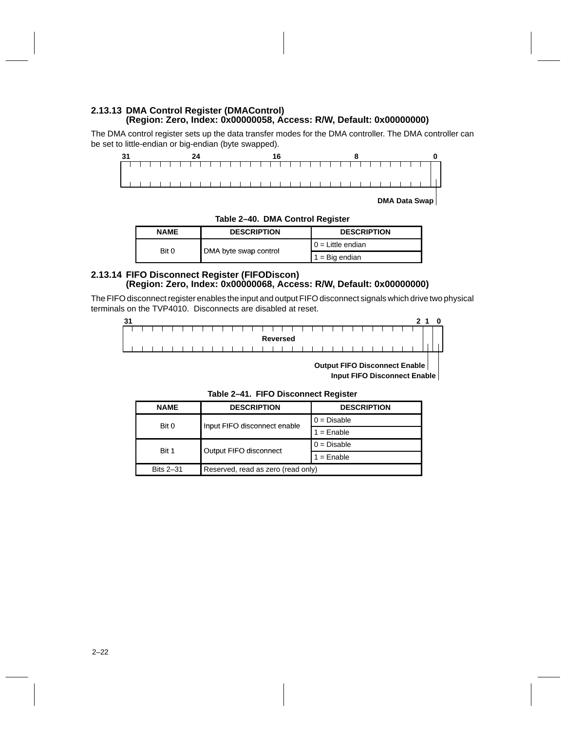### 2.13.13 DMA Control Register (DMAControl) (Region: Zero, Index: 0x00000058, Access: R/W, Default: 0x00000000)

The DMA control register sets up the data transfer modes for the DMA controller. The DMA controller can be set to little-endian or big-endian (byte swapped).

31 24 16 8 0

DMA Data Swap

**Table 2–40. DMA Control Register**

| NAME | DESCRIPTION | DESCRIPTION |
| --- | --- | --- |
| Bit 0 | DMA byte swap control | 0 = Little endian |
| | | 1 = Big endian |

### 2.13.14 FIFO Disconnect Register (FIFODiscon) (Region: Zero, Index: 0x00000068, Access: R/W, Default: 0x00000000)

The FIFO disconnect register enables the input and output FIFO disconnect signals which drive two physical terminals on the TVP4010. Disconnects are disabled at reset.

31 2 1 0

Reversed

Output FIFO Disconnect Enable

Input FIFO Disconnect Enable

**Table 2–41. FIFO Disconnect Register**

| NAME | DESCRIPTION | DESCRIPTION |
| --- | --- | --- |
| Bit 0 | Input FIFO disconnect enable | 0 = Disable |
| | | 1 = Enable |
| Bit 1 | Output FIFO disconnect | 0 = Disable |
| | | 1 = Enable |
| Bits 2–31 | Reserved, read as zero (read only) | |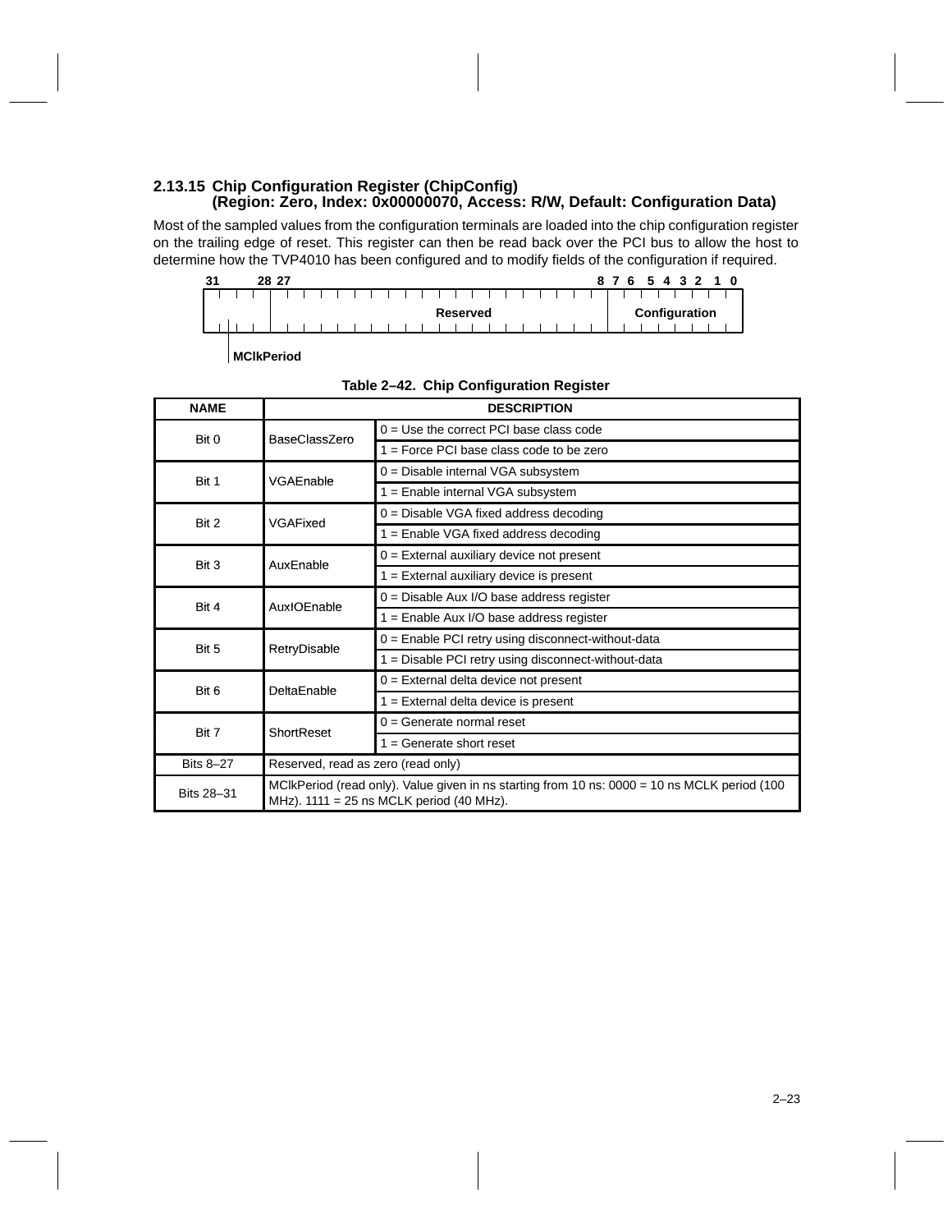### 2.13.15 Chip Configuration Register (ChipConfig) (Region: Zero, Index: 0x00000070, Access: R/W, Default: Configuration Data)

Most of the sampled values from the configuration terminals are loaded into the chip configuration register on the trailing edge of reset. This register can then be read back over the PCI bus to allow the host to determine how the TVP4010 has been configured and to modify fields of the configuration if required.

| 31–28 | 27–8 | 7–0 |
|---|---|---|
| MClkPeriod | Reserved | Configuration |

**Table 2–42. Chip Configuration Register**

| NAME | DESCRIPTION | |
|---|---|---|
| Bit 0 | BaseClassZero | 0 = Use the correct PCI base class code |
| | | 1 = Force PCI base class code to be zero |
| Bit 1 | VGAEnable | 0 = Disable internal VGA subsystem |
| | | 1 = Enable internal VGA subsystem |
| Bit 2 | VGAFixed | 0 = Disable VGA fixed address decoding |
| | | 1 = Enable VGA fixed address decoding |
| Bit 3 | AuxEnable | 0 = External auxiliary device not present |
| | | 1 = External auxiliary device is present |
| Bit 4 | AuxIOEnable | 0 = Disable Aux I/O base address register |
| | | 1 = Enable Aux I/O base address register |
| Bit 5 | RetryDisable | 0 = Enable PCI retry using disconnect-without-data |
| | | 1 = Disable PCI retry using disconnect-without-data |
| Bit 6 | DeltaEnable | 0 = External delta device not present |
| | | 1 = External delta device is present |
| Bit 7 | ShortReset | 0 = Generate normal reset |
| | | 1 = Generate short reset |
| Bits 8–27 | Reserved, read as zero (read only) | |
| Bits 28–31 | MClkPeriod (read only). Value given in ns starting from 10 ns: 0000 = 10 ns MCLK period (100 MHz). 1111 = 25 ns MCLK period (40 MHz). | |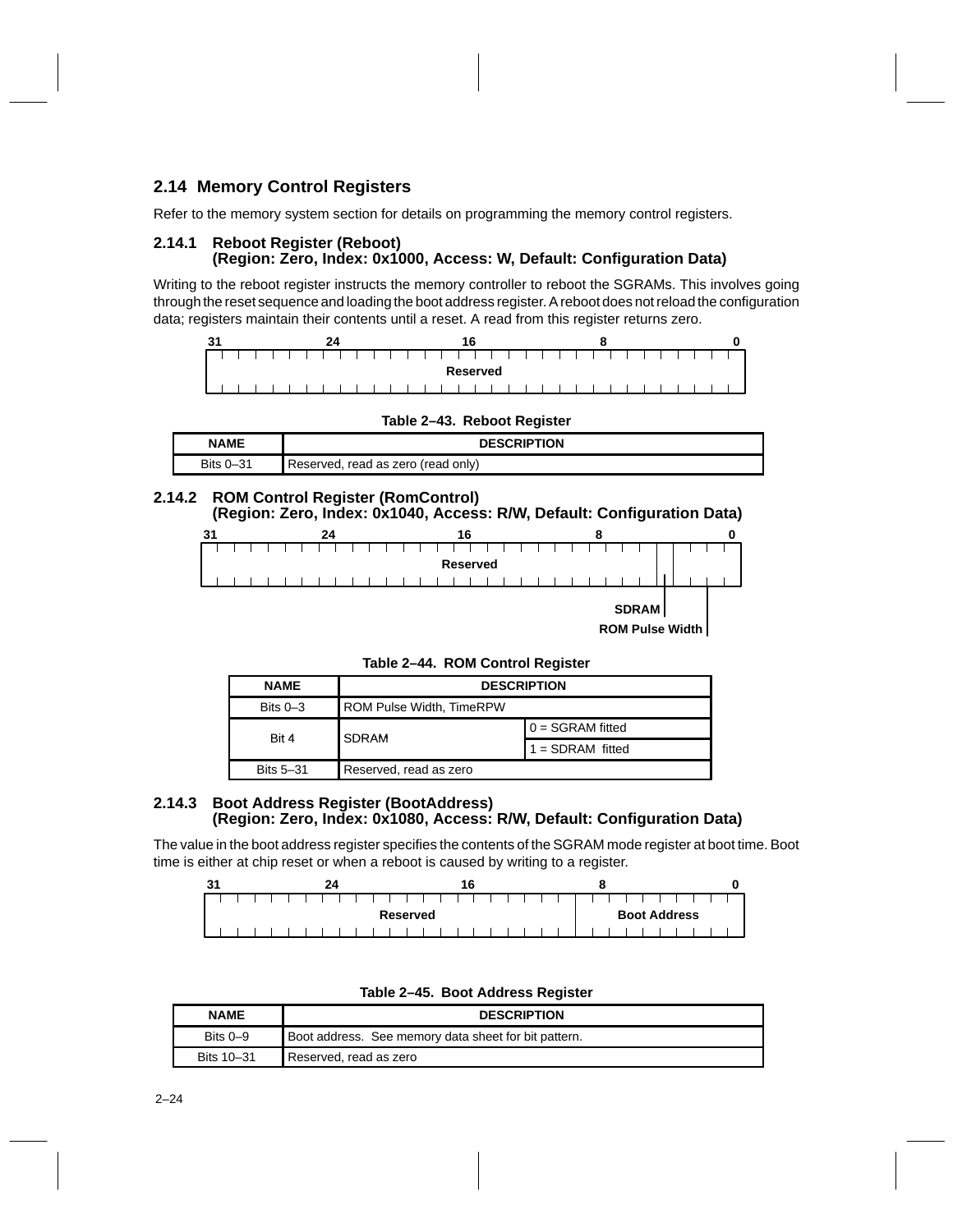## 2.14 Memory Control Registers

Refer to the memory system section for details on programming the memory control registers.

### 2.14.1 Reboot Register (Reboot) (Region: Zero, Index: 0x1000, Access: W, Default: Configuration Data)

Writing to the reboot register instructs the memory controller to reboot the SGRAMs. This involves going through the reset sequence and loading the boot address register. A reboot does not reload the configuration data; registers maintain their contents until a reset. A read from this register returns zero.

| 31 ... 0 |
|---|
| Reserved |

**Table 2–43. Reboot Register**

| NAME | DESCRIPTION |
|---|---|
| Bits 0–31 | Reserved, read as zero (read only) |

### 2.14.2 ROM Control Register (RomControl) (Region: Zero, Index: 0x1040, Access: R/W, Default: Configuration Data)

| 31 ... 5 | 4 | 3 ... 0 |
|---|---|---|
| Reserved | SDRAM | ROM Pulse Width |

**Table 2–44. ROM Control Register**

| NAME | DESCRIPTION | |
|---|---|---|
| Bits 0–3 | ROM Pulse Width, TimeRPW | |
| Bit 4 | SDRAM | 0 = SGRAM fitted |
| | | 1 = SDRAM fitted |
| Bits 5–31 | Reserved, read as zero | |

### 2.14.3 Boot Address Register (BootAddress) (Region: Zero, Index: 0x1080, Access: R/W, Default: Configuration Data)

The value in the boot address register specifies the contents of the SGRAM mode register at boot time. Boot time is either at chip reset or when a reboot is caused by writing to a register.

| 31 ... 10 | 9 ... 0 |
|---|---|
| Reserved | Boot Address |

**Table 2–45. Boot Address Register**

| NAME | DESCRIPTION |
|---|---|
| Bits 0–9 | Boot address. See memory data sheet for bit pattern. |
| Bits 10–31 | Reserved, read as zero |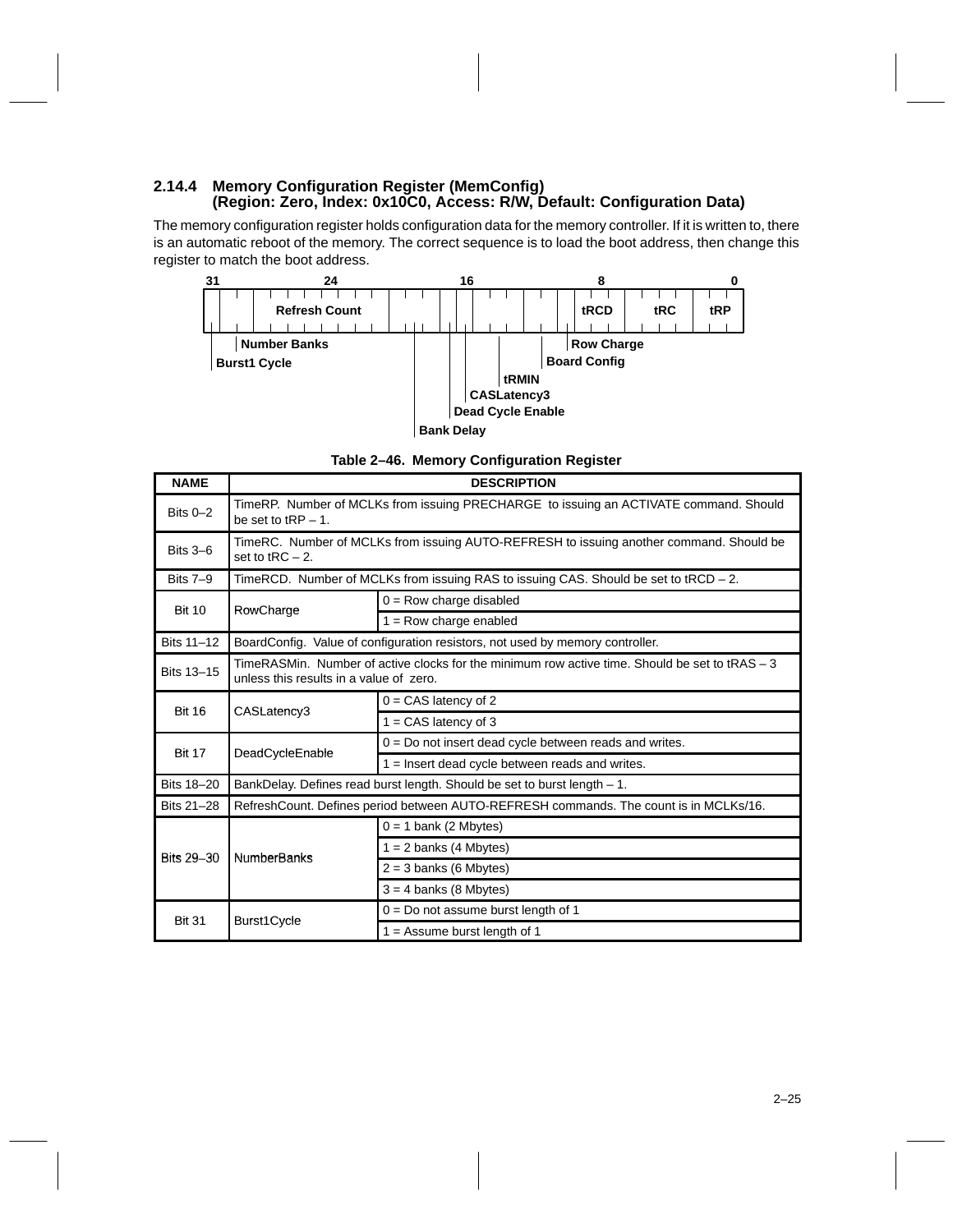### 2.14.4 Memory Configuration Register (MemConfig) (Region: Zero, Index: 0x10C0, Access: R/W, Default: Configuration Data)

The memory configuration register holds configuration data for the memory controller. If it is written to, there is an automatic reboot of the memory. The correct sequence is to load the boot address, then change this register to match the boot address.

| 31 | 30–29 | 28–21 | 20–18 | 17 | 16 | 15–13 | 12–11 | 10 | 9–7 | 6–3 | 2–0 |
|---|---|---|---|---|---|---|---|---|---|---|---|
| Burst1 Cycle | Number Banks | Refresh Count | Bank Delay | Dead Cycle Enable | CASLatency3 | tRMIN | Board Config | Row Charge | tRCD | tRC | tRP |

**Table 2–46. Memory Configuration Register**

| NAME | DESCRIPTION | |
|---|---|---|
| Bits 0–2 | TimeRP. Number of MCLKs from issuing PRECHARGE to issuing an ACTIVATE command. Should be set to tRP – 1. | |
| Bits 3–6 | TimeRC. Number of MCLKs from issuing AUTO-REFRESH to issuing another command. Should be set to tRC – 2. | |
| Bits 7–9 | TimeRCD. Number of MCLKs from issuing RAS to issuing CAS. Should be set to tRCD – 2. | |
| Bit 10 | RowCharge | 0 = Row charge disabled |
| | | 1 = Row charge enabled |
| Bits 11–12 | BoardConfig. Value of configuration resistors, not used by memory controller. | |
| Bits 13–15 | TimeRASMin. Number of active clocks for the minimum row active time. Should be set to tRAS – 3 unless this results in a value of zero. | |
| Bit 16 | CASLatency3 | 0 = CAS latency of 2 |
| | | 1 = CAS latency of 3 |
| Bit 17 | DeadCycleEnable | 0 = Do not insert dead cycle between reads and writes. |
| | | 1 = Insert dead cycle between reads and writes. |
| Bits 18–20 | BankDelay. Defines read burst length. Should be set to burst length – 1. | |
| Bits 21–28 | RefreshCount. Defines period between AUTO-REFRESH commands. The count is in MCLKs/16. | |
| Bits 29–30 | NumberBanks | 0 = 1 bank (2 Mbytes) |
| | | 1 = 2 banks (4 Mbytes) |
| | | 2 = 3 banks (6 Mbytes) |
| | | 3 = 4 banks (8 Mbytes) |
| Bit 31 | Burst1Cycle | 0 = Do not assume burst length of 1 |
| | | 1 = Assume burst length of 1 |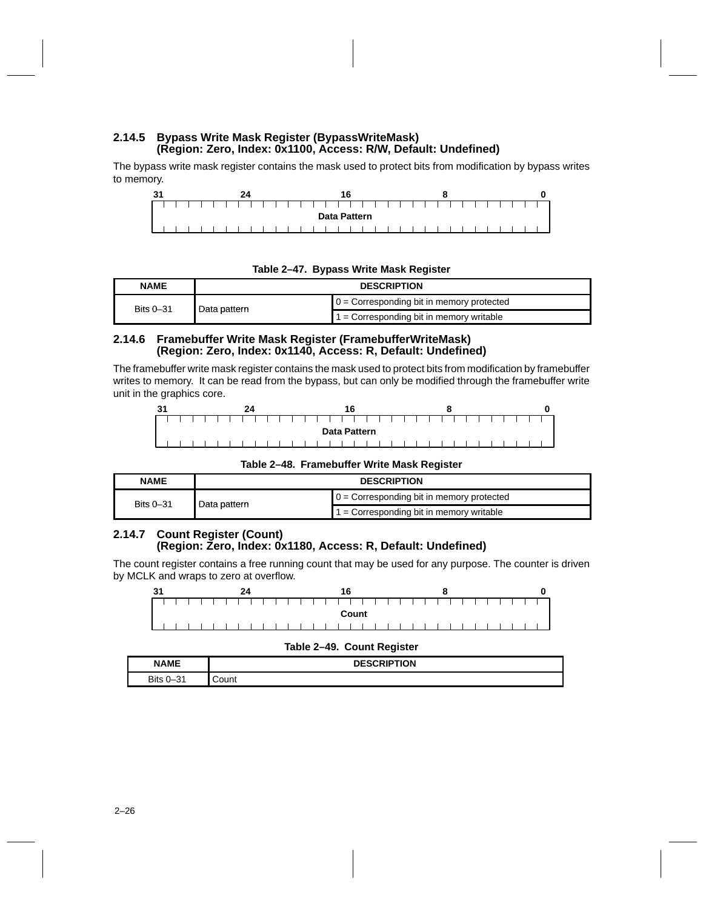### 2.14.5 Bypass Write Mask Register (BypassWriteMask) (Region: Zero, Index: 0x1100, Access: R/W, Default: Undefined)

The bypass write mask register contains the mask used to protect bits from modification by bypass writes to memory.

| 31 ... 0 |
|---|
| Data Pattern |

**Table 2–47. Bypass Write Mask Register**

| NAME | DESCRIPTION | |
|---|---|---|
| Bits 0–31 | Data pattern | 0 = Corresponding bit in memory protected |
| | | 1 = Corresponding bit in memory writable |

### 2.14.6 Framebuffer Write Mask Register (FramebufferWriteMask) (Region: Zero, Index: 0x1140, Access: R, Default: Undefined)

The framebuffer write mask register contains the mask used to protect bits from modification by framebuffer writes to memory. It can be read from the bypass, but can only be modified through the framebuffer write unit in the graphics core.

| 31 ... 0 |
|---|
| Data Pattern |

**Table 2–48. Framebuffer Write Mask Register**

| NAME | DESCRIPTION | |
|---|---|---|
| Bits 0–31 | Data pattern | 0 = Corresponding bit in memory protected |
| | | 1 = Corresponding bit in memory writable |

### 2.14.7 Count Register (Count) (Region: Zero, Index: 0x1180, Access: R, Default: Undefined)

The count register contains a free running count that may be used for any purpose. The counter is driven by MCLK and wraps to zero at overflow.

| 31 ... 0 |
|---|
| Count |

**Table 2–49. Count Register**

| NAME | DESCRIPTION |
|---|---|
| Bits 0–31 | Count |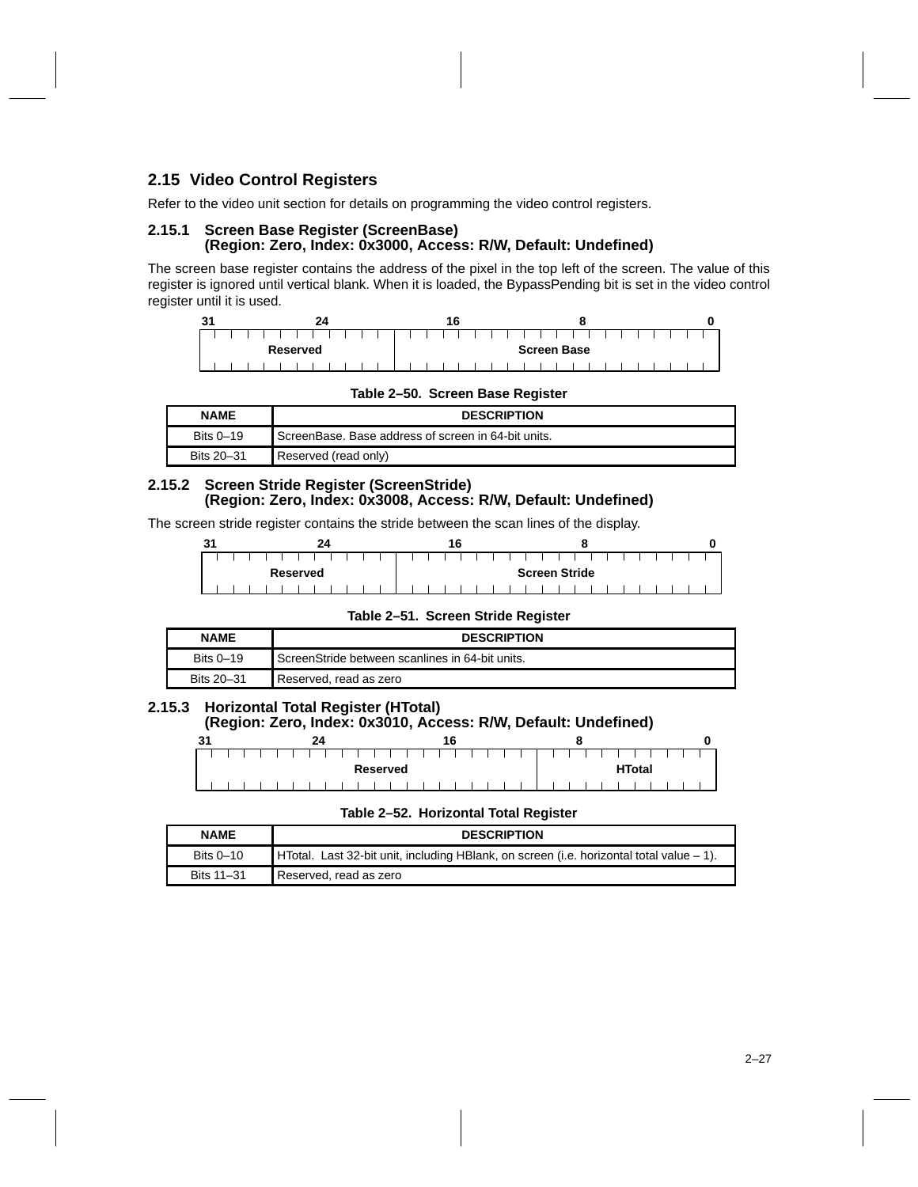## 2.15 Video Control Registers

Refer to the video unit section for details on programming the video control registers.

### 2.15.1 Screen Base Register (ScreenBase) (Region: Zero, Index: 0x3000, Access: R/W, Default: Undefined)

The screen base register contains the address of the pixel in the top left of the screen. The value of this register is ignored until vertical blank. When it is loaded, the BypassPending bit is set in the video control register until it is used.

| 31–20 | 19–0 |
|---|---|
| Reserved | Screen Base |

**Table 2–50. Screen Base Register**

| NAME | DESCRIPTION |
|---|---|
| Bits 0–19 | ScreenBase. Base address of screen in 64-bit units. |
| Bits 20–31 | Reserved (read only) |

### 2.15.2 Screen Stride Register (ScreenStride) (Region: Zero, Index: 0x3008, Access: R/W, Default: Undefined)

The screen stride register contains the stride between the scan lines of the display.

| 31–20 | 19–0 |
|---|---|
| Reserved | Screen Stride |

**Table 2–51. Screen Stride Register**

| NAME | DESCRIPTION |
|---|---|
| Bits 0–19 | ScreenStride between scanlines in 64-bit units. |
| Bits 20–31 | Reserved, read as zero |

### 2.15.3 Horizontal Total Register (HTotal) (Region: Zero, Index: 0x3010, Access: R/W, Default: Undefined)

| 31–11 | 10–0 |
|---|---|
| Reserved | HTotal |

**Table 2–52. Horizontal Total Register**

| NAME | DESCRIPTION |
|---|---|
| Bits 0–10 | HTotal. Last 32-bit unit, including HBlank, on screen (i.e. horizontal total value – 1). |
| Bits 11–31 | Reserved, read as zero |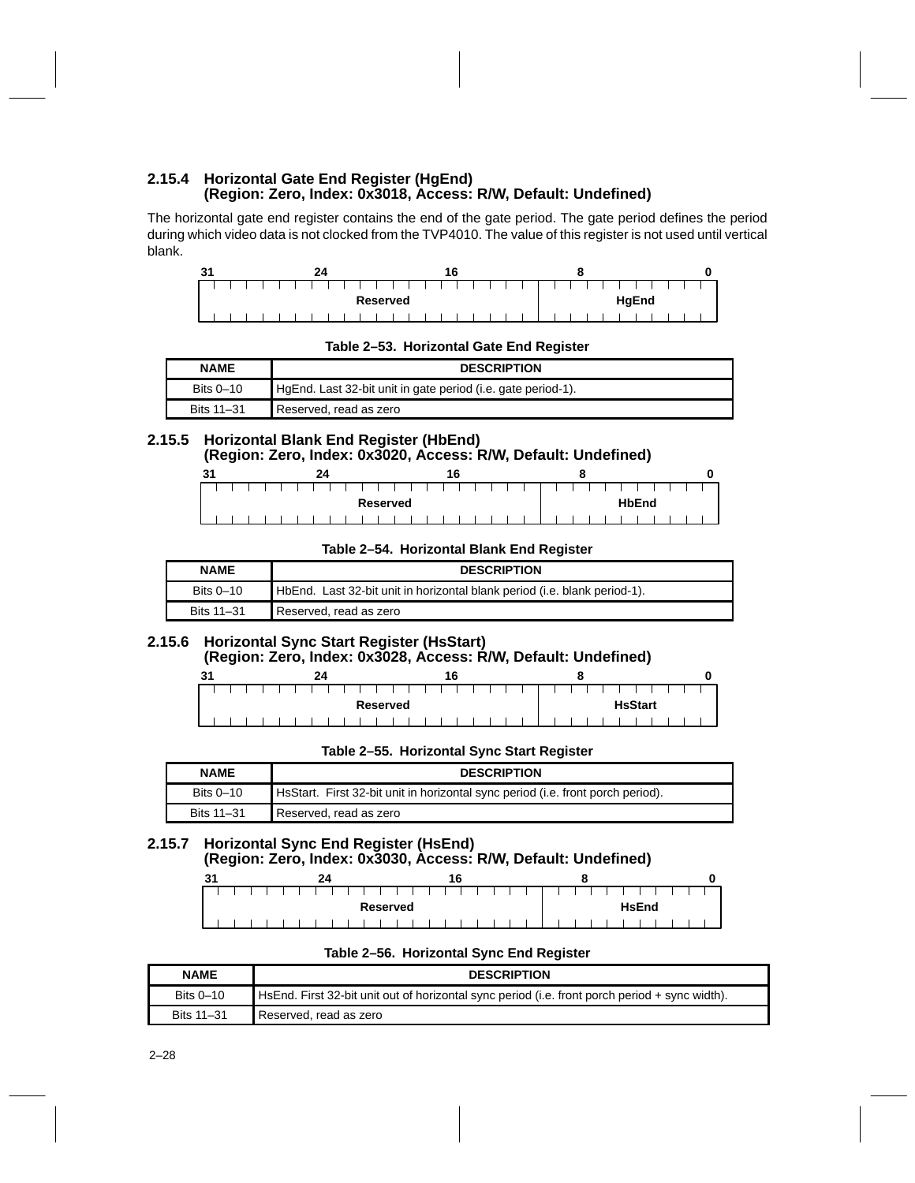### 2.15.4 Horizontal Gate End Register (HgEnd) (Region: Zero, Index: 0x3018, Access: R/W, Default: Undefined)

The horizontal gate end register contains the end of the gate period. The gate period defines the period during which video data is not clocked from the TVP4010. The value of this register is not used until vertical blank.

| 31–11 | 10–0 |
|---|---|
| Reserved | HgEnd |

**Table 2–53. Horizontal Gate End Register**

| NAME | DESCRIPTION |
|---|---|
| Bits 0–10 | HgEnd. Last 32-bit unit in gate period (i.e. gate period-1). |
| Bits 11–31 | Reserved, read as zero |

### 2.15.5 Horizontal Blank End Register (HbEnd) (Region: Zero, Index: 0x3020, Access: R/W, Default: Undefined)

| 31–11 | 10–0 |
|---|---|
| Reserved | HbEnd |

**Table 2–54. Horizontal Blank End Register**

| NAME | DESCRIPTION |
|---|---|
| Bits 0–10 | HbEnd. Last 32-bit unit in horizontal blank period (i.e. blank period-1). |
| Bits 11–31 | Reserved, read as zero |

### 2.15.6 Horizontal Sync Start Register (HsStart) (Region: Zero, Index: 0x3028, Access: R/W, Default: Undefined)

| 31–11 | 10–0 |
|---|---|
| Reserved | HsStart |

**Table 2–55. Horizontal Sync Start Register**

| NAME | DESCRIPTION |
|---|---|
| Bits 0–10 | HsStart. First 32-bit unit in horizontal sync period (i.e. front porch period). |
| Bits 11–31 | Reserved, read as zero |

### 2.15.7 Horizontal Sync End Register (HsEnd) (Region: Zero, Index: 0x3030, Access: R/W, Default: Undefined)

| 31–11 | 10–0 |
|---|---|
| Reserved | HsEnd |

**Table 2–56. Horizontal Sync End Register**

| NAME | DESCRIPTION |
|---|---|
| Bits 0–10 | HsEnd. First 32-bit unit out of horizontal sync period (i.e. front porch period + sync width). |
| Bits 11–31 | Reserved, read as zero |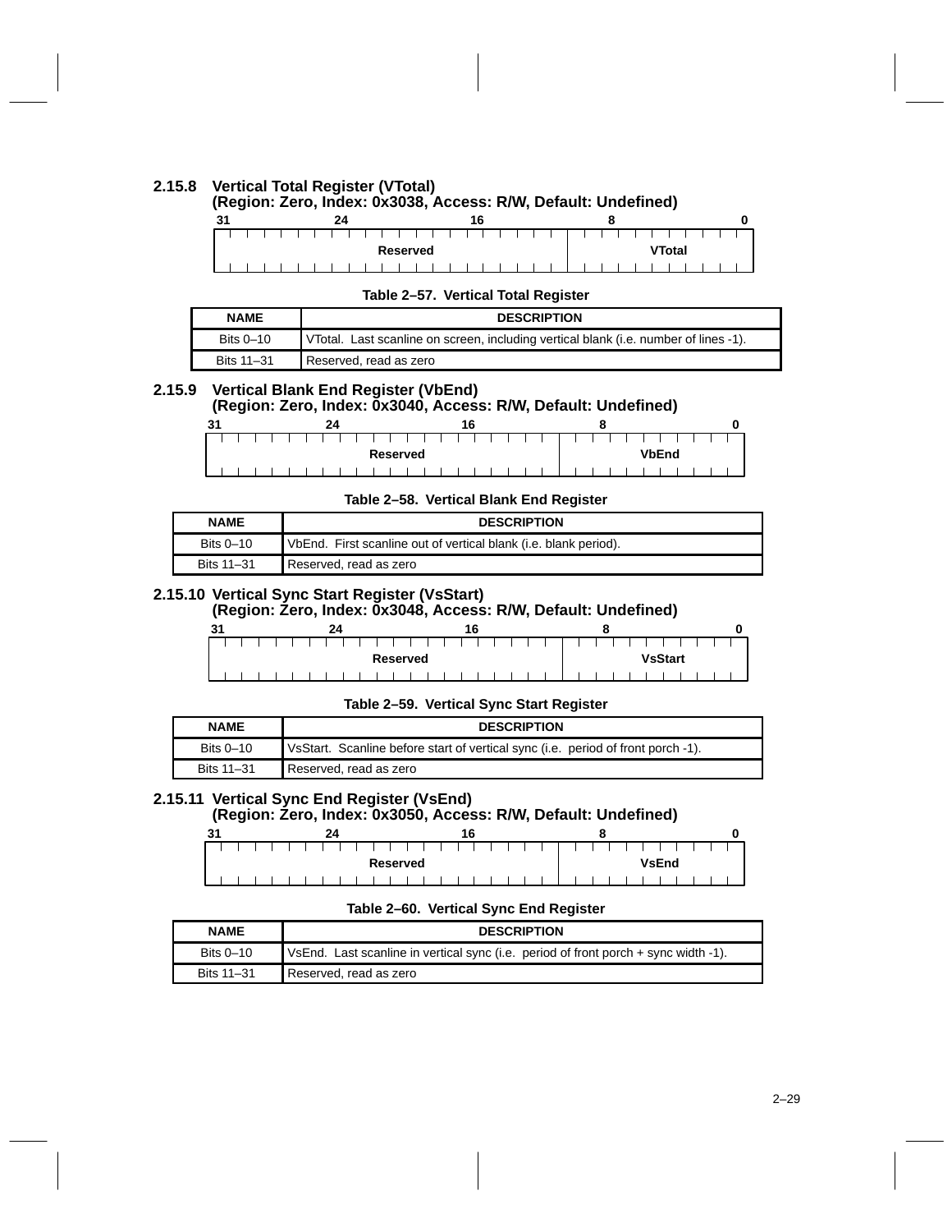### 2.15.8 Vertical Total Register (VTotal)
**(Region: Zero, Index: 0x3038, Access: R/W, Default: Undefined)**

| 31 … 11 | 10 … 0 |
|---|---|
| Reserved | VTotal |

**Table 2–57. Vertical Total Register**

| NAME | DESCRIPTION |
|---|---|
| Bits 0–10 | VTotal. Last scanline on screen, including vertical blank (i.e. number of lines -1). |
| Bits 11–31 | Reserved, read as zero |

### 2.15.9 Vertical Blank End Register (VbEnd)
**(Region: Zero, Index: 0x3040, Access: R/W, Default: Undefined)**

| 31 … 11 | 10 … 0 |
|---|---|
| Reserved | VbEnd |

**Table 2–58. Vertical Blank End Register**

| NAME | DESCRIPTION |
|---|---|
| Bits 0–10 | VbEnd. First scanline out of vertical blank (i.e. blank period). |
| Bits 11–31 | Reserved, read as zero |

### 2.15.10 Vertical Sync Start Register (VsStart)
**(Region: Zero, Index: 0x3048, Access: R/W, Default: Undefined)**

| 31 … 11 | 10 … 0 |
|---|---|
| Reserved | VsStart |

**Table 2–59. Vertical Sync Start Register**

| NAME | DESCRIPTION |
|---|---|
| Bits 0–10 | VsStart. Scanline before start of vertical sync (i.e. period of front porch -1). |
| Bits 11–31 | Reserved, read as zero |

### 2.15.11 Vertical Sync End Register (VsEnd)
**(Region: Zero, Index: 0x3050, Access: R/W, Default: Undefined)**

| 31 … 11 | 10 … 0 |
|---|---|
| Reserved | VsEnd |

**Table 2–60. Vertical Sync End Register**

| NAME | DESCRIPTION |
|---|---|
| Bits 0–10 | VsEnd. Last scanline in vertical sync (i.e. period of front porch + sync width -1). |
| Bits 11–31 | Reserved, read as zero |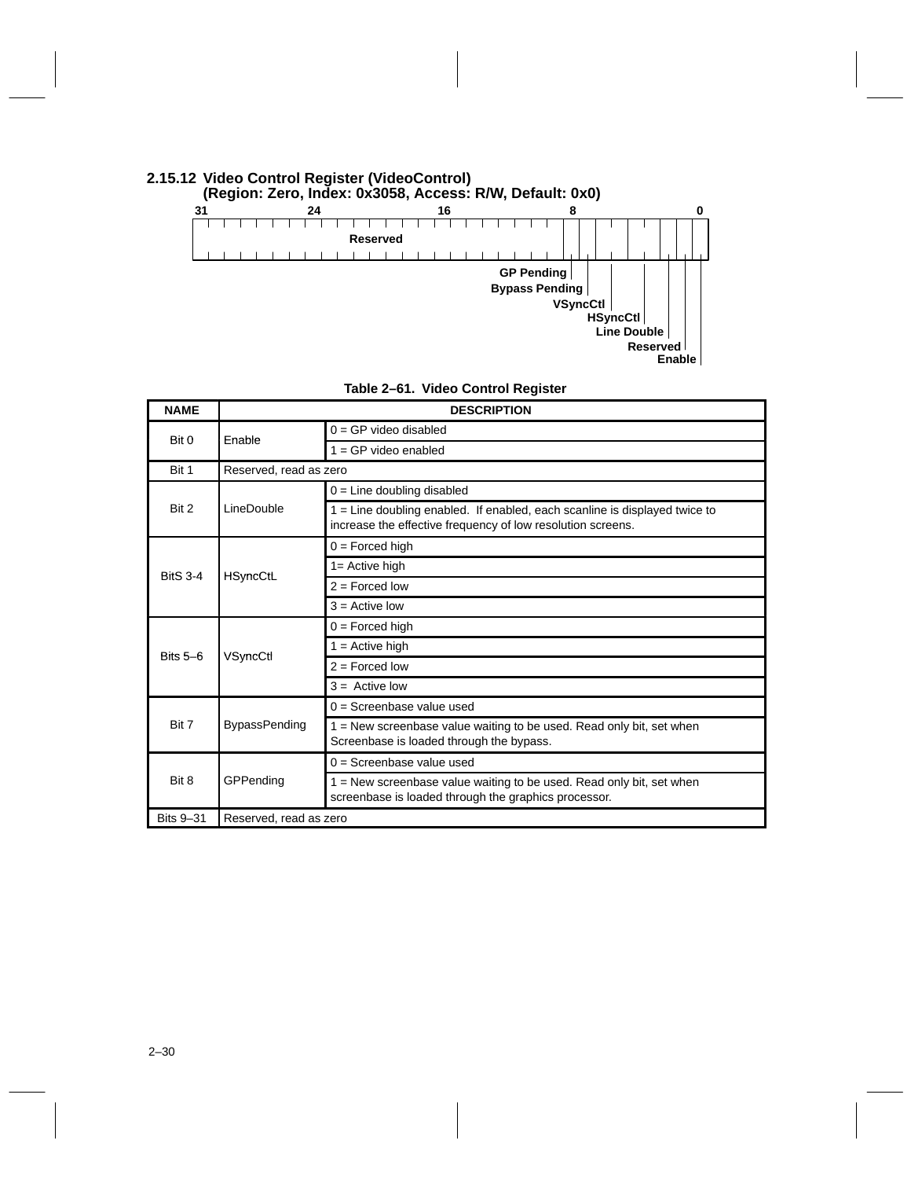### 2.15.12 Video Control Register (VideoControl)
**(Region: Zero, Index: 0x3058, Access: R/W, Default: 0x0)**

| 31–9 | 8 | 7 | 6–5 | 4–3 | 2 | 1 | 0 |
|---|---|---|---|---|---|---|---|
| Reserved | GP Pending | Bypass Pending | VSyncCtl | HSyncCtl | Line Double | Reserved | Enable |

**Table 2–61. Video Control Register**

| NAME | DESCRIPTION | |
|---|---|---|
| Bit 0 | Enable | 0 = GP video disabled |
| | | 1 = GP video enabled |
| Bit 1 | Reserved, read as zero | |
| Bit 2 | LineDouble | 0 = Line doubling disabled |
| | | 1 = Line doubling enabled. If enabled, each scanline is displayed twice to increase the effective frequency of low resolution screens. |
| BitS 3-4 | HSyncCtL | 0 = Forced high |
| | | 1= Active high |
| | | 2 = Forced low |
| | | 3 = Active low |
| Bits 5–6 | VSyncCtl | 0 = Forced high |
| | | 1 = Active high |
| | | 2 = Forced low |
| | | 3 = Active low |
| Bit 7 | BypassPending | 0 = Screenbase value used |
| | | 1 = New screenbase value waiting to be used. Read only bit, set when Screenbase is loaded through the bypass. |
| Bit 8 | GPPending | 0 = Screenbase value used |
| | | 1 = New screenbase value waiting to be used. Read only bit, set when screenbase is loaded through the graphics processor. |
| Bits 9–31 | Reserved, read as zero | |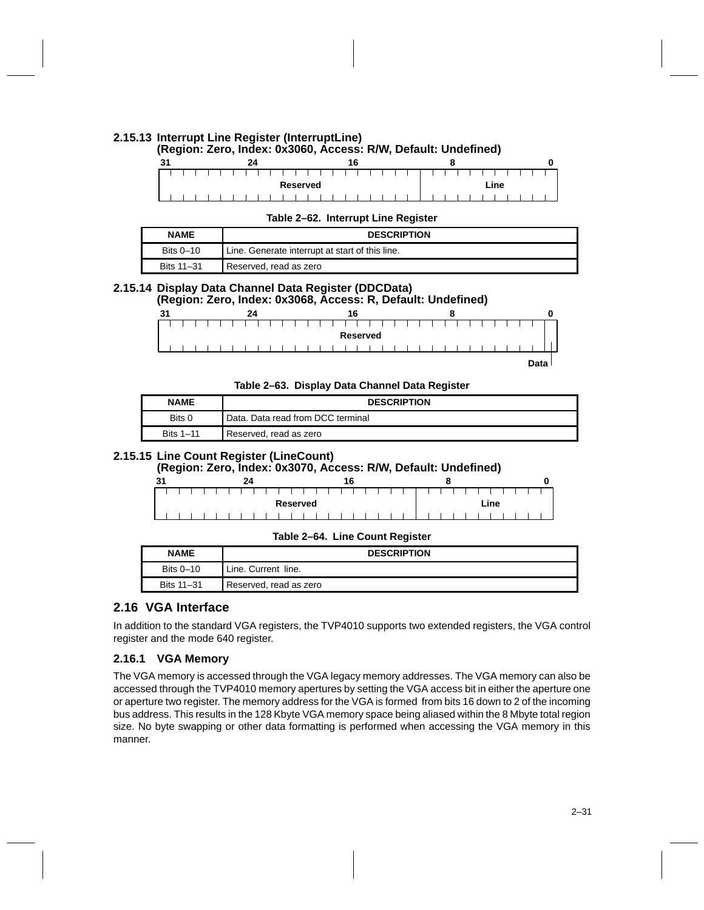### 2.15.13 Interrupt Line Register (InterruptLine) (Region: Zero, Index: 0x3060, Access: R/W, Default: Undefined)

| 31 – 11 | 10 – 0 |
|---|---|
| Reserved | Line |

**Table 2–62. Interrupt Line Register**

| NAME | DESCRIPTION |
|---|---|
| Bits 0–10 | Line. Generate interrupt at start of this line. |
| Bits 11–31 | Reserved, read as zero |

### 2.15.14 Display Data Channel Data Register (DDCData) (Region: Zero, Index: 0x3068, Access: R, Default: Undefined)

| 31 – 1 | 0 |
|---|---|
| Reserved | Data |

**Table 2–63. Display Data Channel Data Register**

| NAME | DESCRIPTION |
|---|---|
| Bits 0 | Data. Data read from DCC terminal |
| Bits 1–11 | Reserved, read as zero |

### 2.15.15 Line Count Register (LineCount) (Region: Zero, Index: 0x3070, Access: R/W, Default: Undefined)

| 31 – 11 | 10 – 0 |
|---|---|
| Reserved | Line |

**Table 2–64. Line Count Register**

| NAME | DESCRIPTION |
|---|---|
| Bits 0–10 | Line. Current line. |
| Bits 11–31 | Reserved, read as zero |

## 2.16 VGA Interface

In addition to the standard VGA registers, the TVP4010 supports two extended registers, the VGA control register and the mode 640 register.

### 2.16.1 VGA Memory

The VGA memory is accessed through the VGA legacy memory addresses. The VGA memory can also be accessed through the TVP4010 memory apertures by setting the VGA access bit in either the aperture one or aperture two register. The memory address for the VGA is formed from bits 16 down to 2 of the incoming bus address. This results in the 128 Kbyte VGA memory space being aliased within the 8 Mbyte total region size. No byte swapping or other data formatting is performed when accessing the VGA memory in this manner.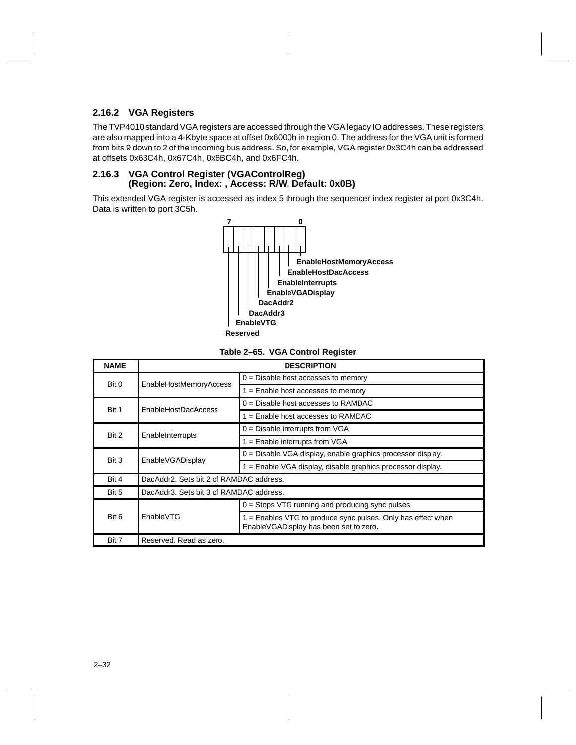### 2.16.2 VGA Registers

The TVP4010 standard VGA registers are accessed through the VGA legacy IO addresses. These registers are also mapped into a 4-Kbyte space at offset 0x6000h in region 0. The address for the VGA unit is formed from bits 9 down to 2 of the incoming bus address. So, for example, VGA register 0x3C4h can be addressed at offsets 0x63C4h, 0x67C4h, 0x6BC4h, and 0x6FC4h.

### 2.16.3 VGA Control Register (VGAControlReg) (Region: Zero, Index: , Access: R/W, Default: 0x0B)

This extended VGA register is accessed as index 5 through the sequencer index register at port 0x3C4h. Data is written to port 3C5h.

| 7 | 6 | 5 | 4 | 3 | 2 | 1 | 0 |
|---|---|---|---|---|---|---|---|
| Reserved | EnableVTG | DacAddr3 | DacAddr2 | EnableVGADisplay | EnableInterrupts | EnableHostDacAccess | EnableHostMemoryAccess |

**Table 2–65. VGA Control Register**

| NAME | DESCRIPTION | |
|---|---|---|
| Bit 0 | EnableHostMemoryAccess | 0 = Disable host accesses to memory |
| | | 1 = Enable host accesses to memory |
| Bit 1 | EnableHostDacAccess | 0 = Disable host accesses to RAMDAC |
| | | 1 = Enable host accesses to RAMDAC |
| Bit 2 | EnableInterrupts | 0 = Disable interrupts from VGA |
| | | 1 = Enable interrupts from VGA |
| Bit 3 | EnableVGADisplay | 0 = Disable VGA display, enable graphics processor display. |
| | | 1 = Enable VGA display, disable graphics processor display. |
| Bit 4 | DacAddr2. Sets bit 2 of RAMDAC address. | |
| Bit 5 | DacAddr3. Sets bit 3 of RAMDAC address. | |
| Bit 6 | EnableVTG | 0 = Stops VTG running and producing sync pulses |
| | | 1 = Enables VTG to produce sync pulses. Only has effect when EnableVGADisplay has been set to zero. |
| Bit 7 | Reserved. Read as zero. | |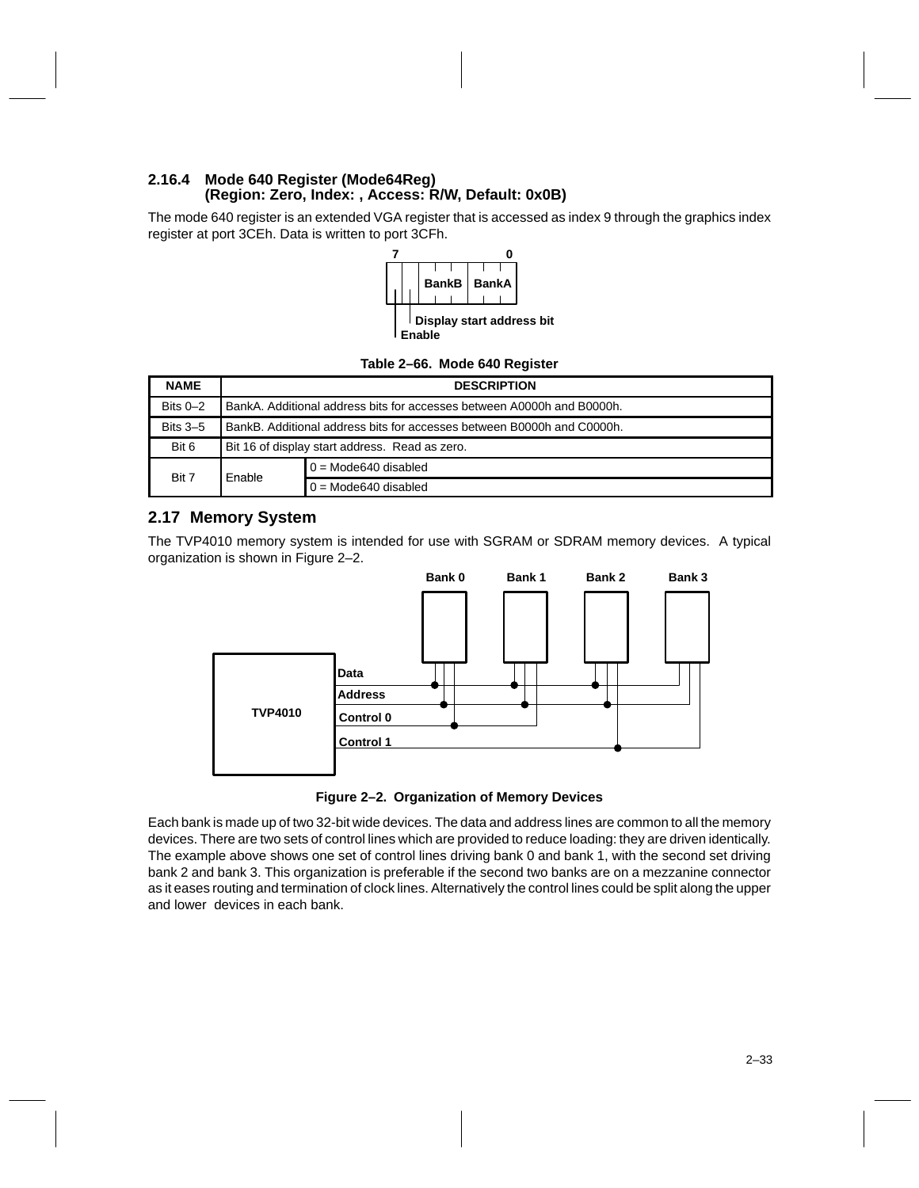### 2.16.4 Mode 640 Register (Mode64Reg) (Region: Zero, Index: , Access: R/W, Default: 0x0B)

The mode 640 register is an extended VGA register that is accessed as index 9 through the graphics index register at port 3CEh. Data is written to port 3CFh.

| 7 | 6 | 5–3 | 2–0 |
|---|---|---|---|
| Enable | Display start address bit | BankB | BankA |

**Table 2–66. Mode 640 Register**

| NAME | DESCRIPTION | |
|---|---|---|
| Bits 0–2 | BankA. Additional address bits for accesses between A0000h and B0000h. | |
| Bits 3–5 | BankB. Additional address bits for accesses between B0000h and C0000h. | |
| Bit 6 | Bit 16 of display start address. Read as zero. | |
| Bit 7 | Enable | 0 = Mode640 disabled |
| | | 0 = Mode640 disabled |

## 2.17 Memory System

The TVP4010 memory system is intended for use with SGRAM or SDRAM memory devices. A typical organization is shown in Figure 2–2.

**Figure 2–2. Organization of Memory Devices**

Each bank is made up of two 32-bit wide devices. The data and address lines are common to all the memory devices. There are two sets of control lines which are provided to reduce loading: they are driven identically. The example above shows one set of control lines driving bank 0 and bank 1, with the second set driving bank 2 and bank 3. This organization is preferable if the second two banks are on a mezzanine connector as it eases routing and termination of clock lines. Alternatively the control lines could be split along the upper and lower devices in each bank.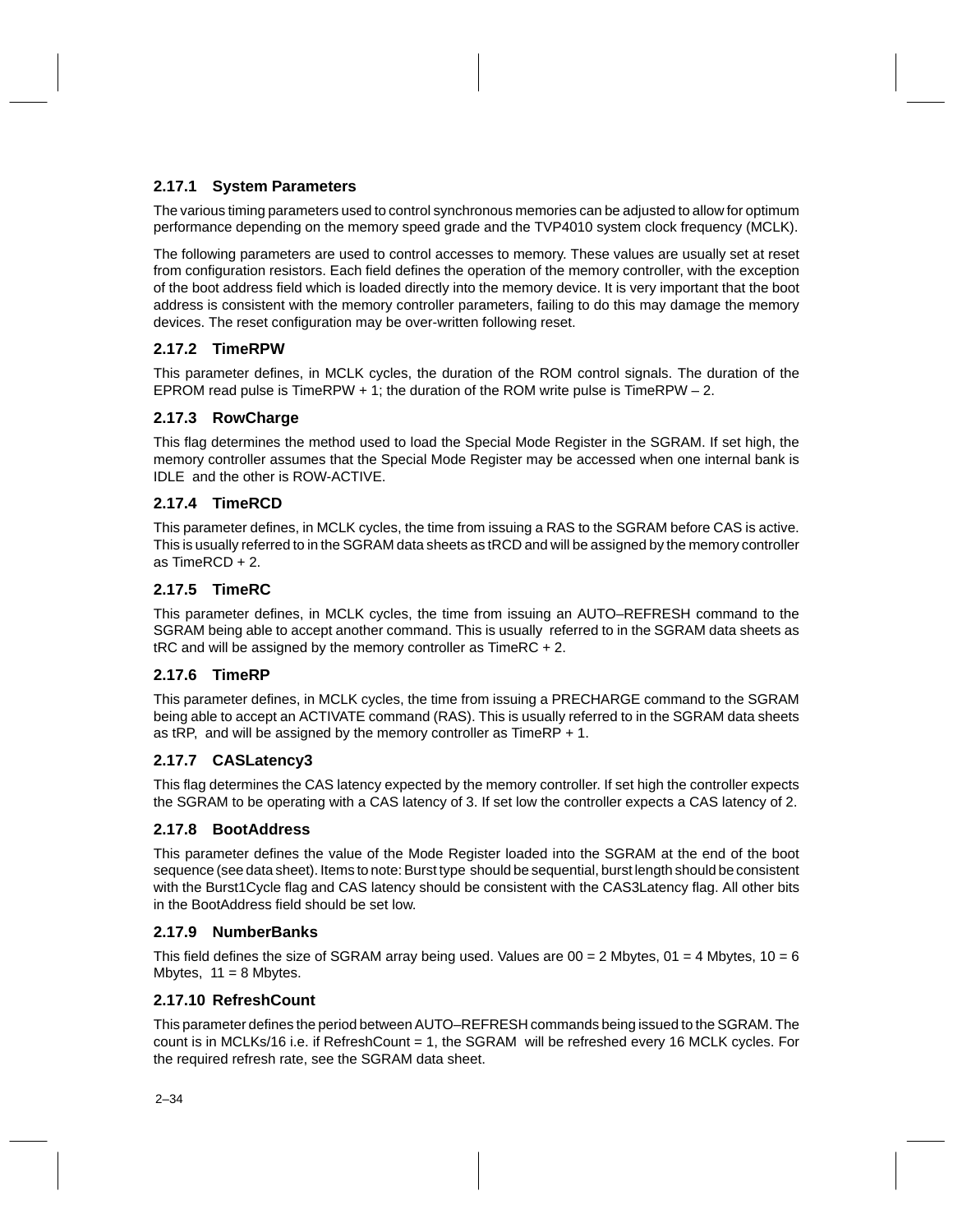### 2.17.1 System Parameters

The various timing parameters used to control synchronous memories can be adjusted to allow for optimum performance depending on the memory speed grade and the TVP4010 system clock frequency (MCLK).

The following parameters are used to control accesses to memory. These values are usually set at reset from configuration resistors. Each field defines the operation of the memory controller, with the exception of the boot address field which is loaded directly into the memory device. It is very important that the boot address is consistent with the memory controller parameters, failing to do this may damage the memory devices. The reset configuration may be over-written following reset.

### 2.17.2 TimeRPW

This parameter defines, in MCLK cycles, the duration of the ROM control signals. The duration of the EPROM read pulse is TimeRPW + 1; the duration of the ROM write pulse is TimeRPW – 2.

### 2.17.3 RowCharge

This flag determines the method used to load the Special Mode Register in the SGRAM. If set high, the memory controller assumes that the Special Mode Register may be accessed when one internal bank is IDLE and the other is ROW-ACTIVE.

### 2.17.4 TimeRCD

This parameter defines, in MCLK cycles, the time from issuing a RAS to the SGRAM before CAS is active. This is usually referred to in the SGRAM data sheets as tRCD and will be assigned by the memory controller as TimeRCD + 2.

### 2.17.5 TimeRC

This parameter defines, in MCLK cycles, the time from issuing an AUTO–REFRESH command to the SGRAM being able to accept another command. This is usually referred to in the SGRAM data sheets as tRC and will be assigned by the memory controller as TimeRC + 2.

### 2.17.6 TimeRP

This parameter defines, in MCLK cycles, the time from issuing a PRECHARGE command to the SGRAM being able to accept an ACTIVATE command (RAS). This is usually referred to in the SGRAM data sheets as tRP, and will be assigned by the memory controller as TimeRP + 1.

### 2.17.7 CASLatency3

This flag determines the CAS latency expected by the memory controller. If set high the controller expects the SGRAM to be operating with a CAS latency of 3. If set low the controller expects a CAS latency of 2.

### 2.17.8 BootAddress

This parameter defines the value of the Mode Register loaded into the SGRAM at the end of the boot sequence (see data sheet). Items to note: Burst type should be sequential, burst length should be consistent with the Burst1Cycle flag and CAS latency should be consistent with the CAS3Latency flag. All other bits in the BootAddress field should be set low.

### 2.17.9 NumberBanks

This field defines the size of SGRAM array being used. Values are 00 = 2 Mbytes, 01 = 4 Mbytes, 10 = 6 Mbytes, 11 = 8 Mbytes.

### 2.17.10 RefreshCount

This parameter defines the period between AUTO–REFRESH commands being issued to the SGRAM. The count is in MCLKs/16 i.e. if RefreshCount = 1, the SGRAM will be refreshed every 16 MCLK cycles. For the required refresh rate, see the SGRAM data sheet.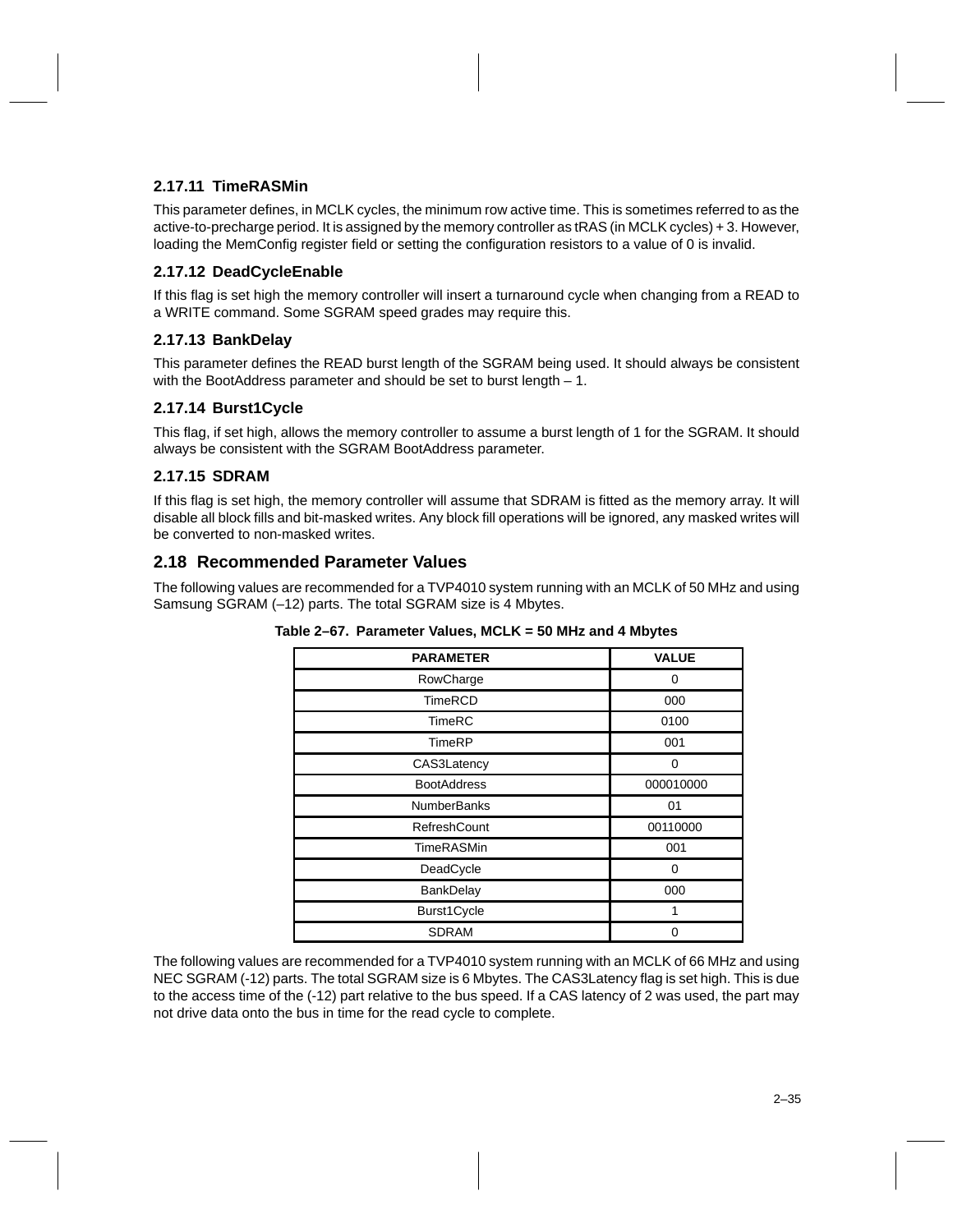### 2.17.11 TimeRASMin

This parameter defines, in MCLK cycles, the minimum row active time. This is sometimes referred to as the active-to-precharge period. It is assigned by the memory controller as tRAS (in MCLK cycles) + 3. However, loading the MemConfig register field or setting the configuration resistors to a value of 0 is invalid.

### 2.17.12 DeadCycleEnable

If this flag is set high the memory controller will insert a turnaround cycle when changing from a READ to a WRITE command. Some SGRAM speed grades may require this.

### 2.17.13 BankDelay

This parameter defines the READ burst length of the SGRAM being used. It should always be consistent with the BootAddress parameter and should be set to burst length – 1.

### 2.17.14 Burst1Cycle

This flag, if set high, allows the memory controller to assume a burst length of 1 for the SGRAM. It should always be consistent with the SGRAM BootAddress parameter.

### 2.17.15 SDRAM

If this flag is set high, the memory controller will assume that SDRAM is fitted as the memory array. It will disable all block fills and bit-masked writes. Any block fill operations will be ignored, any masked writes will be converted to non-masked writes.

## 2.18 Recommended Parameter Values

The following values are recommended for a TVP4010 system running with an MCLK of 50 MHz and using Samsung SGRAM (–12) parts. The total SGRAM size is 4 Mbytes.

**Table 2–67. Parameter Values, MCLK = 50 MHz and 4 Mbytes**

| PARAMETER | VALUE |
|---|---|
| RowCharge | 0 |
| TimeRCD | 000 |
| TimeRC | 0100 |
| TimeRP | 001 |
| CAS3Latency | 0 |
| BootAddress | 000010000 |
| NumberBanks | 01 |
| RefreshCount | 00110000 |
| TimeRASMin | 001 |
| DeadCycle | 0 |
| BankDelay | 000 |
| Burst1Cycle | 1 |
| SDRAM | 0 |

The following values are recommended for a TVP4010 system running with an MCLK of 66 MHz and using NEC SGRAM (-12) parts. The total SGRAM size is 6 Mbytes. The CAS3Latency flag is set high. This is due to the access time of the (-12) part relative to the bus speed. If a CAS latency of 2 was used, the part may not drive data onto the bus in time for the read cycle to complete.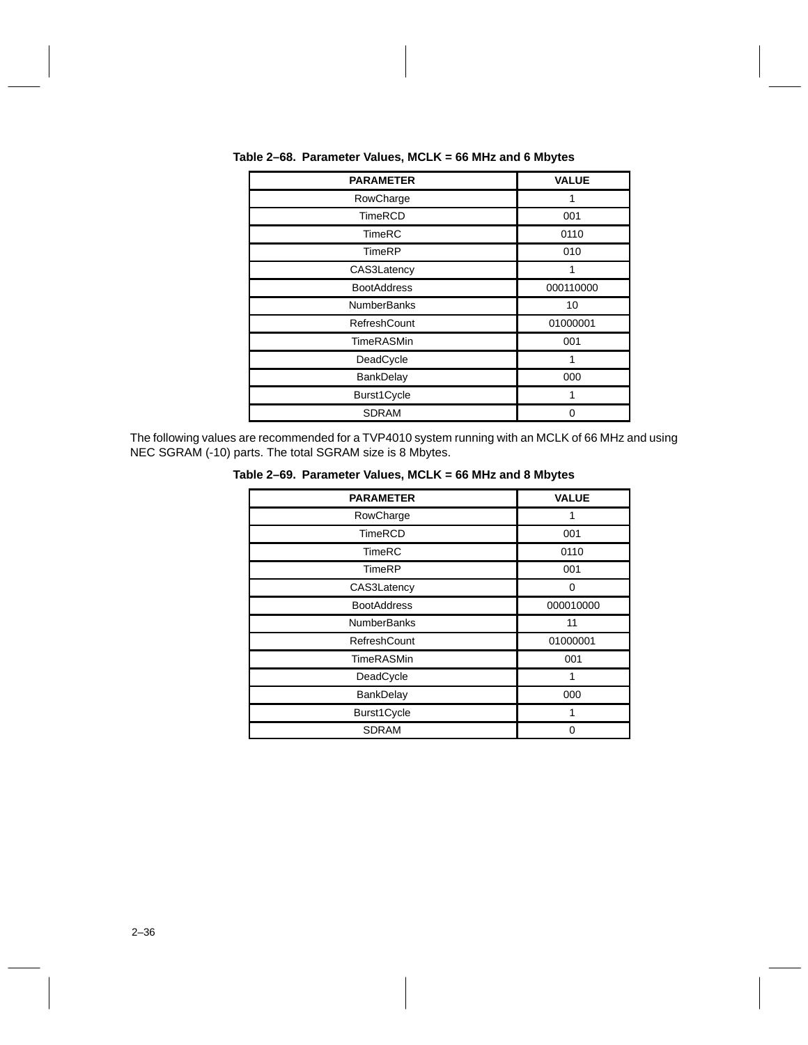**Table 2–68. Parameter Values, MCLK = 66 MHz and 6 Mbytes**

| PARAMETER | VALUE |
|---|---|
| RowCharge | 1 |
| TimeRCD | 001 |
| TimeRC | 0110 |
| TimeRP | 010 |
| CAS3Latency | 1 |
| BootAddress | 000110000 |
| NumberBanks | 10 |
| RefreshCount | 01000001 |
| TimeRASMin | 001 |
| DeadCycle | 1 |
| BankDelay | 000 |
| Burst1Cycle | 1 |
| SDRAM | 0 |

The following values are recommended for a TVP4010 system running with an MCLK of 66 MHz and using NEC SGRAM (-10) parts. The total SGRAM size is 8 Mbytes.

**Table 2–69. Parameter Values, MCLK = 66 MHz and 8 Mbytes**

| PARAMETER | VALUE |
|---|---|
| RowCharge | 1 |
| TimeRCD | 001 |
| TimeRC | 0110 |
| TimeRP | 001 |
| CAS3Latency | 0 |
| BootAddress | 000010000 |
| NumberBanks | 11 |
| RefreshCount | 01000001 |
| TimeRASMin | 001 |
| DeadCycle | 1 |
| BankDelay | 000 |
| Burst1Cycle | 1 |
| SDRAM | 0 |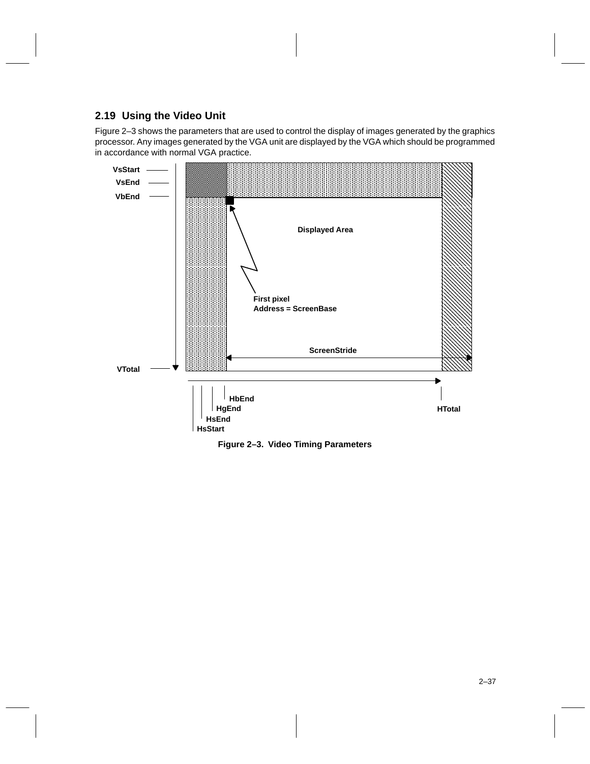## 2.19 Using the Video Unit

Figure 2–3 shows the parameters that are used to control the display of images generated by the graphics processor. Any images generated by the VGA unit are displayed by the VGA which should be programmed in accordance with normal VGA practice.

VsStart
VsEnd
VbEnd

Displayed Area

First pixel
Address = ScreenBase

ScreenStride

VTotal

HbEnd
HgEnd
HsEnd
HsStart
HTotal

**Figure 2–3. Video Timing Parameters**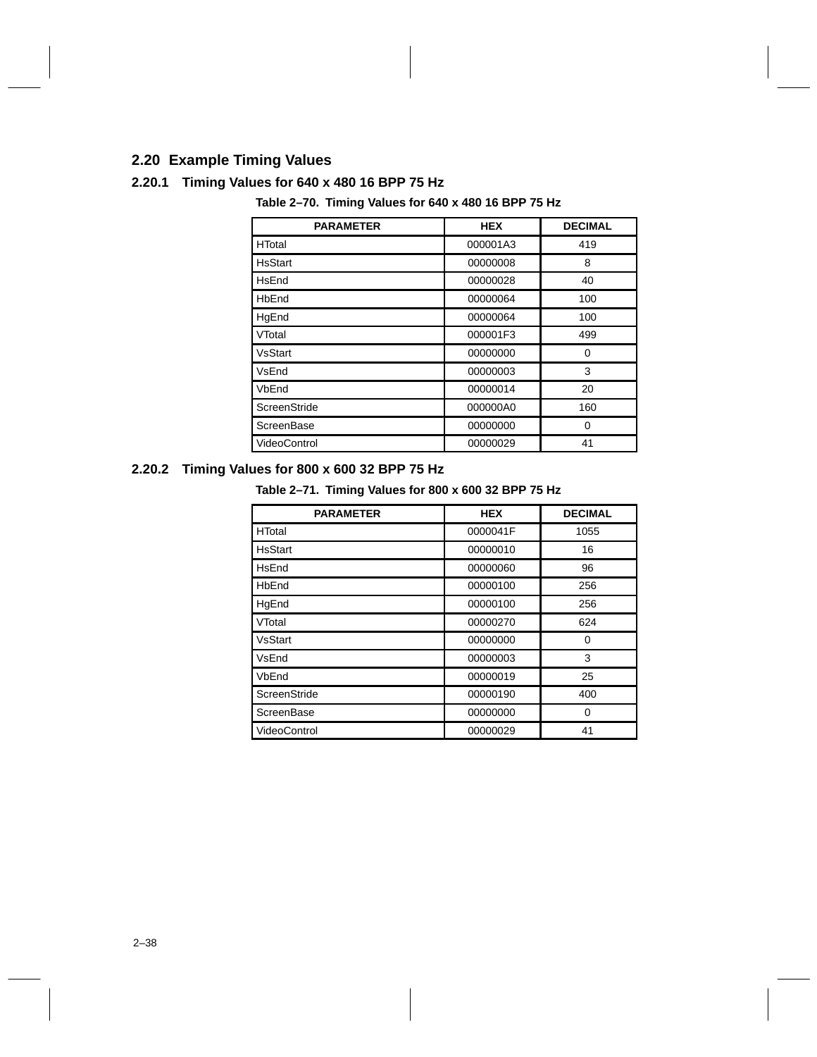## 2.20 Example Timing Values

### 2.20.1 Timing Values for 640 x 480 16 BPP 75 Hz

**Table 2–70. Timing Values for 640 x 480 16 BPP 75 Hz**

| PARAMETER | HEX | DECIMAL |
|---|---|---|
| HTotal | 000001A3 | 419 |
| HsStart | 00000008 | 8 |
| HsEnd | 00000028 | 40 |
| HbEnd | 00000064 | 100 |
| HgEnd | 00000064 | 100 |
| VTotal | 000001F3 | 499 |
| VsStart | 00000000 | 0 |
| VsEnd | 00000003 | 3 |
| VbEnd | 00000014 | 20 |
| ScreenStride | 000000A0 | 160 |
| ScreenBase | 00000000 | 0 |
| VideoControl | 00000029 | 41 |

### 2.20.2 Timing Values for 800 x 600 32 BPP 75 Hz

**Table 2–71. Timing Values for 800 x 600 32 BPP 75 Hz**

| PARAMETER | HEX | DECIMAL |
|---|---|---|
| HTotal | 0000041F | 1055 |
| HsStart | 00000010 | 16 |
| HsEnd | 00000060 | 96 |
| HbEnd | 00000100 | 256 |
| HgEnd | 00000100 | 256 |
| VTotal | 00000270 | 624 |
| VsStart | 00000000 | 0 |
| VsEnd | 00000003 | 3 |
| VbEnd | 00000019 | 25 |
| ScreenStride | 00000190 | 400 |
| ScreenBase | 00000000 | 0 |
| VideoControl | 00000029 | 41 |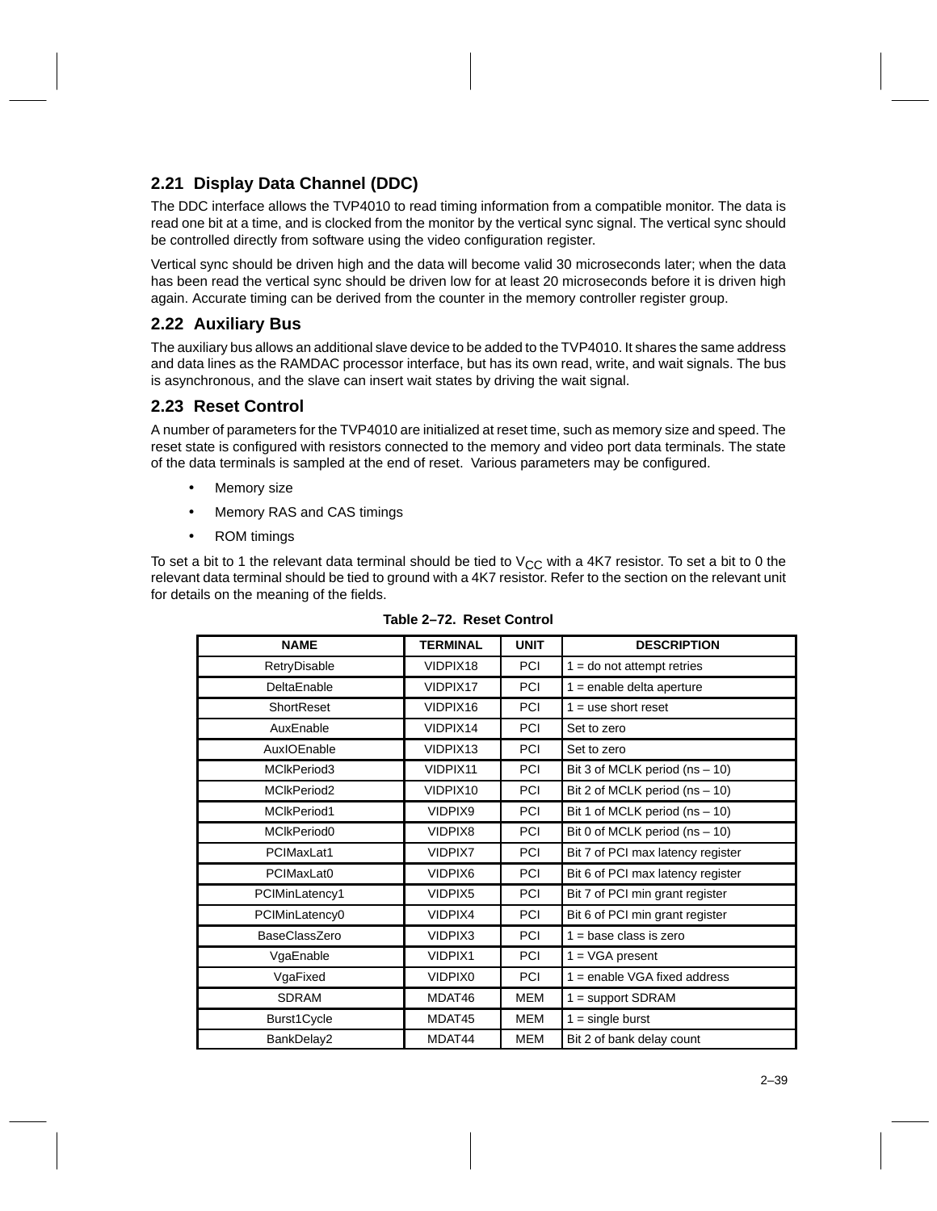## 2.21 Display Data Channel (DDC)

The DDC interface allows the TVP4010 to read timing information from a compatible monitor. The data is read one bit at a time, and is clocked from the monitor by the vertical sync signal. The vertical sync should be controlled directly from software using the video configuration register.

Vertical sync should be driven high and the data will become valid 30 microseconds later; when the data has been read the vertical sync should be driven low for at least 20 microseconds before it is driven high again. Accurate timing can be derived from the counter in the memory controller register group.

## 2.22 Auxiliary Bus

The auxiliary bus allows an additional slave device to be added to the TVP4010. It shares the same address and data lines as the RAMDAC processor interface, but has its own read, write, and wait signals. The bus is asynchronous, and the slave can insert wait states by driving the wait signal.

## 2.23 Reset Control

A number of parameters for the TVP4010 are initialized at reset time, such as memory size and speed. The reset state is configured with resistors connected to the memory and video port data terminals. The state of the data terminals is sampled at the end of reset. Various parameters may be configured.

- Memory size
- Memory RAS and CAS timings
- ROM timings

To set a bit to 1 the relevant data terminal should be tied to $V_{CC}$ with a 4K7 resistor. To set a bit to 0 the relevant data terminal should be tied to ground with a 4K7 resistor. Refer to the section on the relevant unit for details on the meaning of the fields.

**Table 2–72. Reset Control**

| NAME | TERMINAL | UNIT | DESCRIPTION |
|---|---|---|---|
| RetryDisable | VIDPIX18 | PCI | 1 = do not attempt retries |
| DeltaEnable | VIDPIX17 | PCI | 1 = enable delta aperture |
| ShortReset | VIDPIX16 | PCI | 1 = use short reset |
| AuxEnable | VIDPIX14 | PCI | Set to zero |
| AuxIOEnable | VIDPIX13 | PCI | Set to zero |
| MClkPeriod3 | VIDPIX11 | PCI | Bit 3 of MCLK period (ns – 10) |
| MClkPeriod2 | VIDPIX10 | PCI | Bit 2 of MCLK period (ns – 10) |
| MClkPeriod1 | VIDPIX9 | PCI | Bit 1 of MCLK period (ns – 10) |
| MClkPeriod0 | VIDPIX8 | PCI | Bit 0 of MCLK period (ns – 10) |
| PCIMaxLat1 | VIDPIX7 | PCI | Bit 7 of PCI max latency register |
| PCIMaxLat0 | VIDPIX6 | PCI | Bit 6 of PCI max latency register |
| PCIMinLatency1 | VIDPIX5 | PCI | Bit 7 of PCI min grant register |
| PCIMinLatency0 | VIDPIX4 | PCI | Bit 6 of PCI min grant register |
| BaseClassZero | VIDPIX3 | PCI | 1 = base class is zero |
| VgaEnable | VIDPIX1 | PCI | 1 = VGA present |
| VgaFixed | VIDPIX0 | PCI | 1 = enable VGA fixed address |
| SDRAM | MDAT46 | MEM | 1 = support SDRAM |
| Burst1Cycle | MDAT45 | MEM | 1 = single burst |
| BankDelay2 | MDAT44 | MEM | Bit 2 of bank delay count |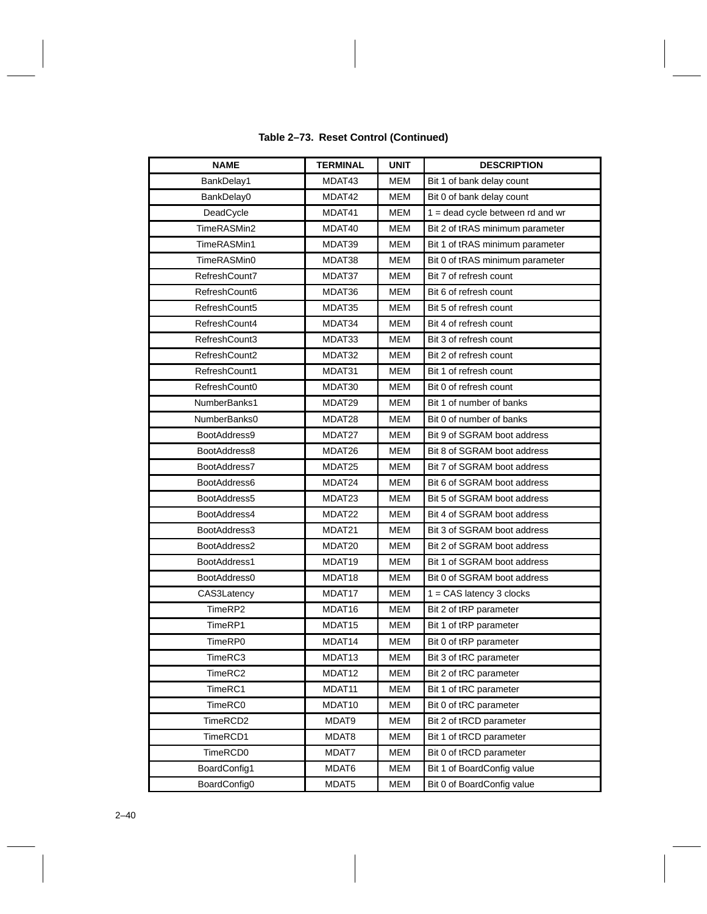**Table 2–73. Reset Control (Continued)**

| NAME | TERMINAL | UNIT | DESCRIPTION |
|---|---|---|---|
| BankDelay1 | MDAT43 | MEM | Bit 1 of bank delay count |
| BankDelay0 | MDAT42 | MEM | Bit 0 of bank delay count |
| DeadCycle | MDAT41 | MEM | 1 = dead cycle between rd and wr |
| TimeRASMin2 | MDAT40 | MEM | Bit 2 of tRAS minimum parameter |
| TimeRASMin1 | MDAT39 | MEM | Bit 1 of tRAS minimum parameter |
| TimeRASMin0 | MDAT38 | MEM | Bit 0 of tRAS minimum parameter |
| RefreshCount7 | MDAT37 | MEM | Bit 7 of refresh count |
| RefreshCount6 | MDAT36 | MEM | Bit 6 of refresh count |
| RefreshCount5 | MDAT35 | MEM | Bit 5 of refresh count |
| RefreshCount4 | MDAT34 | MEM | Bit 4 of refresh count |
| RefreshCount3 | MDAT33 | MEM | Bit 3 of refresh count |
| RefreshCount2 | MDAT32 | MEM | Bit 2 of refresh count |
| RefreshCount1 | MDAT31 | MEM | Bit 1 of refresh count |
| RefreshCount0 | MDAT30 | MEM | Bit 0 of refresh count |
| NumberBanks1 | MDAT29 | MEM | Bit 1 of number of banks |
| NumberBanks0 | MDAT28 | MEM | Bit 0 of number of banks |
| BootAddress9 | MDAT27 | MEM | Bit 9 of SGRAM boot address |
| BootAddress8 | MDAT26 | MEM | Bit 8 of SGRAM boot address |
| BootAddress7 | MDAT25 | MEM | Bit 7 of SGRAM boot address |
| BootAddress6 | MDAT24 | MEM | Bit 6 of SGRAM boot address |
| BootAddress5 | MDAT23 | MEM | Bit 5 of SGRAM boot address |
| BootAddress4 | MDAT22 | MEM | Bit 4 of SGRAM boot address |
| BootAddress3 | MDAT21 | MEM | Bit 3 of SGRAM boot address |
| BootAddress2 | MDAT20 | MEM | Bit 2 of SGRAM boot address |
| BootAddress1 | MDAT19 | MEM | Bit 1 of SGRAM boot address |
| BootAddress0 | MDAT18 | MEM | Bit 0 of SGRAM boot address |
| CAS3Latency | MDAT17 | MEM | 1 = CAS latency 3 clocks |
| TimeRP2 | MDAT16 | MEM | Bit 2 of tRP parameter |
| TimeRP1 | MDAT15 | MEM | Bit 1 of tRP parameter |
| TimeRP0 | MDAT14 | MEM | Bit 0 of tRP parameter |
| TimeRC3 | MDAT13 | MEM | Bit 3 of tRC parameter |
| TimeRC2 | MDAT12 | MEM | Bit 2 of tRC parameter |
| TimeRC1 | MDAT11 | MEM | Bit 1 of tRC parameter |
| TimeRC0 | MDAT10 | MEM | Bit 0 of tRC parameter |
| TimeRCD2 | MDAT9 | MEM | Bit 2 of tRCD parameter |
| TimeRCD1 | MDAT8 | MEM | Bit 1 of tRCD parameter |
| TimeRCD0 | MDAT7 | MEM | Bit 0 of tRCD parameter |
| BoardConfig1 | MDAT6 | MEM | Bit 1 of BoardConfig value |
| BoardConfig0 | MDAT5 | MEM | Bit 0 of BoardConfig value |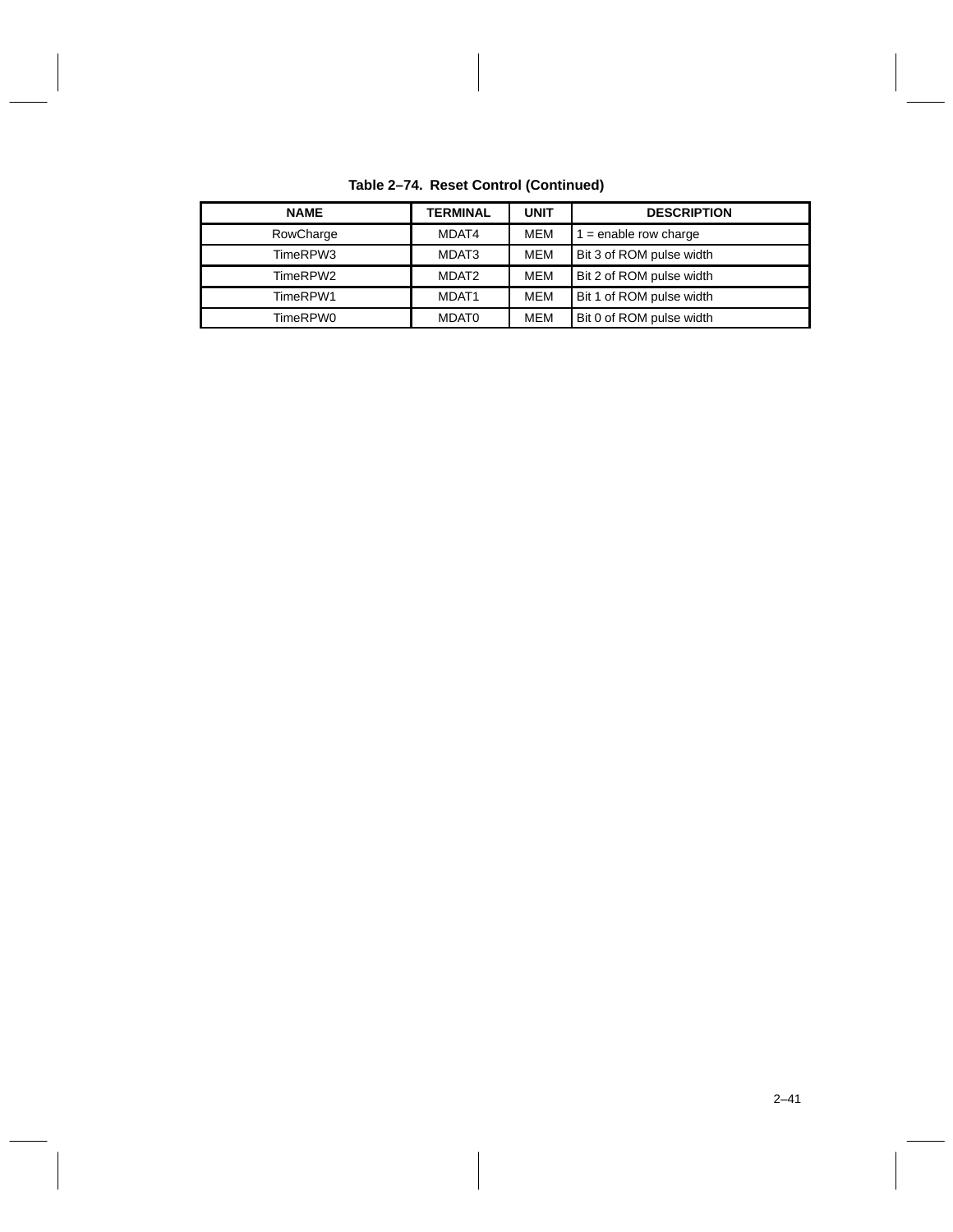**Table 2–74. Reset Control (Continued)**

| NAME | TERMINAL | UNIT | DESCRIPTION |
|---|---|---|---|
| RowCharge | MDAT4 | MEM | 1 = enable row charge |
| TimeRPW3 | MDAT3 | MEM | Bit 3 of ROM pulse width |
| TimeRPW2 | MDAT2 | MEM | Bit 2 of ROM pulse width |
| TimeRPW1 | MDAT1 | MEM | Bit 1 of ROM pulse width |
| TimeRPW0 | MDAT0 | MEM | Bit 0 of ROM pulse width |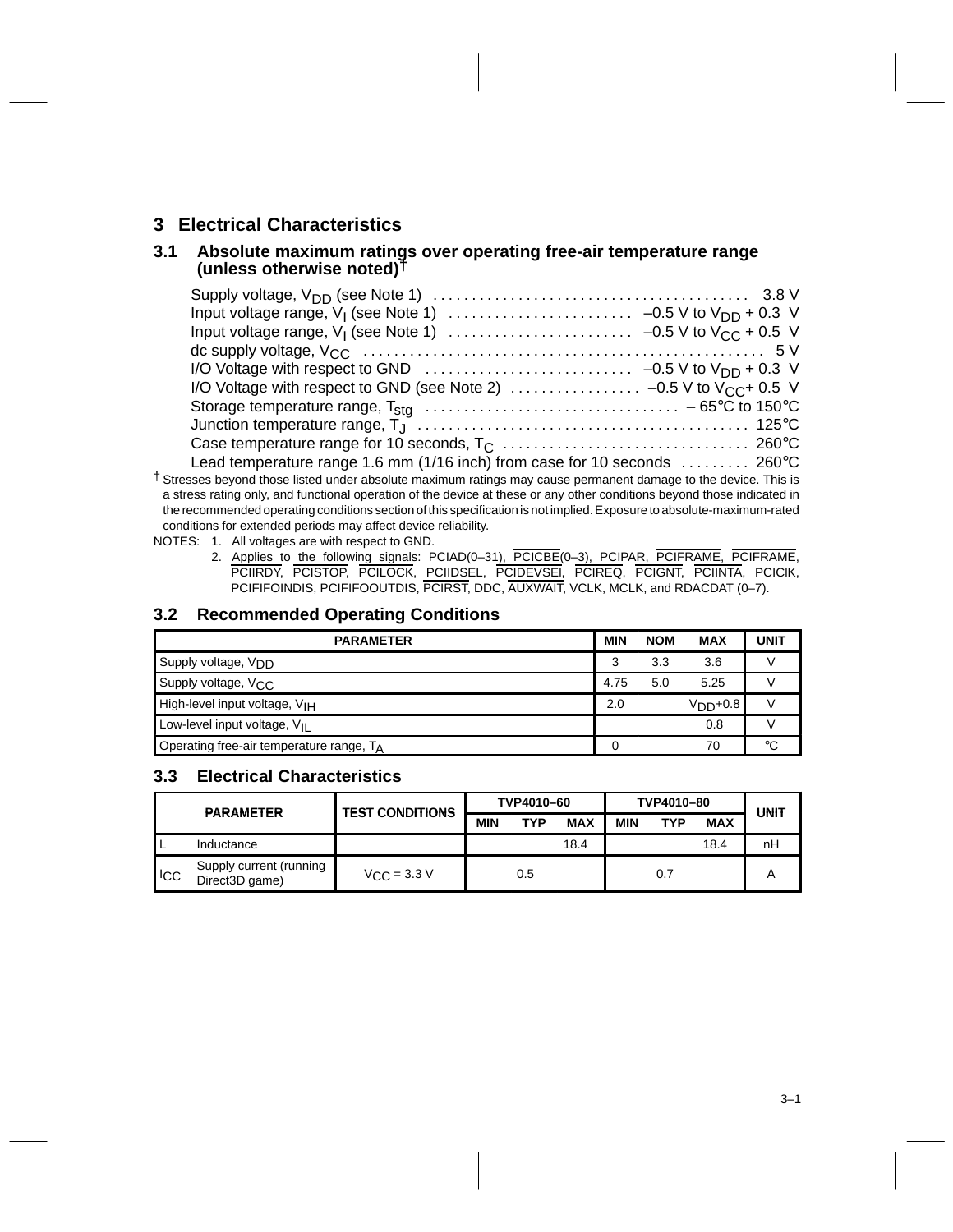# 3 Electrical Characteristics

## 3.1 Absolute maximum ratings over operating free-air temperature range (unless otherwise noted)†

Supply voltage, $V_{DD}$ (see Note 1) . . . . . . . . . . . . . . . . . . . . . . . . . . . . . . . . . . . . . . . . . 3.8 V
Input voltage range, $V_I$ (see Note 1) . . . . . . . . . . . . . . . . . . . . . . . . –0.5 V to $V_{DD}$ + 0.3 V
Input voltage range, $V_I$ (see Note 1) . . . . . . . . . . . . . . . . . . . . . . . . –0.5 V to $V_{CC}$ + 0.5 V
dc supply voltage, $V_{CC}$ . . . . . . . . . . . . . . . . . . . . . . . . . . . . . . . . . . . . . . . . . . . . . . . . . . . 5 V
I/O Voltage with respect to GND . . . . . . . . . . . . . . . . . . . . . . . . . . –0.5 V to $V_{DD}$ + 0.3 V
I/O Voltage with respect to GND (see Note 2) . . . . . . . . . . . . . . . . . –0.5 V to $V_{CC}$+ 0.5 V
Storage temperature range, $T_{stg}$ . . . . . . . . . . . . . . . . . . . . . . . . . . . . . . . . – 65°C to 150°C
Junction temperature range, $T_J$ . . . . . . . . . . . . . . . . . . . . . . . . . . . . . . . . . . . . . . . . . 125°C
Case temperature range for 10 seconds, $T_C$ . . . . . . . . . . . . . . . . . . . . . . . . . . . . . . . . 260°C
Lead temperature range 1.6 mm (1/16 inch) from case for 10 seconds . . . . . . . . . 260°C

† Stresses beyond those listed under absolute maximum ratings may cause permanent damage to the device. This is a stress rating only, and functional operation of the device at these or any other conditions beyond those indicated in the recommended operating conditions section of this specification is not implied. Exposure to absolute-maximum-rated conditions for extended periods may affect device reliability.

NOTES: 1. All voltages are with respect to GND.
2. Applies to the following signals: PCIAD(0–31), PCICBE(0–3), PCIPAR, PCIFRAME, PCIFRAME, PCIIRDY, PCISTOP, PCILOCK, PCIIDSEL, PCIDEVSEl, PCIREQ, PCIGNT, PCIINTA, PCICIK, PCIFIFOINDIS, PCIFIFOOUTDIS, PCIRST, DDC, AUXWAIT, VCLK, MCLK, and RDACDAT (0–7).

## 3.2 Recommended Operating Conditions

| PARAMETER | MIN | NOM | MAX | UNIT |
|---|---|---|---|---|
| Supply voltage, $V_{DD}$ | 3 | 3.3 | 3.6 | V |
| Supply voltage, $V_{CC}$ | 4.75 | 5.0 | 5.25 | V |
| High-level input voltage, $V_{IH}$ | 2.0 | | $V_{DD}$+0.8 | V |
| Low-level input voltage, $V_{IL}$ | | | 0.8 | V |
| Operating free-air temperature range, $T_A$ | 0 | | 70 | °C |

## 3.3 Electrical Characteristics

| PARAMETER | | TEST CONDITIONS | TVP4010–60 | | | TVP4010–80 | | | UNIT |
|---|---|---|---|---|---|---|---|---|---|
| | | | MIN | TYP | MAX | MIN | TYP | MAX | |
| L | Inductance | | | | 18.4 | | | 18.4 | nH |
| $I_{CC}$ | Supply current (running Direct3D game) | $V_{CC}$ = 3.3 V | | 0.5 | | | 0.7 | | A |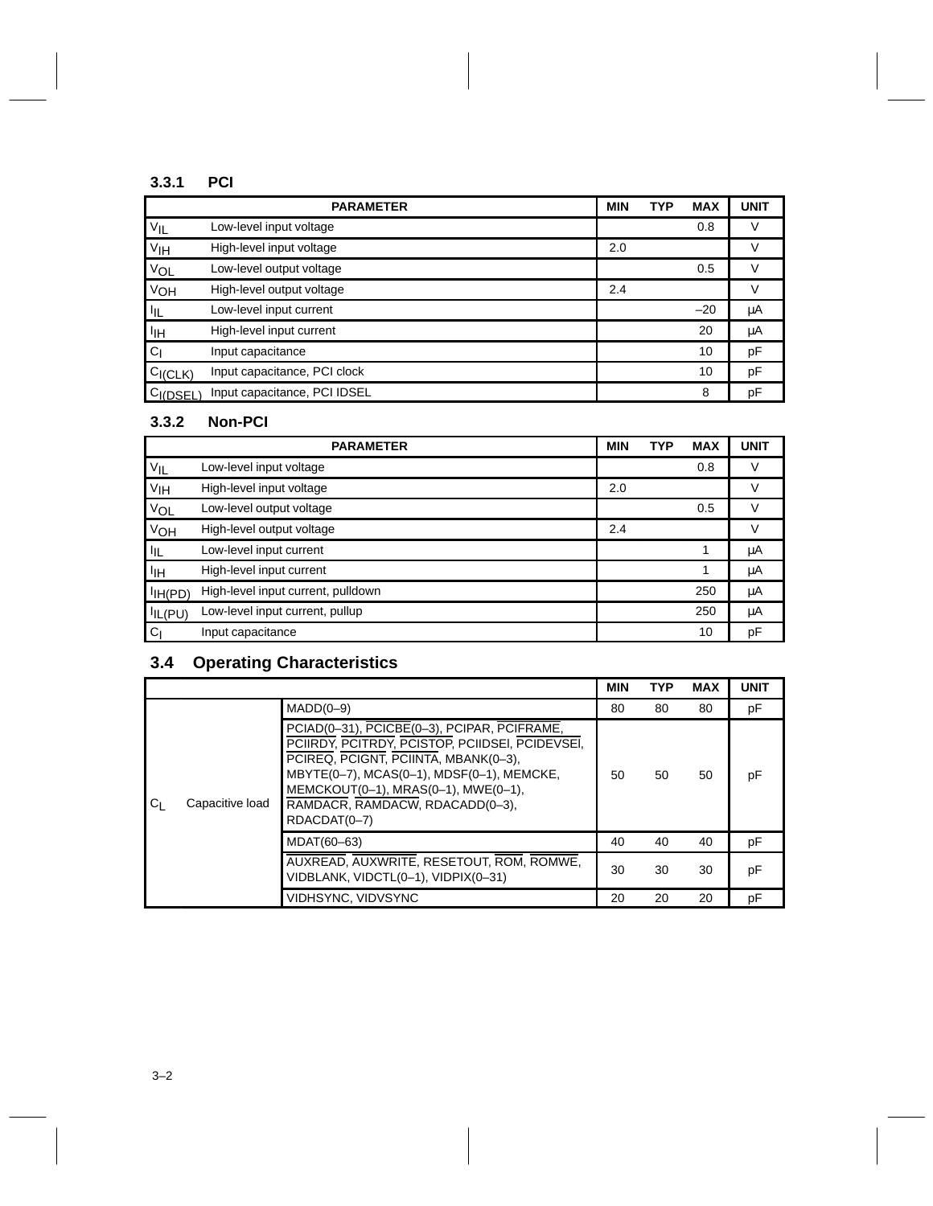### 3.3.1 PCI

| | PARAMETER | MIN | TYP | MAX | UNIT |
|---|---|---|---|---|---|
| $V_{IL}$ | Low-level input voltage | | | 0.8 | V |
| $V_{IH}$ | High-level input voltage | 2.0 | | | V |
| $V_{OL}$ | Low-level output voltage | | | 0.5 | V |
| $V_{OH}$ | High-level output voltage | 2.4 | | | V |
| $I_{IL}$ | Low-level input current | | | –20 | µA |
| $I_{IH}$ | High-level input current | | | 20 | µA |
| $C_{I}$ | Input capacitance | | | 10 | pF |
| $C_{I(CLK)}$ | Input capacitance, PCI clock | | | 10 | pF |
| $C_{I(DSEL)}$ | Input capacitance, PCI IDSEL | | | 8 | pF |

### 3.3.2 Non-PCI

| | PARAMETER | MIN | TYP | MAX | UNIT |
|---|---|---|---|---|---|
| $V_{IL}$ | Low-level input voltage | | | 0.8 | V |
| $V_{IH}$ | High-level input voltage | 2.0 | | | V |
| $V_{OL}$ | Low-level output voltage | | | 0.5 | V |
| $V_{OH}$ | High-level output voltage | 2.4 | | | V |
| $I_{IL}$ | Low-level input current | | | 1 | µA |
| $I_{IH}$ | High-level input current | | | 1 | µA |
| $I_{IH(PD)}$ | High-level input current, pulldown | | | 250 | µA |
| $I_{IL(PU)}$ | Low-level input current, pullup | | | 250 | µA |
| $C_{I}$ | Input capacitance | | | 10 | pF |

## 3.4 Operating Characteristics

| | | | MIN | TYP | MAX | UNIT |
|---|---|---|---|---|---|---|
| $C_{L}$ | Capacitive load | MADD(0–9) | 80 | 80 | 80 | pF |
| | | PCIAD(0–31), PCICBE(0–3), PCIPAR, PCIFRAME, PCIIRDY, PCITRDY, PCISTOP, PCIIDSEI, PCIDEVSEI, PCIREQ, PCIGNT, PCIINTA, MBANK(0–3), MBYTE(0–7), MCAS(0–1), MDSF(0–1), MEMCKE, MEMCKOUT(0–1), MRAS(0–1), MWE(0–1), RAMDACR, RAMDACW, RDACADD(0–3), RDACDAT(0–7) | 50 | 50 | 50 | pF |
| | | MDAT(60–63) | 40 | 40 | 40 | pF |
| | | AUXREAD, AUXWRITE, RESETOUT, ROM, ROMWE, VIDBLANK, VIDCTL(0–1), VIDPIX(0–31) | 30 | 30 | 30 | pF |
| | | VIDHSYNC, VIDVSYNC | 20 | 20 | 20 | pF |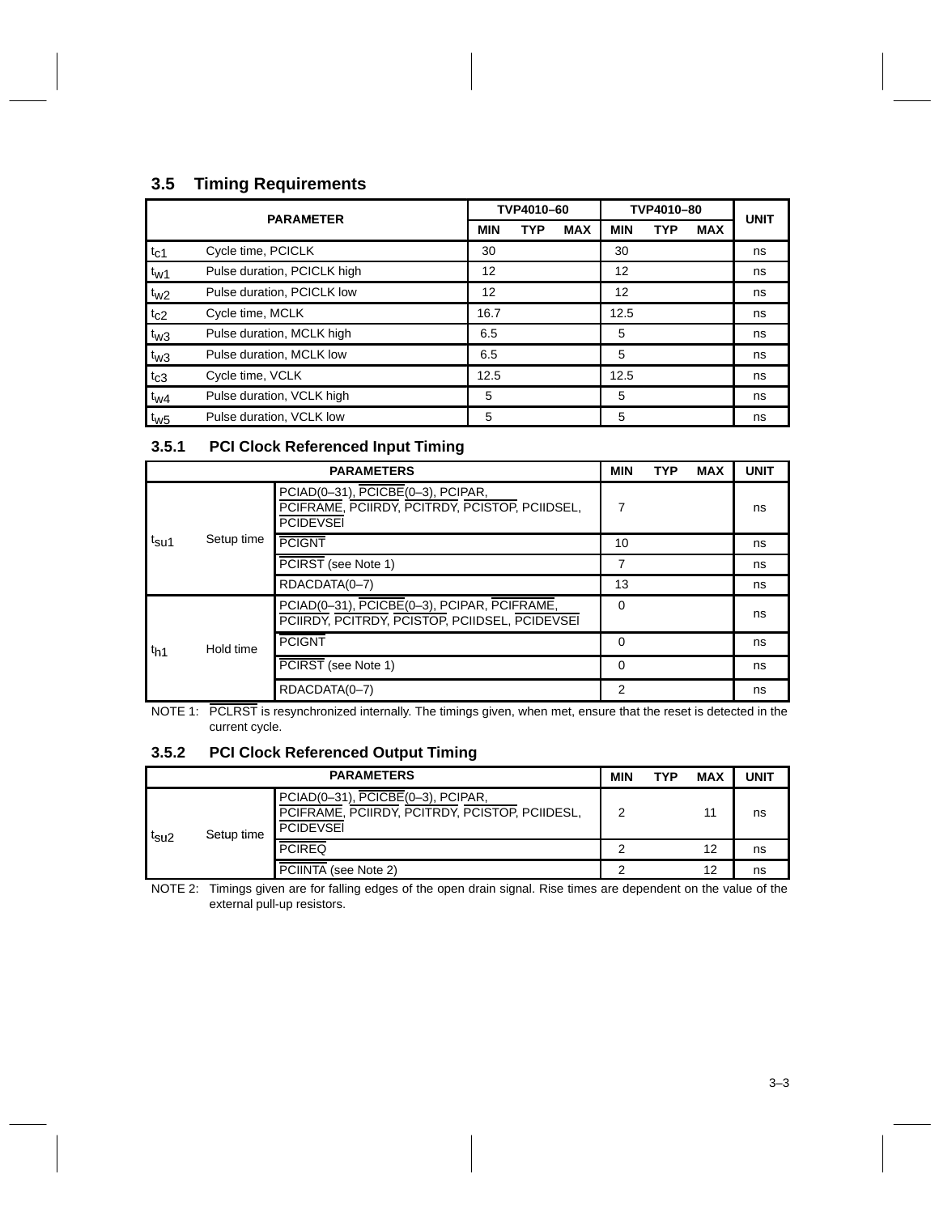## 3.5 Timing Requirements

| PARAMETER | | TVP4010–60 | | | TVP4010–80 | | | UNIT |
|---|---|---|---|---|---|---|---|---|
| | | MIN | TYP | MAX | MIN | TYP | MAX | |
| $t_{c1}$ | Cycle time, PCICLK | 30 | | | 30 | | | ns |
| $t_{w1}$ | Pulse duration, PCICLK high | 12 | | | 12 | | | ns |
| $t_{w2}$ | Pulse duration, PCICLK low | 12 | | | 12 | | | ns |
| $t_{c2}$ | Cycle time, MCLK | 16.7 | | | 12.5 | | | ns |
| $t_{w3}$ | Pulse duration, MCLK high | 6.5 | | | 5 | | | ns |
| $t_{w3}$ | Pulse duration, MCLK low | 6.5 | | | 5 | | | ns |
| $t_{c3}$ | Cycle time, VCLK | 12.5 | | | 12.5 | | | ns |
| $t_{w4}$ | Pulse duration, VCLK high | 5 | | | 5 | | | ns |
| $t_{w5}$ | Pulse duration, VCLK low | 5 | | | 5 | | | ns |

### 3.5.1 PCI Clock Referenced Input Timing

| PARAMETERS | | | MIN | TYP | MAX | UNIT |
|---|---|---|---|---|---|---|
| $t_{su1}$ | Setup time | PCIAD(0–31), PCICBE(0–3), PCIPAR, PCIFRAME, PCIIRDY, PCITRDY, PCISTOP, PCIIDSEL, PCIDEVSEl | 7 | | | ns |
| | | PCIGNT | 10 | | | ns |
| | | PCIRST (see Note 1) | 7 | | | ns |
| | | RDACDATA(0–7) | 13 | | | ns |
| $t_{h1}$ | Hold time | PCIAD(0–31), PCICBE(0–3), PCIPAR, PCIFRAME, PCIIRDY, PCITRDY, PCISTOP, PCIIDSEL, PCIDEVSEl | 0 | | | ns |
| | | PCIGNT | 0 | | | ns |
| | | PCIRST (see Note 1) | 0 | | | ns |
| | | RDACDATA(0–7) | 2 | | | ns |

NOTE 1: PCLRST is resynchronized internally. The timings given, when met, ensure that the reset is detected in the current cycle.

### 3.5.2 PCI Clock Referenced Output Timing

| PARAMETERS | | | MIN | TYP | MAX | UNIT |
|---|---|---|---|---|---|---|
| $t_{su2}$ | Setup time | PCIAD(0–31), PCICBE(0–3), PCIPAR, PCIFRAME, PCIIRDY, PCITRDY, PCISTOP, PCIIDESL, PCIDEVSEl | 2 | | 11 | ns |
| | | PCIREQ | 2 | | 12 | ns |
| | | PCIINTA (see Note 2) | 2 | | 12 | ns |

NOTE 2: Timings given are for falling edges of the open drain signal. Rise times are dependent on the value of the external pull-up resistors.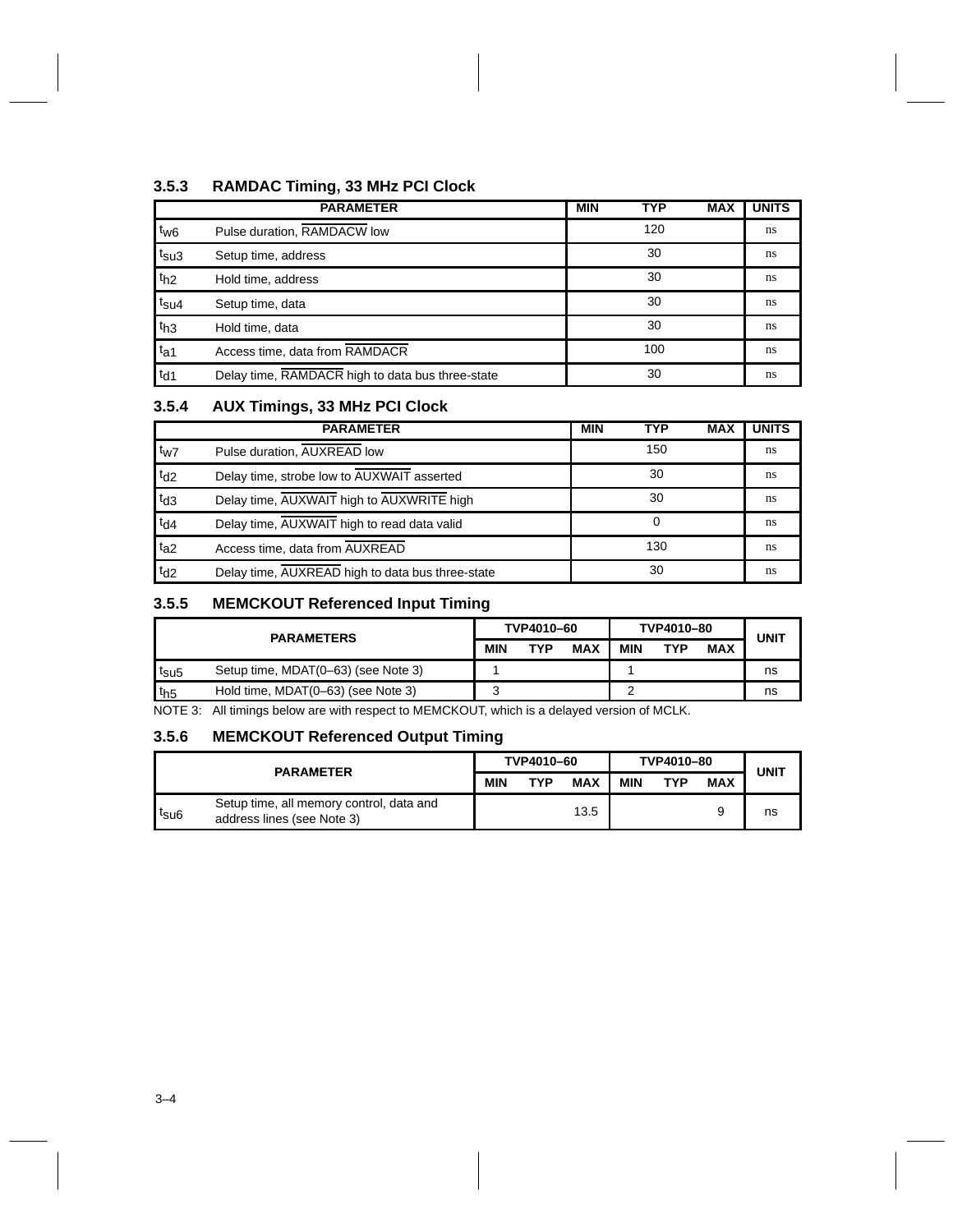### 3.5.3 RAMDAC Timing, 33 MHz PCI Clock

| | PARAMETER | MIN | TYP | MAX | UNITS |
|---|---|---|---|---|---|
| $t_{w6}$ | Pulse duration, $\overline{\text{RAMDACW}}$ low | | 120 | | ns |
| $t_{su3}$ | Setup time, address | | 30 | | ns |
| $t_{h2}$ | Hold time, address | | 30 | | ns |
| $t_{su4}$ | Setup time, data | | 30 | | ns |
| $t_{h3}$ | Hold time, data | | 30 | | ns |
| $t_{a1}$ | Access time, data from $\overline{\text{RAMDACR}}$ | | 100 | | ns |
| $t_{d1}$ | Delay time, $\overline{\text{RAMDACR}}$ high to data bus three-state | | 30 | | ns |

### 3.5.4 AUX Timings, 33 MHz PCI Clock

| | PARAMETER | MIN | TYP | MAX | UNITS |
|---|---|---|---|---|---|
| $t_{w7}$ | Pulse duration, $\overline{\text{AUXREAD}}$ low | | 150 | | ns |
| $t_{d2}$ | Delay time, strobe low to $\overline{\text{AUXWAIT}}$ asserted | | 30 | | ns |
| $t_{d3}$ | Delay time, $\overline{\text{AUXWAIT}}$ high to $\overline{\text{AUXWRITE}}$ high | | 30 | | ns |
| $t_{d4}$ | Delay time, $\overline{\text{AUXWAIT}}$ high to read data valid | | 0 | | ns |
| $t_{a2}$ | Access time, data from $\overline{\text{AUXREAD}}$ | | 130 | | ns |
| $t_{d2}$ | Delay time, $\overline{\text{AUXREAD}}$ high to data bus three-state | | 30 | | ns |

### 3.5.5 MEMCKOUT Referenced Input Timing

| PARAMETERS | | TVP4010–60 | | | TVP4010–80 | | | UNIT |
|---|---|---|---|---|---|---|---|---|
| | | MIN | TYP | MAX | MIN | TYP | MAX | |
| $t_{su5}$ | Setup time, MDAT(0–63) (see Note 3) | 1 | | | 1 | | | ns |
| $t_{h5}$ | Hold time, MDAT(0–63) (see Note 3) | 3 | | | 2 | | | ns |

NOTE 3: All timings below are with respect to MEMCKOUT, which is a delayed version of MCLK.

### 3.5.6 MEMCKOUT Referenced Output Timing

| PARAMETER | | TVP4010–60 | | | TVP4010–80 | | | UNIT |
|---|---|---|---|---|---|---|---|---|
| | | MIN | TYP | MAX | MIN | TYP | MAX | |
| $t_{su6}$ | Setup time, all memory control, data and address lines (see Note 3) | | | 13.5 | | | 9 | ns |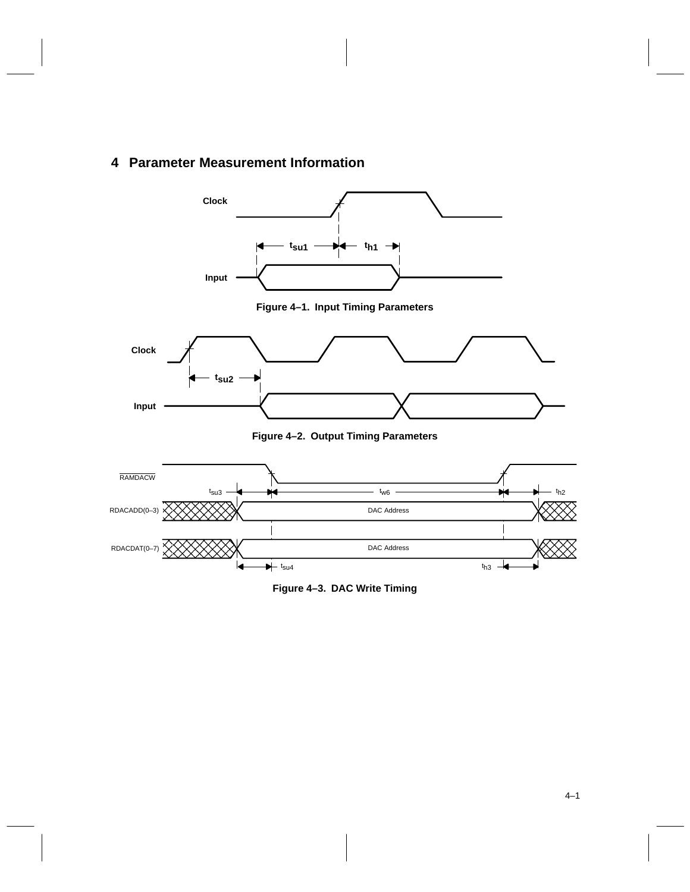# 4 Parameter Measurement Information

Figure 4–1. Input Timing Parameters

Figure 4–2. Output Timing Parameters

Figure 4–3. DAC Write Timing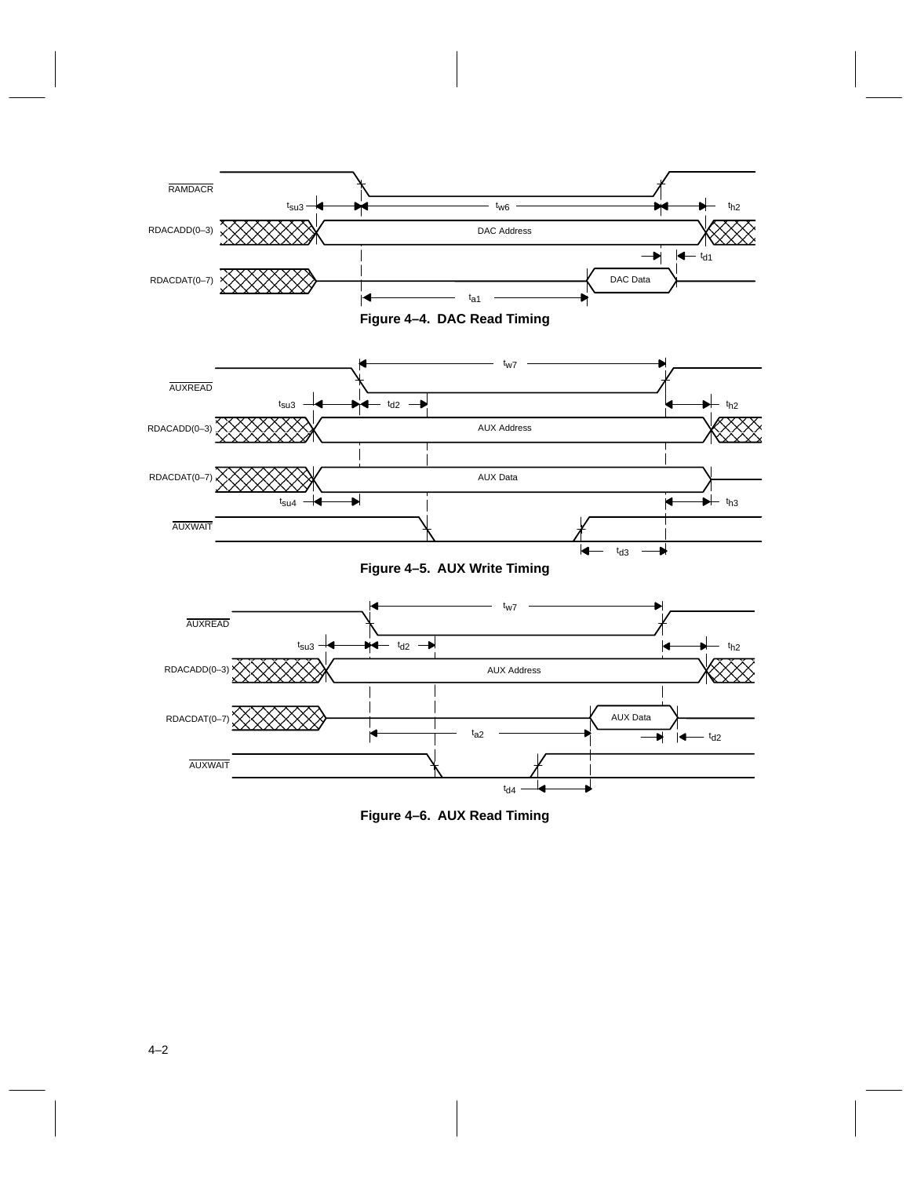RAMDACR

RDACADD(0–3)

RDACDAT(0–7)

$t_{su3}$ $t_{w6}$ $t_{h2}$

DAC Address

$t_{d1}$

DAC Data

$t_{a1}$

**Figure 4–4. DAC Read Timing**

AUXREAD

RDACADD(0–3)

RDACDAT(0–7)

AUXWAIT

$t_{w7}$

$t_{su3}$ $t_{d2}$ $t_{h2}$

AUX Address

AUX Data

$t_{su4}$ $t_{h3}$

$t_{d3}$

**Figure 4–5. AUX Write Timing**

AUXREAD

RDACADD(0–3)

RDACDAT(0–7)

AUXWAIT

$t_{w7}$

$t_{su3}$ $t_{d2}$ $t_{h2}$

AUX Address

AUX Data

$t_{a2}$ $t_{d2}$

$t_{d4}$

**Figure 4–6. AUX Read Timing**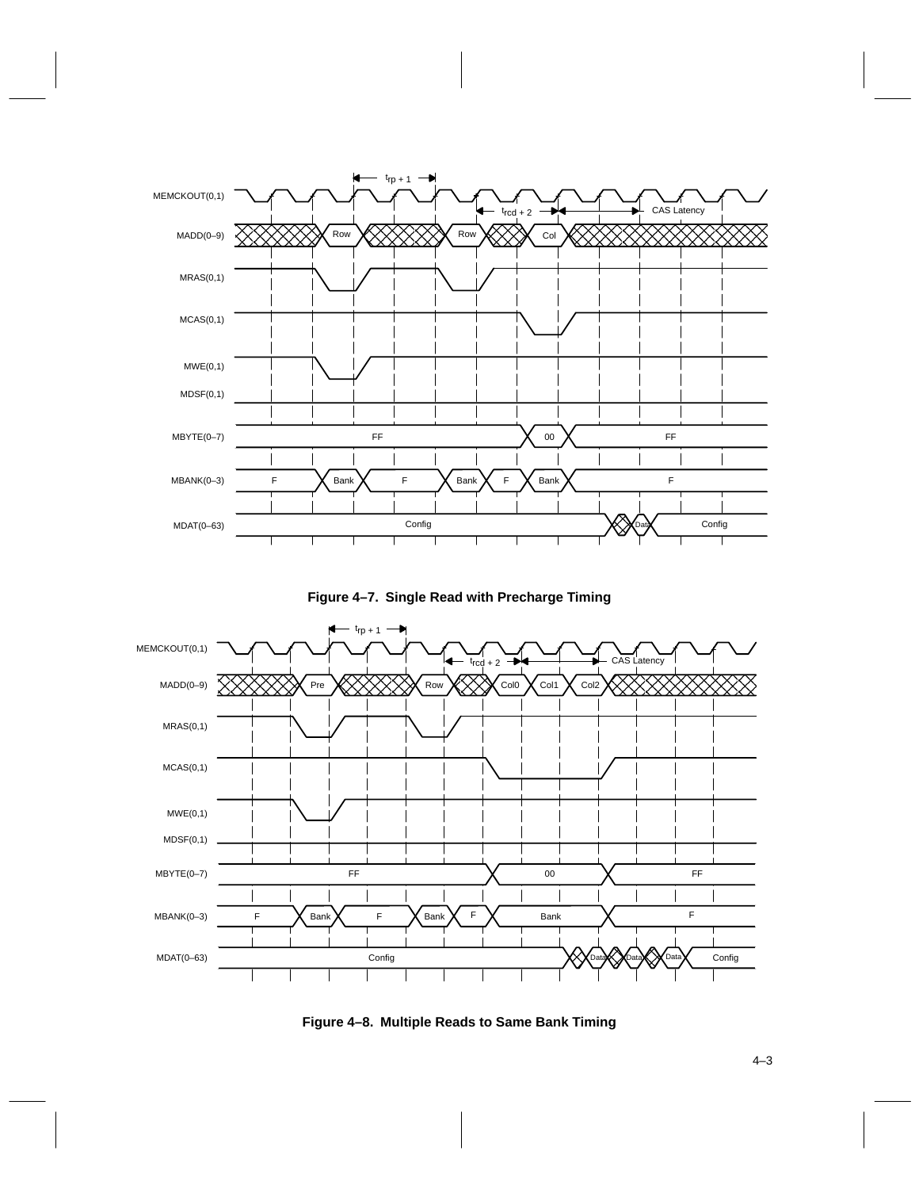Figure 4–7. Single Read with Precharge Timing

Figure 4–8. Multiple Reads to Same Bank Timing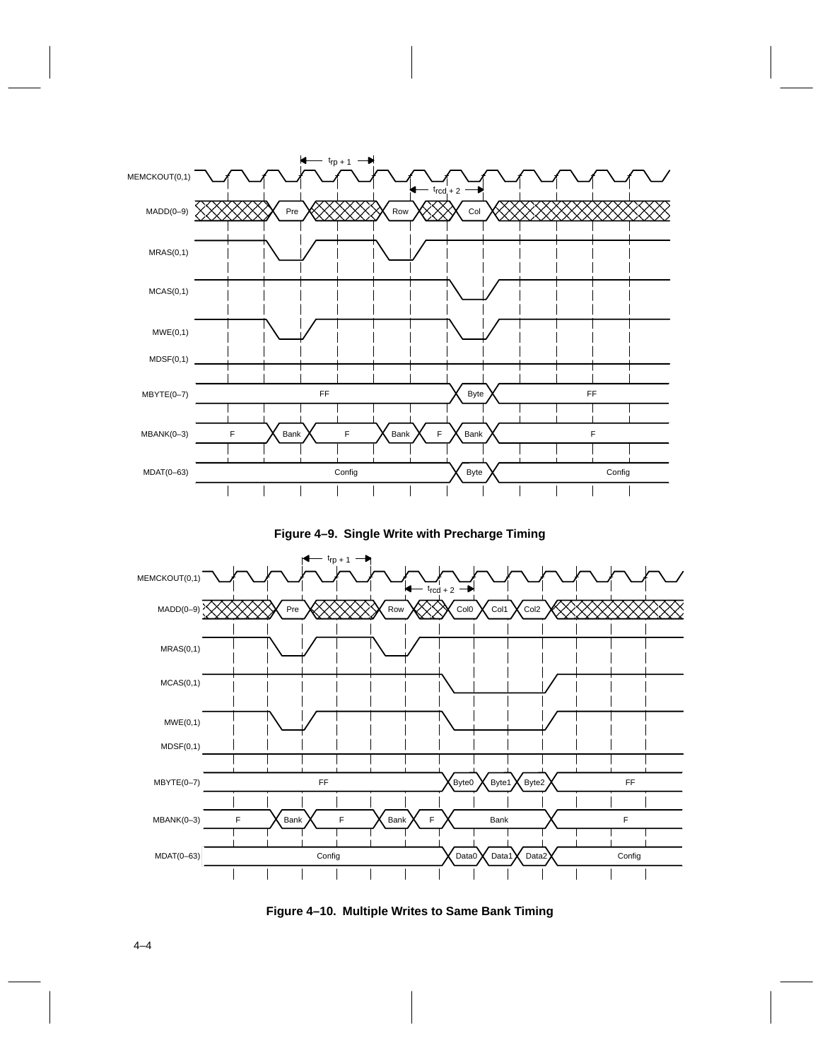MEMCKOUT(0,1)

$t_{rp}$ + 1

$t_{rcd}$ + 2

MADD(0–9) Pre Row Col

MRAS(0,1)

MCAS(0,1)

MWE(0,1)

MDSF(0,1)

MBYTE(0–7) FF Byte FF

MBANK(0–3) F Bank F Bank F Bank F

MDAT(0–63) Config Byte Config

**Figure 4–9. Single Write with Precharge Timing**

MEMCKOUT(0,1)

$t_{rp}$ + 1

$t_{rcd}$ + 2

MADD(0–9) Pre Row Col0 Col1 Col2

MRAS(0,1)

MCAS(0,1)

MWE(0,1)

MDSF(0,1)

MBYTE(0–7) FF Byte0 Byte1 Byte2 FF

MBANK(0–3) F Bank F Bank F Bank F

MDAT(0–63) Config Data0 Data1 Data2 Config

**Figure 4–10. Multiple Writes to Same Bank Timing**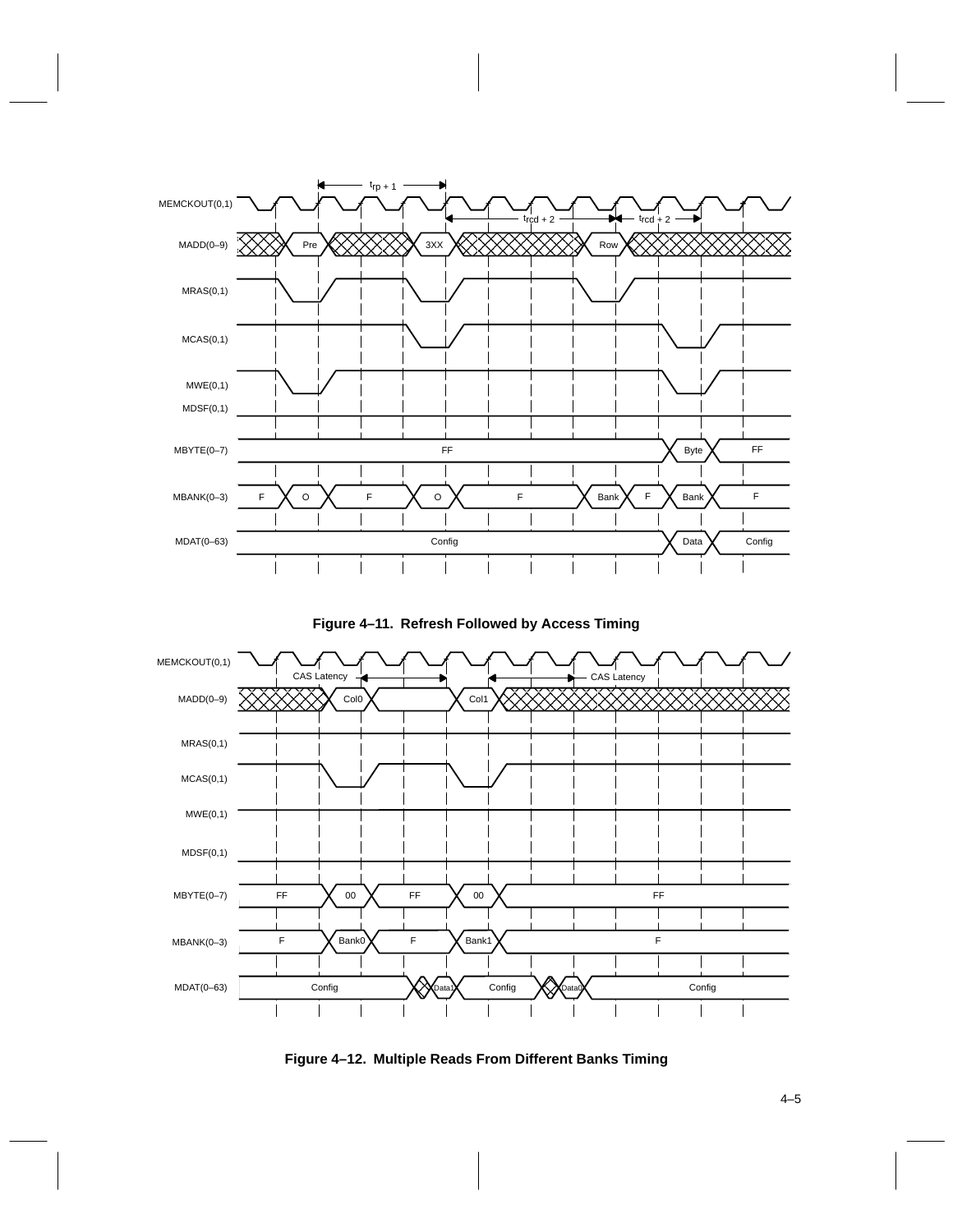Figure 4–11. Refresh Followed by Access Timing

Figure 4–12. Multiple Reads From Different Banks Timing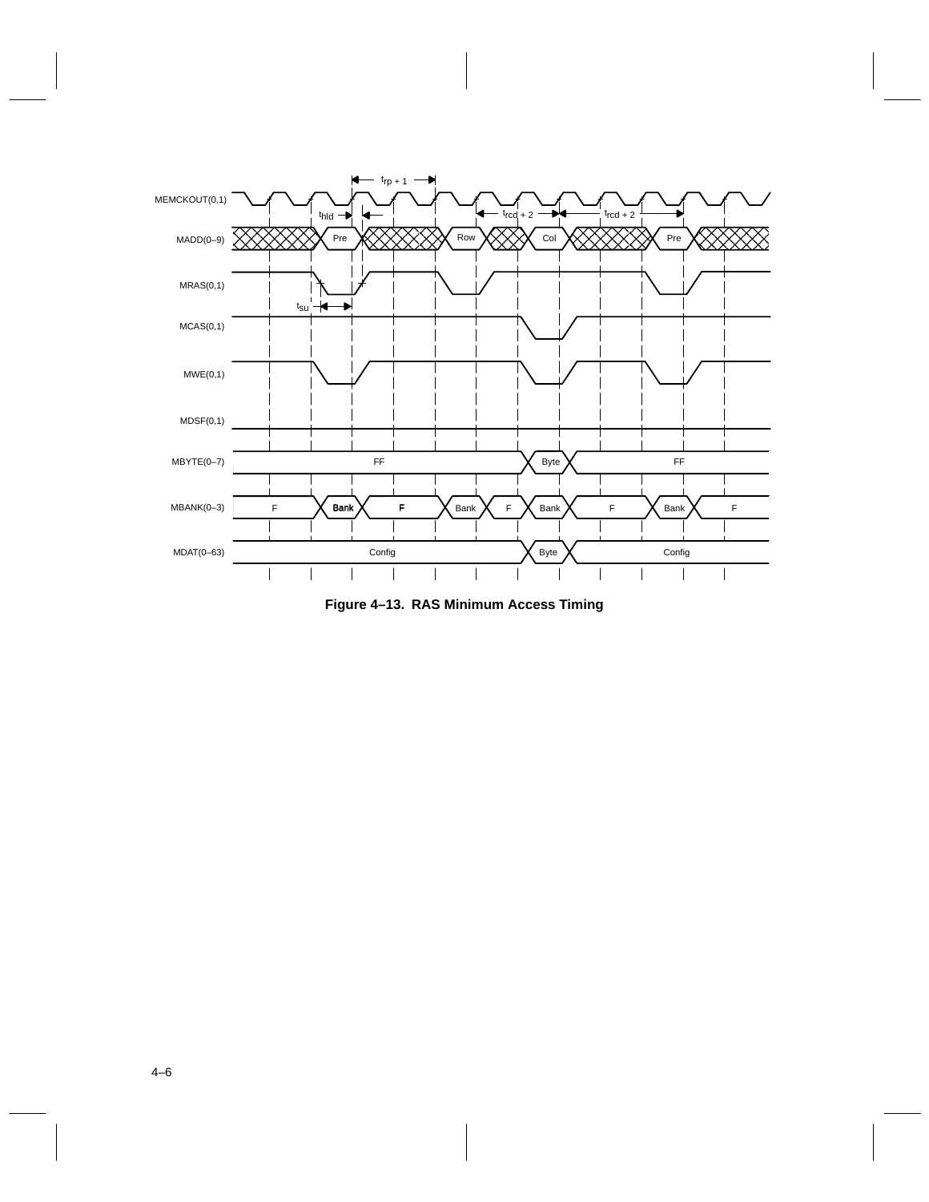MEMCKOUT(0,1)

$t_{rp}$ + 1

$t_{hld}$

$t_{rcd}$ + 2

$t_{rcd}$ + 2

MADD(0–9) Pre Row Col Pre

MRAS(0,1)

$t_{su}$

MCAS(0,1)

MWE(0,1)

MDSF(0,1)

MBYTE(0–7) FF Byte FF

MBANK(0–3) F Bank F Bank F Bank F Bank F

MDAT(0–63) Config Byte Config

**Figure 4–13. RAS Minimum Access Timing**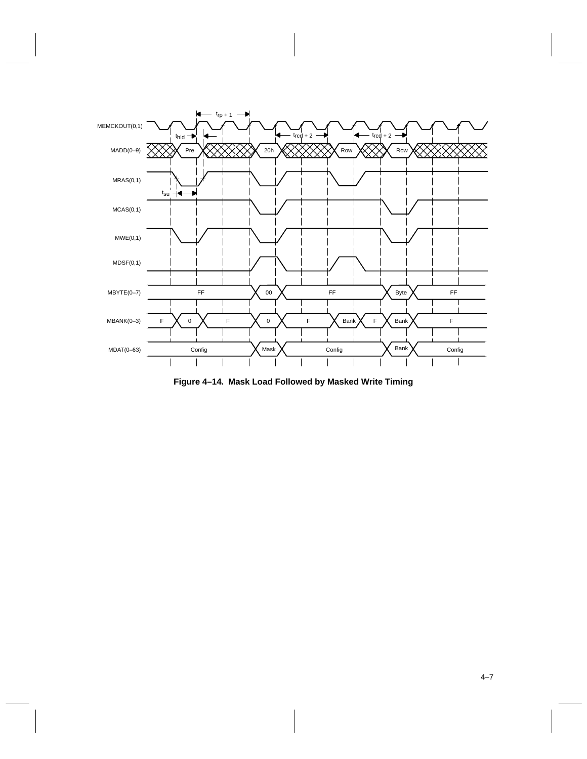**Figure 4–14. Mask Load Followed by Masked Write Timing**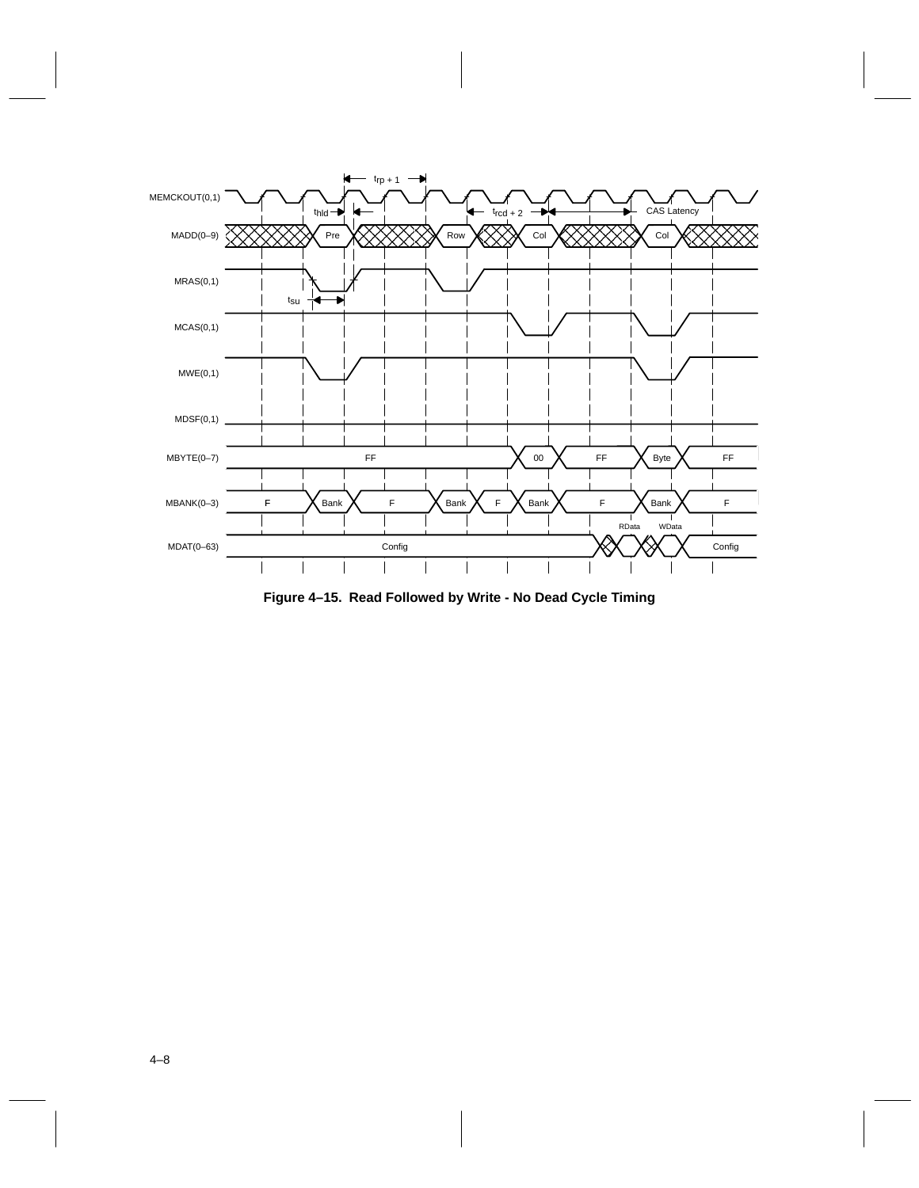MEMCKOUT(0,1)

$t_{rp}$ + 1

$t_{hld}$

$t_{rcd}$ + 2

CAS Latency

MADD(0–9) Pre Row Col Col

MRAS(0,1)

$t_{su}$

MCAS(0,1)

MWE(0,1)

MDSF(0,1)

MBYTE(0–7) FF 00 FF Byte FF

MBANK(0–3) F Bank F Bank F Bank F Bank F

RData WData

MDAT(0–63) Config Config

**Figure 4–15. Read Followed by Write - No Dead Cycle Timing**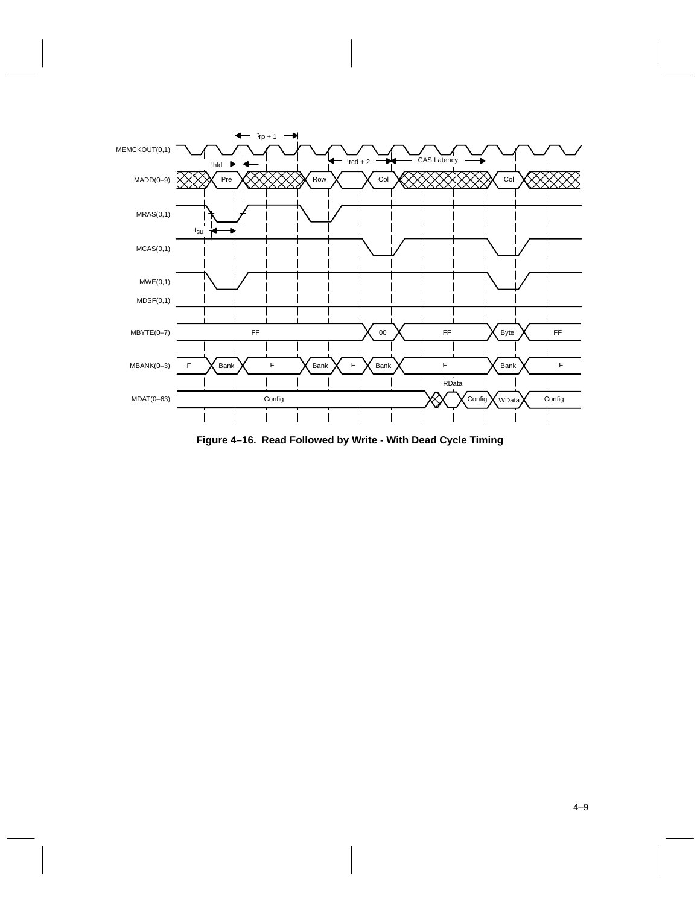**Figure 4–16. Read Followed by Write - With Dead Cycle Timing**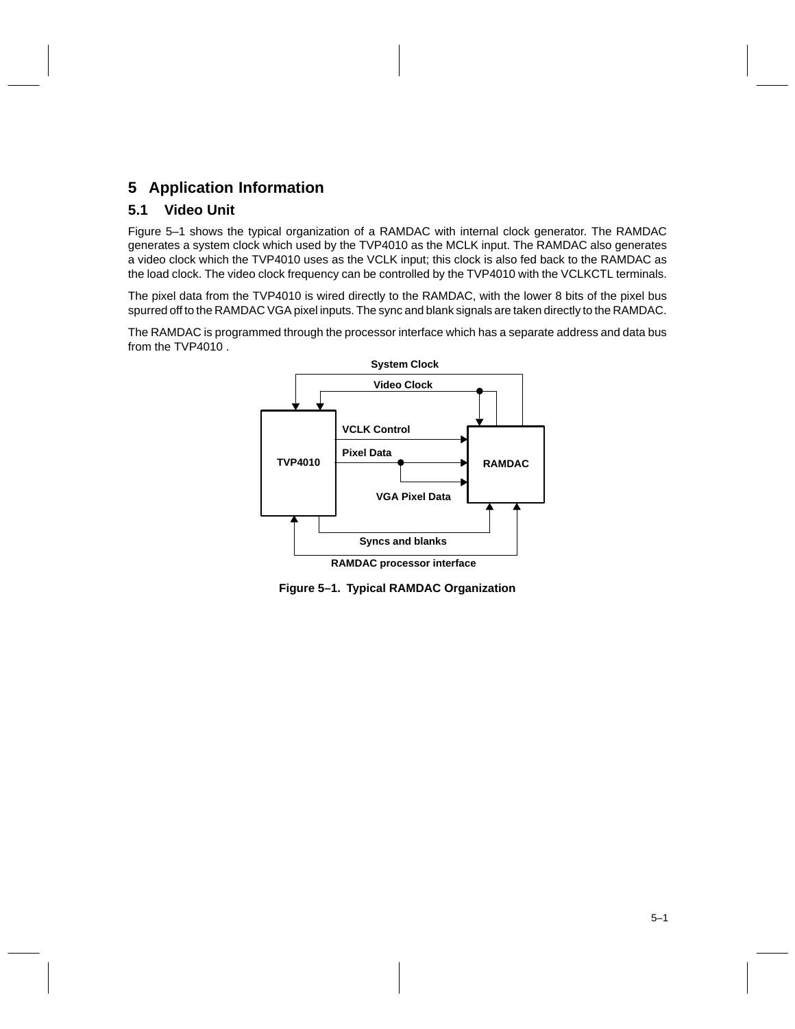# 5 Application Information

## 5.1 Video Unit

Figure 5–1 shows the typical organization of a RAMDAC with internal clock generator. The RAMDAC generates a system clock which used by the TVP4010 as the MCLK input. The RAMDAC also generates a video clock which the TVP4010 uses as the VCLK input; this clock is also fed back to the RAMDAC as the load clock. The video clock frequency can be controlled by the TVP4010 with the VCLKCTL terminals.

The pixel data from the TVP4010 is wired directly to the RAMDAC, with the lower 8 bits of the pixel bus spurred off to the RAMDAC VGA pixel inputs. The sync and blank signals are taken directly to the RAMDAC.

The RAMDAC is programmed through the processor interface which has a separate address and data bus from the TVP4010 .

**Figure 5–1. Typical RAMDAC Organization**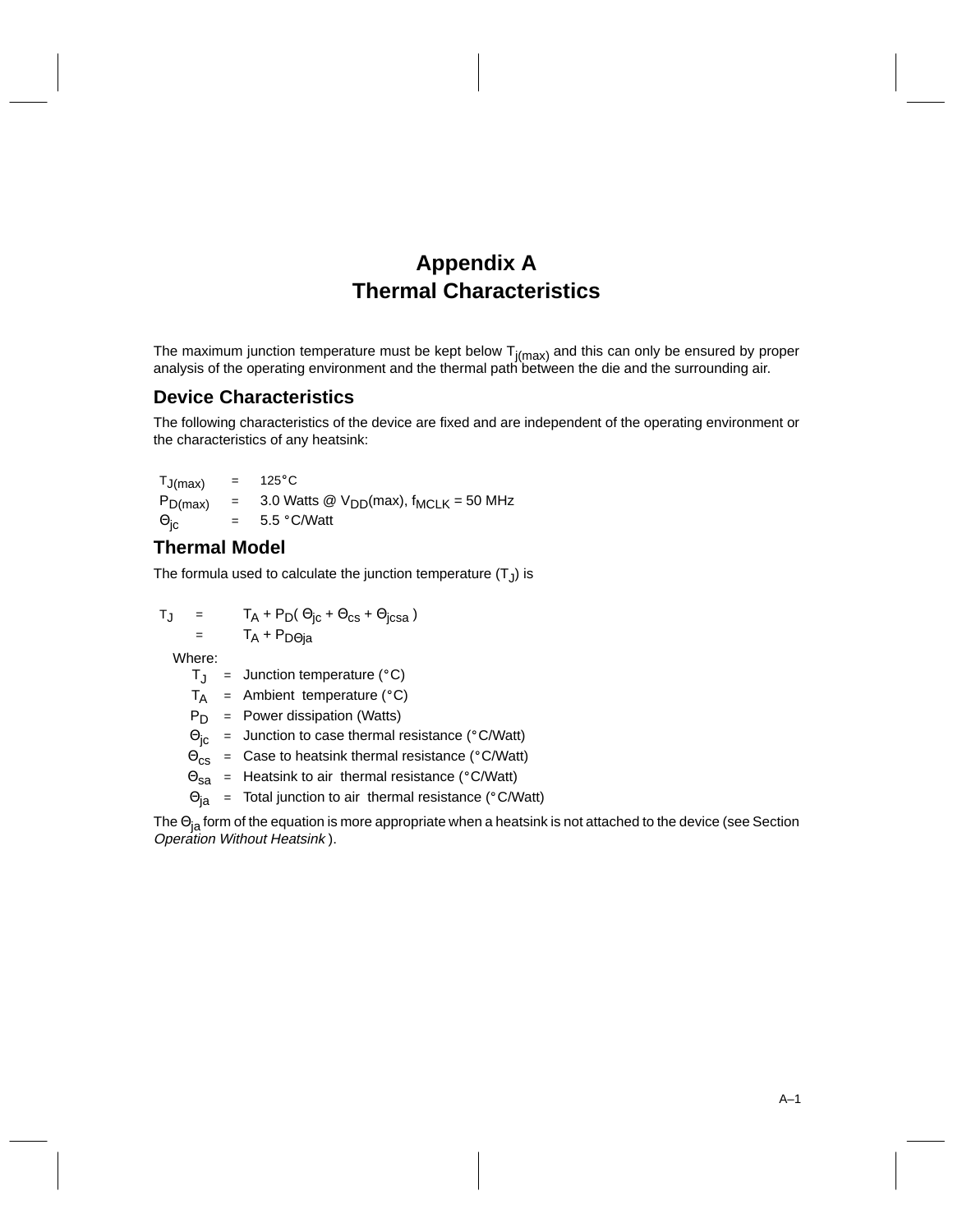# Appendix A
# Thermal Characteristics

The maximum junction temperature must be kept below $T_{j(max)}$ and this can only be ensured by proper analysis of the operating environment and the thermal path between the die and the surrounding air.

## Device Characteristics

The following characteristics of the device are fixed and are independent of the operating environment or the characteristics of any heatsink:

$T_{J(max)}$ = 125°C
$P_{D(max)}$ = 3.0 Watts @ $V_{DD}$(max), $f_{MCLK}$ = 50 MHz
$\Theta_{jc}$ = 5.5 °C/Watt

## Thermal Model

The formula used to calculate the junction temperature ($T_J$) is

$$T_J = T_A + P_D( \Theta_{jc} + \Theta_{cs} + \Theta_{jcsa} )$$
$$= T_A + P_{D\Theta ja}$$

Where:

$T_J$ = Junction temperature (°C)
$T_A$ = Ambient temperature (°C)
$P_D$ = Power dissipation (Watts)
$\Theta_{jc}$ = Junction to case thermal resistance (°C/Watt)
$\Theta_{cs}$ = Case to heatsink thermal resistance (°C/Watt)
$\Theta_{sa}$ = Heatsink to air thermal resistance (°C/Watt)
$\Theta_{ja}$ = Total junction to air thermal resistance (°C/Watt)

The $\Theta_{ja}$ form of the equation is more appropriate when a heatsink is not attached to the device (see Section *Operation Without Heatsink* ).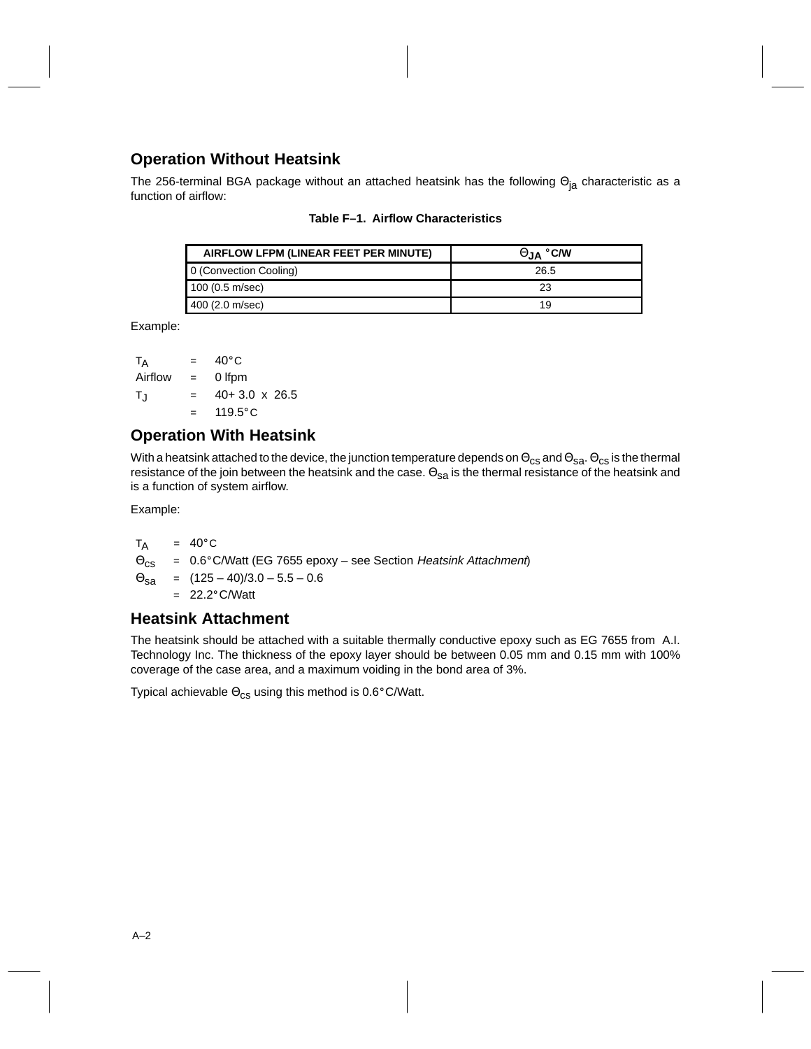## Operation Without Heatsink

The 256-terminal BGA package without an attached heatsink has the following $\Theta_{ja}$ characteristic as a function of airflow:

**Table F–1. Airflow Characteristics**

| AIRFLOW LFPM (LINEAR FEET PER MINUTE) | $\Theta_{JA}$ °C/W |
|---|---|
| 0 (Convection Cooling) | 26.5 |
| 100 (0.5 m/sec) | 23 |
| 400 (2.0 m/sec) | 19 |

Example:

| | | |
|---|---|---|
| $T_A$ | = | 40°C |
| Airflow | = | 0 lfpm |
| $T_J$ | = | 40+ 3.0 x 26.5 |
| | = | 119.5°C |

## Operation With Heatsink

With a heatsink attached to the device, the junction temperature depends on $\Theta_{cs}$ and $\Theta_{sa}$. $\Theta_{cs}$ is the thermal resistance of the join between the heatsink and the case. $\Theta_{sa}$ is the thermal resistance of the heatsink and is a function of system airflow.

Example:

| | | |
|---|---|---|
| $T_A$ | = | 40°C |
| $\Theta_{cs}$ | = | 0.6°C/Watt (EG 7655 epoxy – see Section *Heatsink Attachment*) |
| $\Theta_{sa}$ | = | (125 – 40)/3.0 – 5.5 – 0.6 |
| | = | 22.2°C/Watt |

## Heatsink Attachment

The heatsink should be attached with a suitable thermally conductive epoxy such as EG 7655 from A.I. Technology Inc. The thickness of the epoxy layer should be between 0.05 mm and 0.15 mm with 100% coverage of the case area, and a maximum voiding in the bond area of 3%.

Typical achievable $\Theta_{cs}$ using this method is 0.6°C/Watt.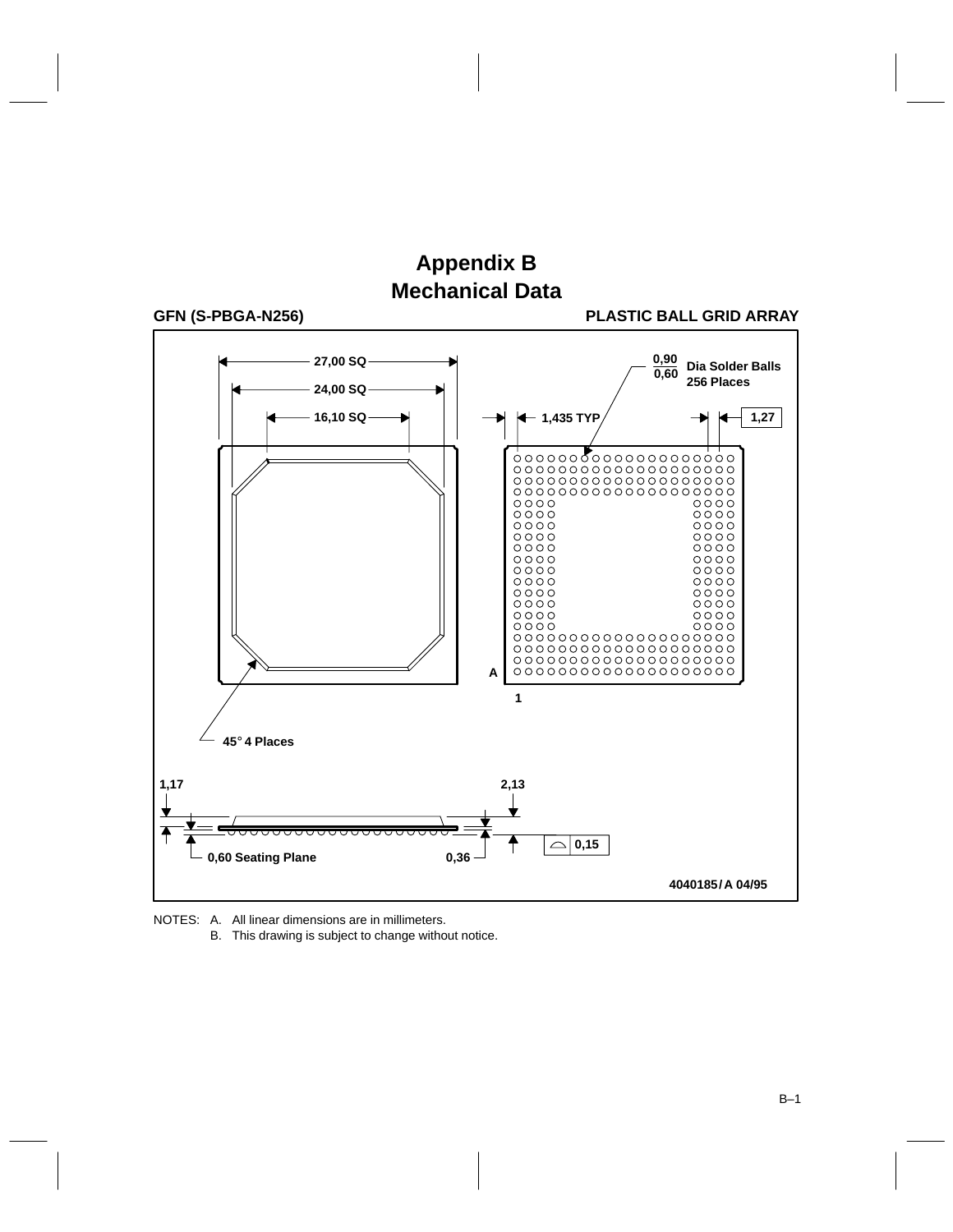# Appendix B
# Mechanical Data

**GFN (S-PBGA-N256)** **PLASTIC BALL GRID ARRAY**

27,00 SQ

24,00 SQ

16,10 SQ

0,90
0,60
Dia Solder Balls
256 Places

1,435 TYP

1,27

A

1

45° 4 Places

1,17

2,13

0,60 Seating Plane

0,36

0,15

4040185 / A 04/95

NOTES: A. All linear dimensions are in millimeters.
B. This drawing is subject to change without notice.